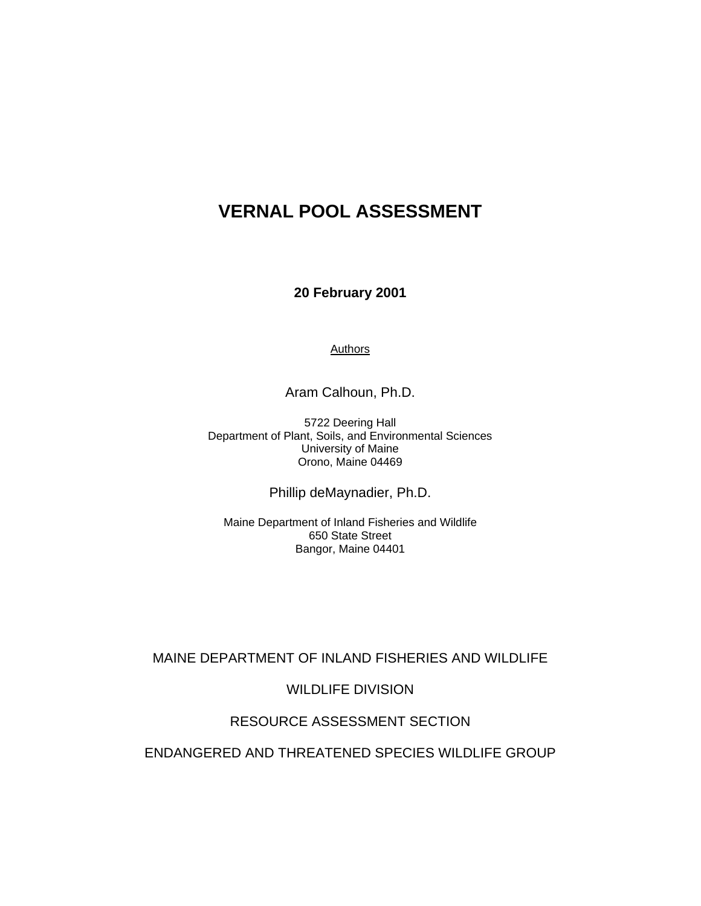# VERNAL POOL ASSESSMENT

**20 February 2001**

Authors

Aram Calhoun, Ph.D.

5722 Deering Hall
Department of Plant, Soils, and Environmental Sciences
University of Maine
Orono, Maine 04469

Phillip deMaynadier, Ph.D.

Maine Department of Inland Fisheries and Wildlife
650 State Street
Bangor, Maine 04401

MAINE DEPARTMENT OF INLAND FISHERIES AND WILDLIFE

WILDLIFE DIVISION

RESOURCE ASSESSMENT SECTION

ENDANGERED AND THREATENED SPECIES WILDLIFE GROUP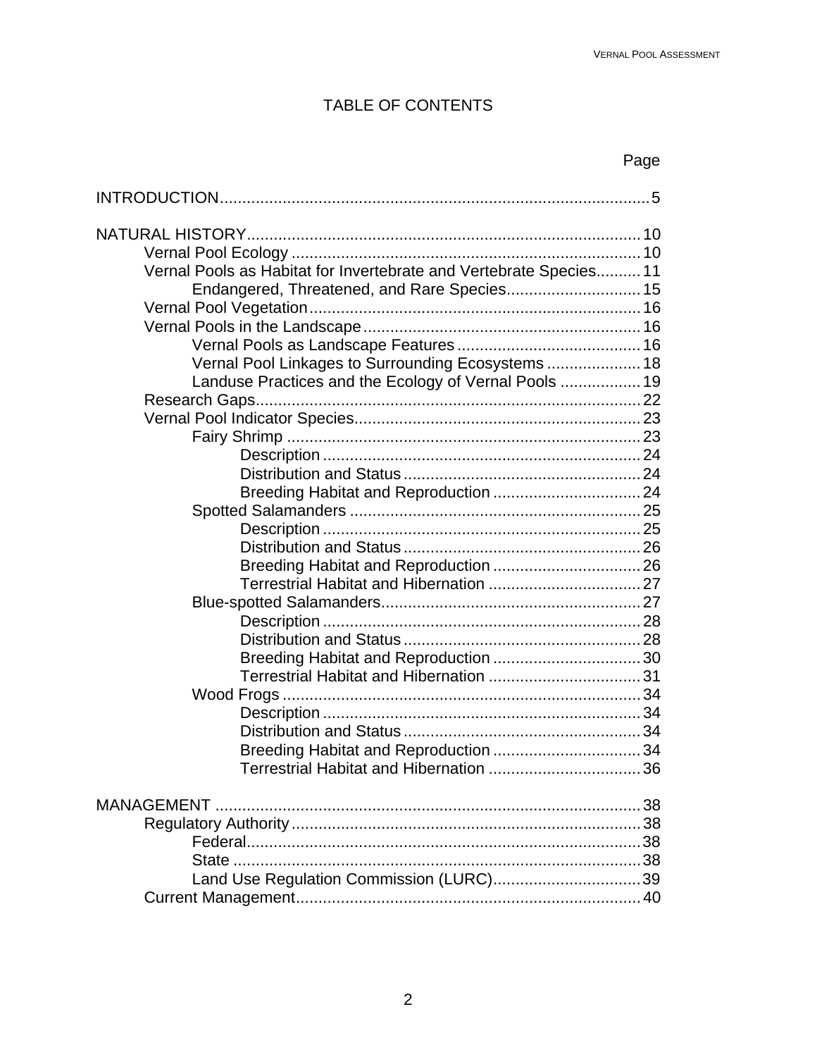# TABLE OF CONTENTS

| | Page |
|---|---|
| INTRODUCTION | 5 |
| NATURAL HISTORY | 10 |
| Vernal Pool Ecology | 10 |
| Vernal Pools as Habitat for Invertebrate and Vertebrate Species | 11 |
| Endangered, Threatened, and Rare Species | 15 |
| Vernal Pool Vegetation | 16 |
| Vernal Pools in the Landscape | 16 |
| Vernal Pools as Landscape Features | 16 |
| Vernal Pool Linkages to Surrounding Ecosystems | 18 |
| Landuse Practices and the Ecology of Vernal Pools | 19 |
| Research Gaps | 22 |
| Vernal Pool Indicator Species | 23 |
| Fairy Shrimp | 23 |
| Description | 24 |
| Distribution and Status | 24 |
| Breeding Habitat and Reproduction | 24 |
| Spotted Salamanders | 25 |
| Description | 25 |
| Distribution and Status | 26 |
| Breeding Habitat and Reproduction | 26 |
| Terrestrial Habitat and Hibernation | 27 |
| Blue-spotted Salamanders | 27 |
| Description | 28 |
| Distribution and Status | 28 |
| Breeding Habitat and Reproduction | 30 |
| Terrestrial Habitat and Hibernation | 31 |
| Wood Frogs | 34 |
| Description | 34 |
| Distribution and Status | 34 |
| Breeding Habitat and Reproduction | 34 |
| Terrestrial Habitat and Hibernation | 36 |
| MANAGEMENT | 38 |
| Regulatory Authority | 38 |
| Federal | 38 |
| State | 38 |
| Land Use Regulation Commission (LURC) | 39 |
| Current Management | 40 |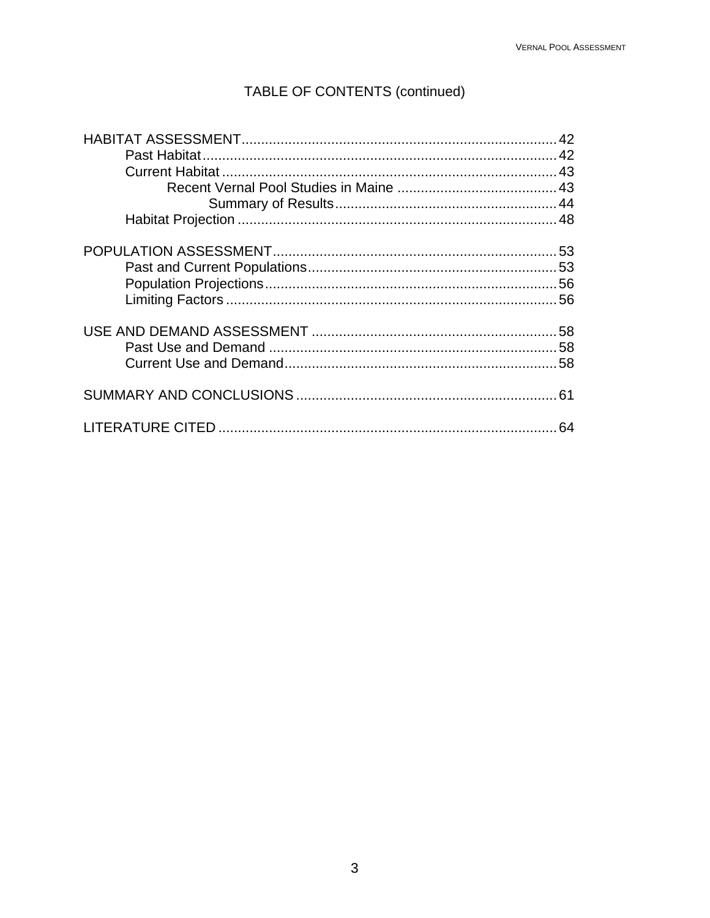TABLE OF CONTENTS (continued)

HABITAT ASSESSMENT ..... 42
- Past Habitat ..... 42
- Current Habitat ..... 43
  - Recent Vernal Pool Studies in Maine ..... 43
    - Summary of Results ..... 44
- Habitat Projection ..... 48

POPULATION ASSESSMENT ..... 53
- Past and Current Populations ..... 53
- Population Projections ..... 56
- Limiting Factors ..... 56

USE AND DEMAND ASSESSMENT ..... 58
- Past Use and Demand ..... 58
- Current Use and Demand ..... 58

SUMMARY AND CONCLUSIONS ..... 61

LITERATURE CITED ..... 64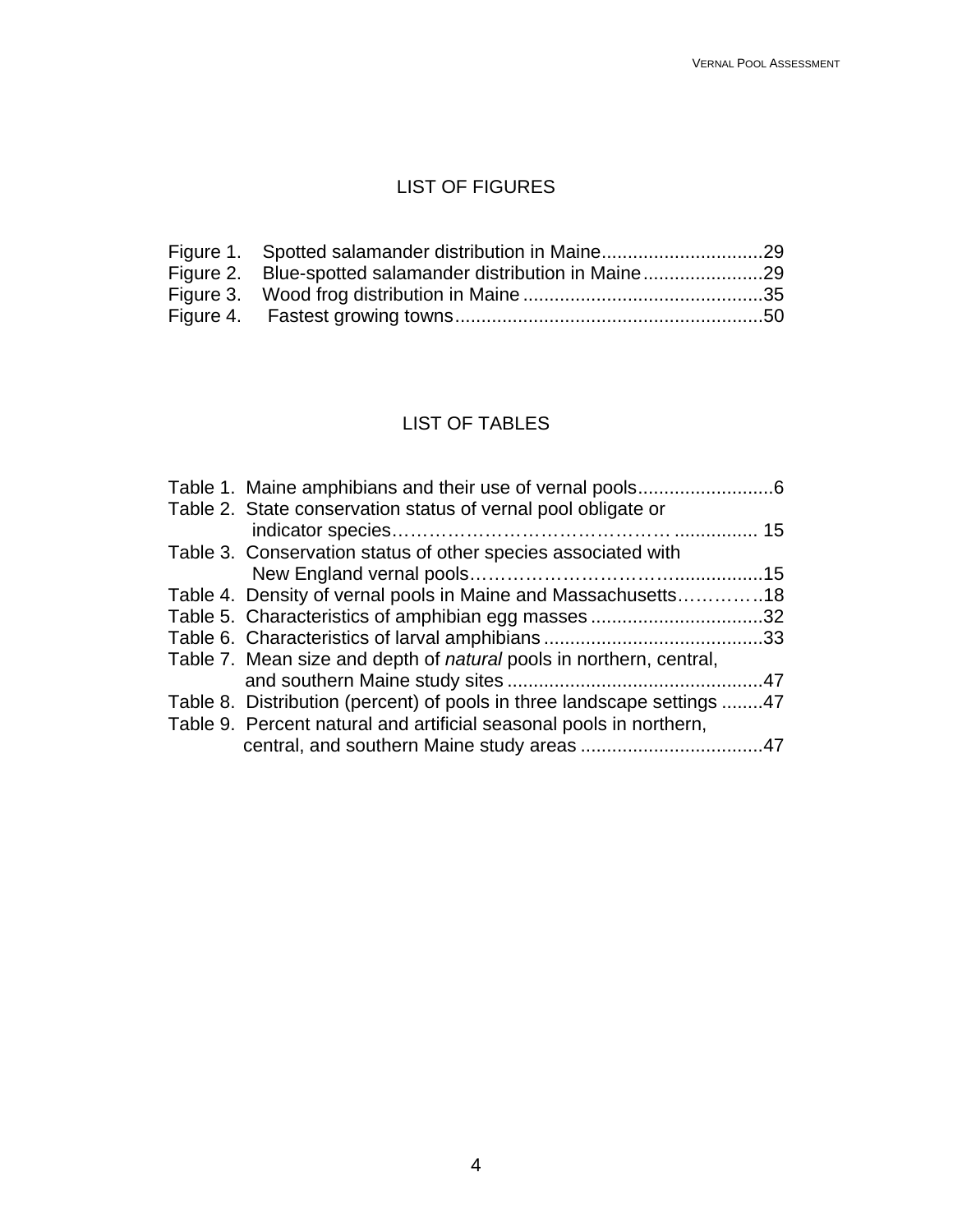## LIST OF FIGURES

Figure 1. Spotted salamander distribution in Maine...............................29
Figure 2. Blue-spotted salamander distribution in Maine.......................29
Figure 3. Wood frog distribution in Maine .............................................35
Figure 4. Fastest growing towns..........................................................50

## LIST OF TABLES

Table 1. Maine amphibians and their use of vernal pools..........................6
Table 2. State conservation status of vernal pool obligate or indicator species……………………………………… ............... 15
Table 3. Conservation status of other species associated with New England vernal pools………………………….................15
Table 4. Density of vernal pools in Maine and Massachusetts………….18
Table 5. Characteristics of amphibian egg masses .................................32
Table 6. Characteristics of larval amphibians .........................................33
Table 7. Mean size and depth of *natural* pools in northern, central, and southern Maine study sites ................................................47
Table 8. Distribution (percent) of pools in three landscape settings ........47
Table 9. Percent natural and artificial seasonal pools in northern, central, and southern Maine study areas ..................................47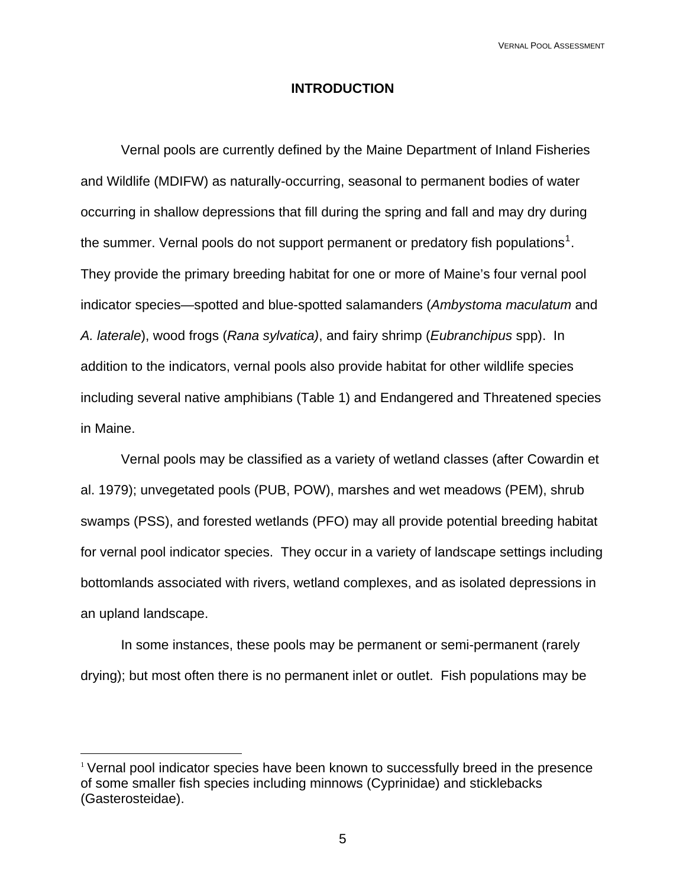# INTRODUCTION

Vernal pools are currently defined by the Maine Department of Inland Fisheries and Wildlife (MDIFW) as naturally-occurring, seasonal to permanent bodies of water occurring in shallow depressions that fill during the spring and fall and may dry during the summer. Vernal pools do not support permanent or predatory fish populations[1]. They provide the primary breeding habitat for one or more of Maine's four vernal pool indicator species—spotted and blue-spotted salamanders (*Ambystoma maculatum* and *A. laterale*), wood frogs (*Rana sylvatica)*, and fairy shrimp (*Eubranchipus* spp). In addition to the indicators, vernal pools also provide habitat for other wildlife species including several native amphibians (Table 1) and Endangered and Threatened species in Maine.

Vernal pools may be classified as a variety of wetland classes (after Cowardin et al. 1979); unvegetated pools (PUB, POW), marshes and wet meadows (PEM), shrub swamps (PSS), and forested wetlands (PFO) may all provide potential breeding habitat for vernal pool indicator species. They occur in a variety of landscape settings including bottomlands associated with rivers, wetland complexes, and as isolated depressions in an upland landscape.

In some instances, these pools may be permanent or semi-permanent (rarely drying); but most often there is no permanent inlet or outlet. Fish populations may be

---

[1] Vernal pool indicator species have been known to successfully breed in the presence of some smaller fish species including minnows (Cyprinidae) and sticklebacks (Gasterosteidae).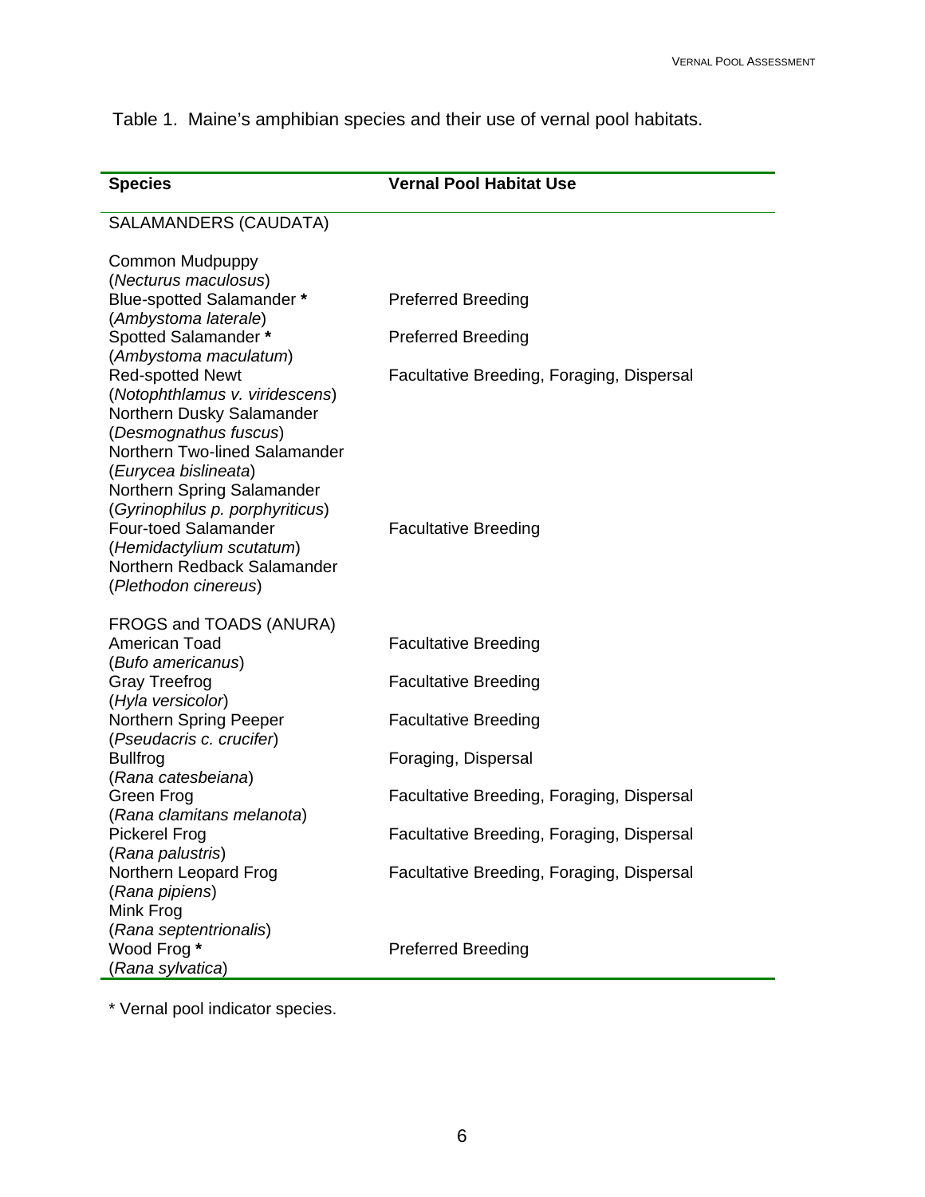Table 1. Maine's amphibian species and their use of vernal pool habitats.

| Species | Vernal Pool Habitat Use |
|---|---|
| SALAMANDERS (CAUDATA) | |
| Common Mudpuppy (*Necturus maculosus*) | |
| Blue-spotted Salamander * (*Ambystoma laterale*) | Preferred Breeding |
| Spotted Salamander * (*Ambystoma maculatum*) | Preferred Breeding |
| Red-spotted Newt (*Notophthlamus v. viridescens*) | Facultative Breeding, Foraging, Dispersal |
| Northern Dusky Salamander (*Desmognathus fuscus*) | |
| Northern Two-lined Salamander (*Eurycea bislineata*) | |
| Northern Spring Salamander (*Gyrinophilus p. porphyriticus*) | |
| Four-toed Salamander (*Hemidactylium scutatum*) | Facultative Breeding |
| Northern Redback Salamander (*Plethodon cinereus*) | |
| FROGS and TOADS (ANURA) | |
| American Toad (*Bufo americanus*) | Facultative Breeding |
| Gray Treefrog (*Hyla versicolor*) | Facultative Breeding |
| Northern Spring Peeper (*Pseudacris c. crucifer*) | Facultative Breeding |
| Bullfrog (*Rana catesbeiana*) | Foraging, Dispersal |
| Green Frog (*Rana clamitans melanota*) | Facultative Breeding, Foraging, Dispersal |
| Pickerel Frog (*Rana palustris*) | Facultative Breeding, Foraging, Dispersal |
| Northern Leopard Frog (*Rana pipiens*) | Facultative Breeding, Foraging, Dispersal |
| Mink Frog (*Rana septentrionalis*) | |
| Wood Frog * (*Rana sylvatica*) | Preferred Breeding |

* Vernal pool indicator species.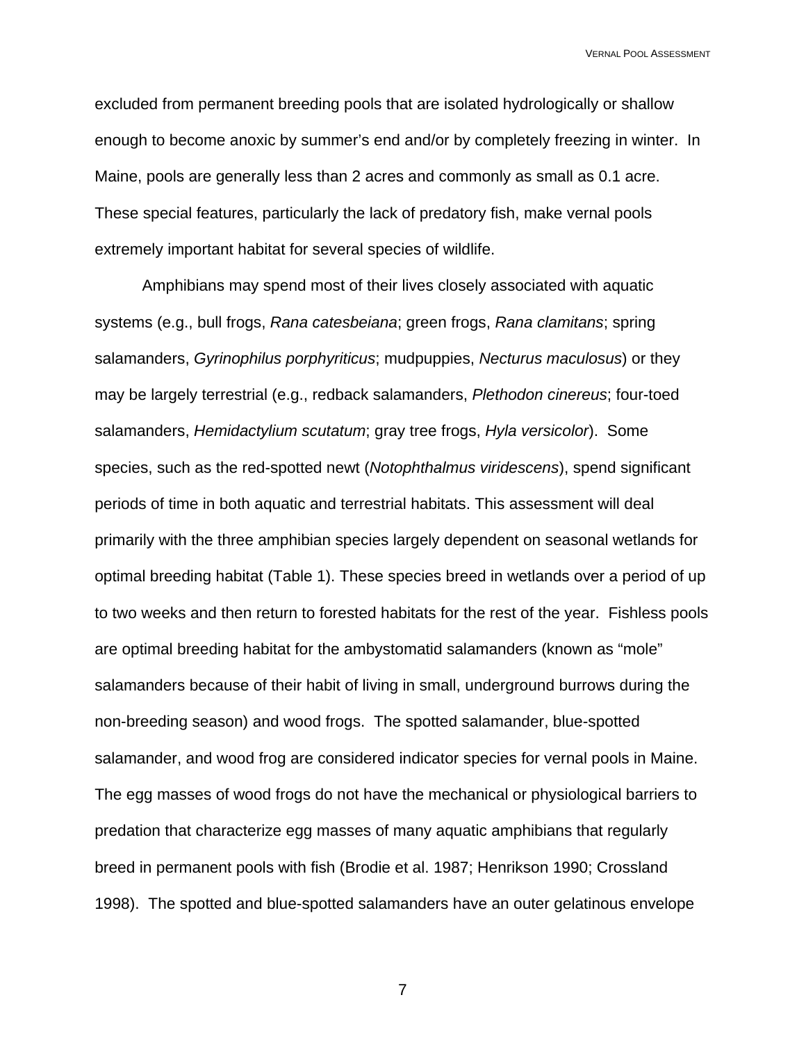excluded from permanent breeding pools that are isolated hydrologically or shallow enough to become anoxic by summer's end and/or by completely freezing in winter. In Maine, pools are generally less than 2 acres and commonly as small as 0.1 acre. These special features, particularly the lack of predatory fish, make vernal pools extremely important habitat for several species of wildlife.

Amphibians may spend most of their lives closely associated with aquatic systems (e.g., bull frogs, *Rana catesbeiana*; green frogs, *Rana clamitans*; spring salamanders, *Gyrinophilus porphyriticus*; mudpuppies, *Necturus maculosus*) or they may be largely terrestrial (e.g., redback salamanders, *Plethodon cinereus*; four-toed salamanders, *Hemidactylium scutatum*; gray tree frogs, *Hyla versicolor*). Some species, such as the red-spotted newt (*Notophthalmus viridescens*), spend significant periods of time in both aquatic and terrestrial habitats. This assessment will deal primarily with the three amphibian species largely dependent on seasonal wetlands for optimal breeding habitat (Table 1). These species breed in wetlands over a period of up to two weeks and then return to forested habitats for the rest of the year. Fishless pools are optimal breeding habitat for the ambystomatid salamanders (known as "mole" salamanders because of their habit of living in small, underground burrows during the non-breeding season) and wood frogs. The spotted salamander, blue-spotted salamander, and wood frog are considered indicator species for vernal pools in Maine. The egg masses of wood frogs do not have the mechanical or physiological barriers to predation that characterize egg masses of many aquatic amphibians that regularly breed in permanent pools with fish (Brodie et al. 1987; Henrikson 1990; Crossland 1998). The spotted and blue-spotted salamanders have an outer gelatinous envelope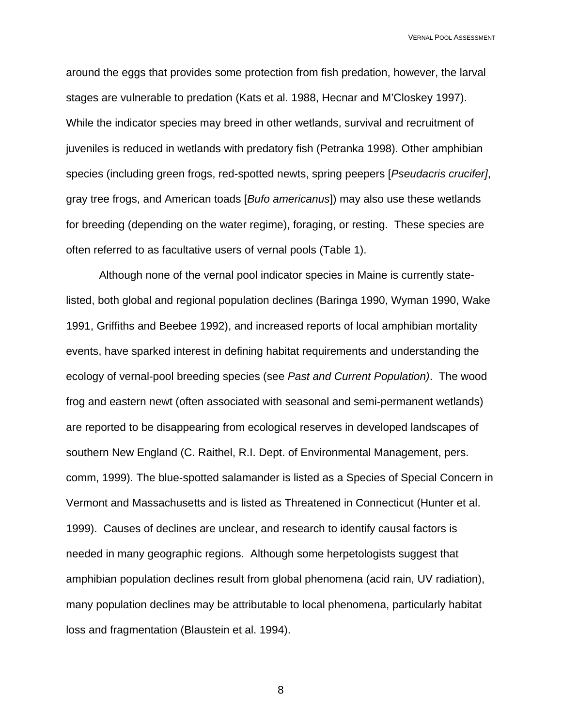around the eggs that provides some protection from fish predation, however, the larval stages are vulnerable to predation (Kats et al. 1988, Hecnar and M'Closkey 1997). While the indicator species may breed in other wetlands, survival and recruitment of juveniles is reduced in wetlands with predatory fish (Petranka 1998). Other amphibian species (including green frogs, red-spotted newts, spring peepers [*Pseudacris crucifer]*, gray tree frogs, and American toads [*Bufo americanus*]) may also use these wetlands for breeding (depending on the water regime), foraging, or resting. These species are often referred to as facultative users of vernal pools (Table 1).

Although none of the vernal pool indicator species in Maine is currently state-listed, both global and regional population declines (Baringa 1990, Wyman 1990, Wake 1991, Griffiths and Beebee 1992), and increased reports of local amphibian mortality events, have sparked interest in defining habitat requirements and understanding the ecology of vernal-pool breeding species (see *Past and Current Population)*. The wood frog and eastern newt (often associated with seasonal and semi-permanent wetlands) are reported to be disappearing from ecological reserves in developed landscapes of southern New England (C. Raithel, R.I. Dept. of Environmental Management, pers. comm, 1999). The blue-spotted salamander is listed as a Species of Special Concern in Vermont and Massachusetts and is listed as Threatened in Connecticut (Hunter et al. 1999). Causes of declines are unclear, and research to identify causal factors is needed in many geographic regions. Although some herpetologists suggest that amphibian population declines result from global phenomena (acid rain, UV radiation), many population declines may be attributable to local phenomena, particularly habitat loss and fragmentation (Blaustein et al. 1994).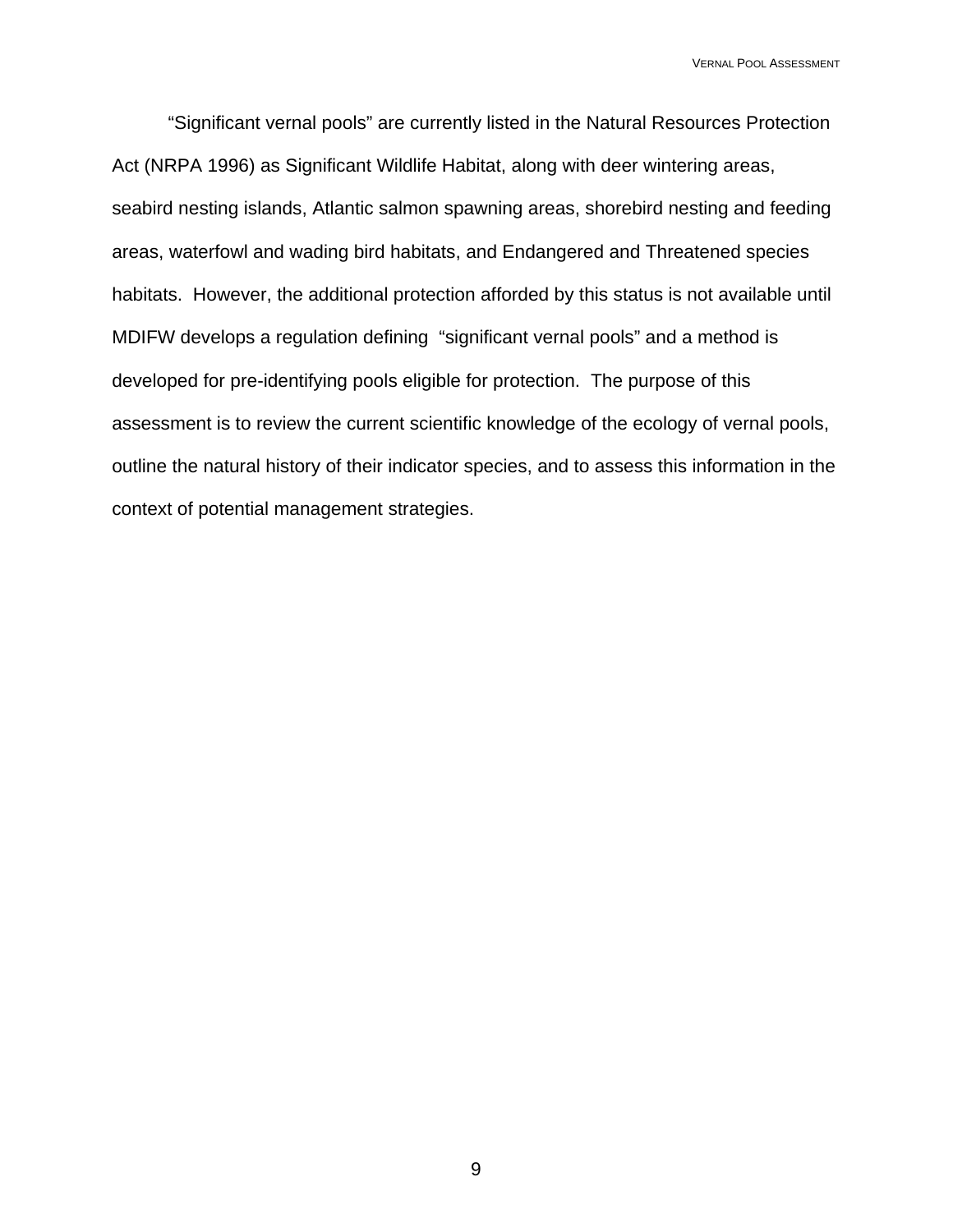"Significant vernal pools" are currently listed in the Natural Resources Protection Act (NRPA 1996) as Significant Wildlife Habitat, along with deer wintering areas, seabird nesting islands, Atlantic salmon spawning areas, shorebird nesting and feeding areas, waterfowl and wading bird habitats, and Endangered and Threatened species habitats. However, the additional protection afforded by this status is not available until MDIFW develops a regulation defining "significant vernal pools" and a method is developed for pre-identifying pools eligible for protection. The purpose of this assessment is to review the current scientific knowledge of the ecology of vernal pools, outline the natural history of their indicator species, and to assess this information in the context of potential management strategies.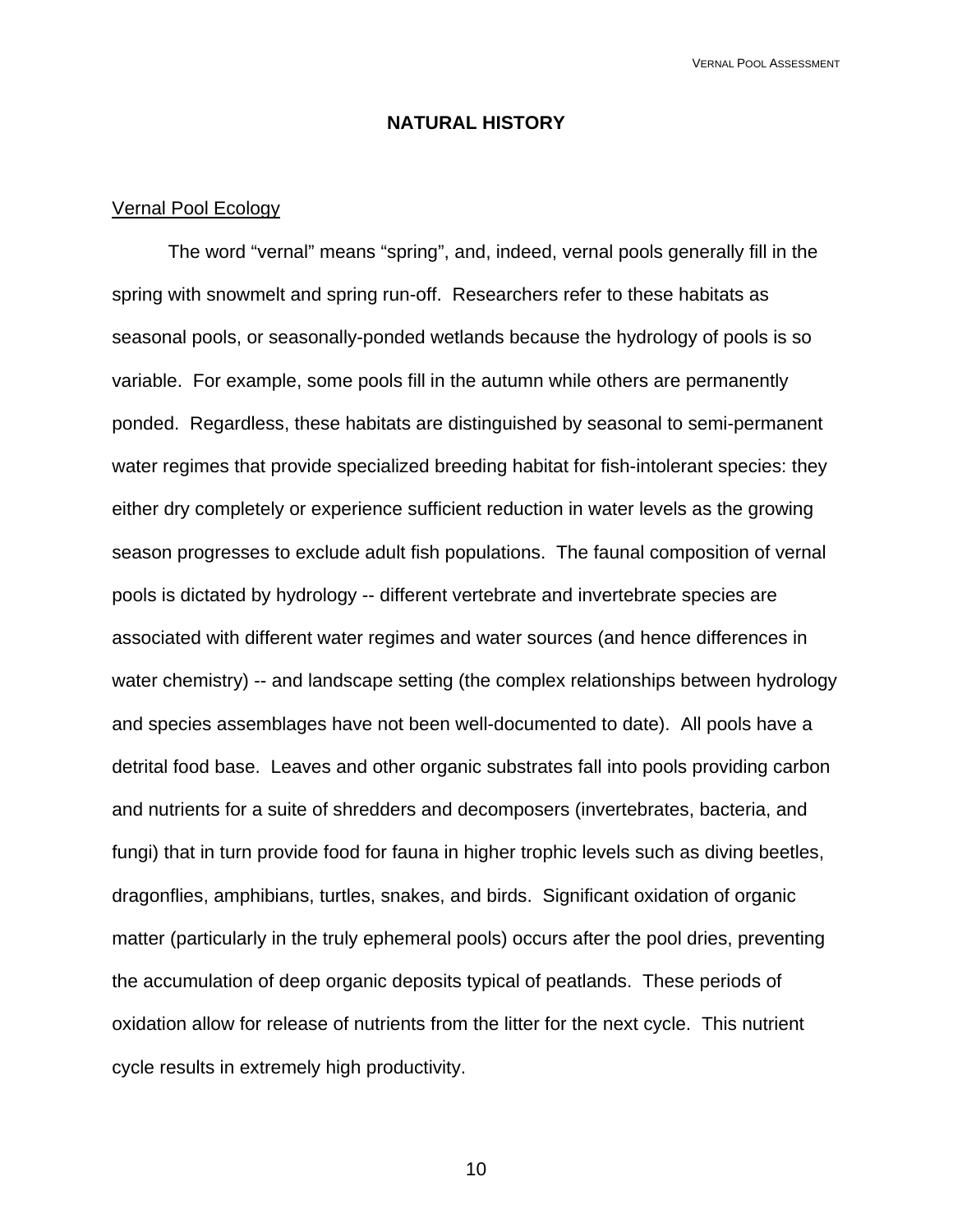## NATURAL HISTORY

### Vernal Pool Ecology

The word "vernal" means "spring", and, indeed, vernal pools generally fill in the spring with snowmelt and spring run-off. Researchers refer to these habitats as seasonal pools, or seasonally-ponded wetlands because the hydrology of pools is so variable. For example, some pools fill in the autumn while others are permanently ponded. Regardless, these habitats are distinguished by seasonal to semi-permanent water regimes that provide specialized breeding habitat for fish-intolerant species: they either dry completely or experience sufficient reduction in water levels as the growing season progresses to exclude adult fish populations. The faunal composition of vernal pools is dictated by hydrology -- different vertebrate and invertebrate species are associated with different water regimes and water sources (and hence differences in water chemistry) -- and landscape setting (the complex relationships between hydrology and species assemblages have not been well-documented to date). All pools have a detrital food base. Leaves and other organic substrates fall into pools providing carbon and nutrients for a suite of shredders and decomposers (invertebrates, bacteria, and fungi) that in turn provide food for fauna in higher trophic levels such as diving beetles, dragonflies, amphibians, turtles, snakes, and birds. Significant oxidation of organic matter (particularly in the truly ephemeral pools) occurs after the pool dries, preventing the accumulation of deep organic deposits typical of peatlands. These periods of oxidation allow for release of nutrients from the litter for the next cycle. This nutrient cycle results in extremely high productivity.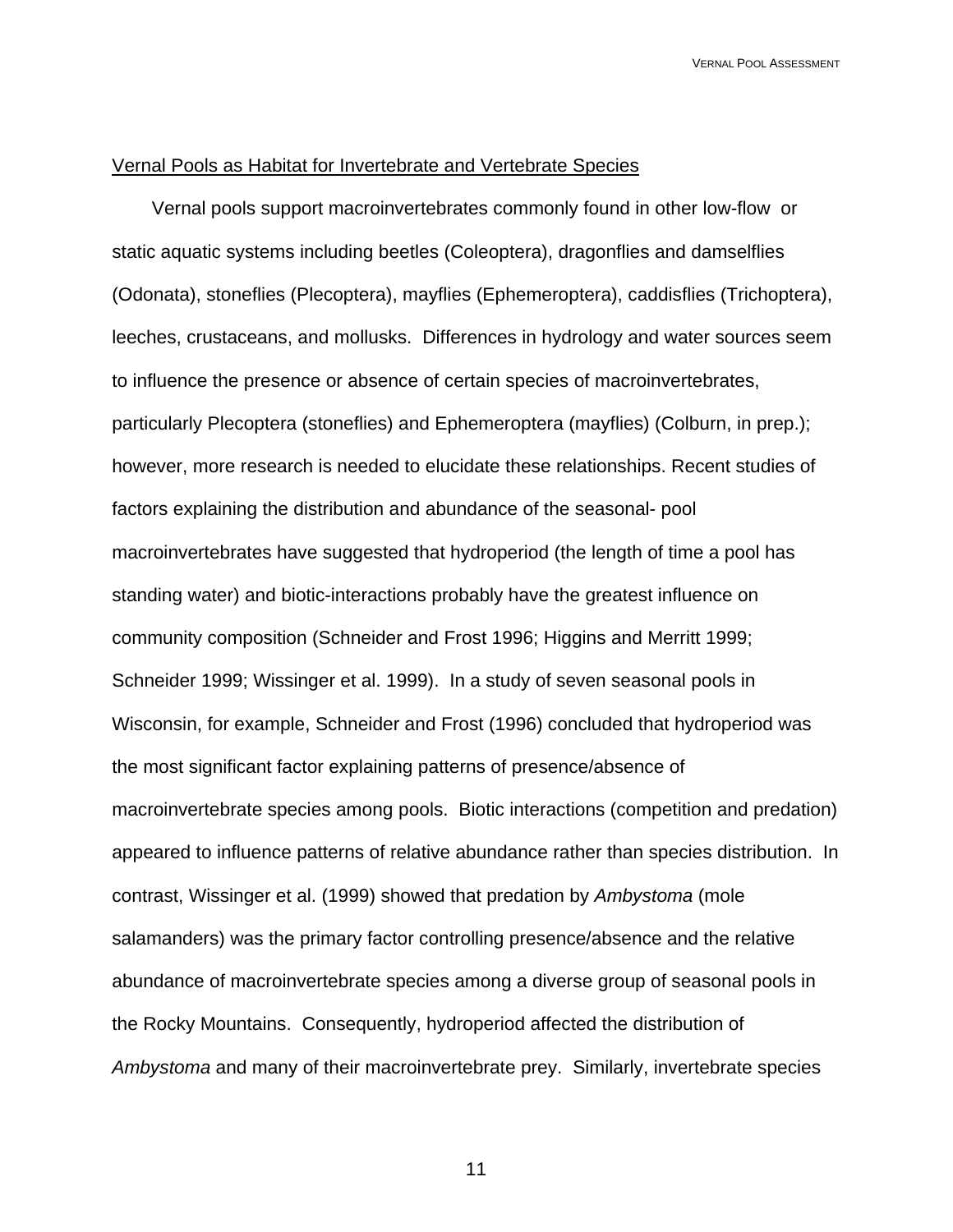<u>Vernal Pools as Habitat for Invertebrate and Vertebrate Species</u>

Vernal pools support macroinvertebrates commonly found in other low-flow or static aquatic systems including beetles (Coleoptera), dragonflies and damselflies (Odonata), stoneflies (Plecoptera), mayflies (Ephemeroptera), caddisflies (Trichoptera), leeches, crustaceans, and mollusks. Differences in hydrology and water sources seem to influence the presence or absence of certain species of macroinvertebrates, particularly Plecoptera (stoneflies) and Ephemeroptera (mayflies) (Colburn, in prep.); however, more research is needed to elucidate these relationships. Recent studies of factors explaining the distribution and abundance of the seasonal- pool macroinvertebrates have suggested that hydroperiod (the length of time a pool has standing water) and biotic-interactions probably have the greatest influence on community composition (Schneider and Frost 1996; Higgins and Merritt 1999; Schneider 1999; Wissinger et al. 1999). In a study of seven seasonal pools in Wisconsin, for example, Schneider and Frost (1996) concluded that hydroperiod was the most significant factor explaining patterns of presence/absence of macroinvertebrate species among pools. Biotic interactions (competition and predation) appeared to influence patterns of relative abundance rather than species distribution. In contrast, Wissinger et al. (1999) showed that predation by *Ambystoma* (mole salamanders) was the primary factor controlling presence/absence and the relative abundance of macroinvertebrate species among a diverse group of seasonal pools in the Rocky Mountains. Consequently, hydroperiod affected the distribution of *Ambystoma* and many of their macroinvertebrate prey. Similarly, invertebrate species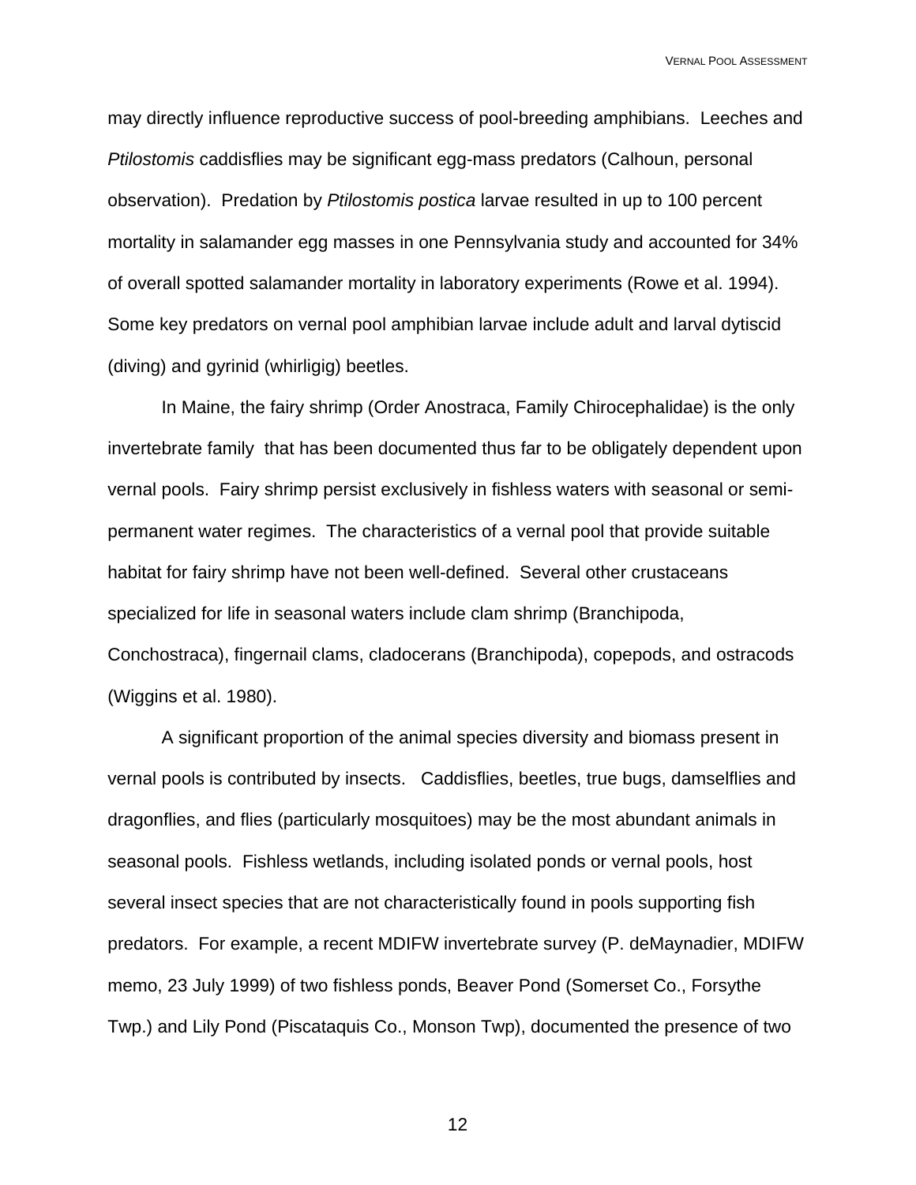may directly influence reproductive success of pool-breeding amphibians. Leeches and *Ptilostomis* caddisflies may be significant egg-mass predators (Calhoun, personal observation). Predation by *Ptilostomis postica* larvae resulted in up to 100 percent mortality in salamander egg masses in one Pennsylvania study and accounted for 34% of overall spotted salamander mortality in laboratory experiments (Rowe et al. 1994). Some key predators on vernal pool amphibian larvae include adult and larval dytiscid (diving) and gyrinid (whirligig) beetles.

In Maine, the fairy shrimp (Order Anostraca, Family Chirocephalidae) is the only invertebrate family that has been documented thus far to be obligately dependent upon vernal pools. Fairy shrimp persist exclusively in fishless waters with seasonal or semi-permanent water regimes. The characteristics of a vernal pool that provide suitable habitat for fairy shrimp have not been well-defined. Several other crustaceans specialized for life in seasonal waters include clam shrimp (Branchipoda, Conchostraca), fingernail clams, cladocerans (Branchipoda), copepods, and ostracods (Wiggins et al. 1980).

A significant proportion of the animal species diversity and biomass present in vernal pools is contributed by insects. Caddisflies, beetles, true bugs, damselflies and dragonflies, and flies (particularly mosquitoes) may be the most abundant animals in seasonal pools. Fishless wetlands, including isolated ponds or vernal pools, host several insect species that are not characteristically found in pools supporting fish predators. For example, a recent MDIFW invertebrate survey (P. deMaynadier, MDIFW memo, 23 July 1999) of two fishless ponds, Beaver Pond (Somerset Co., Forsythe Twp.) and Lily Pond (Piscataquis Co., Monson Twp), documented the presence of two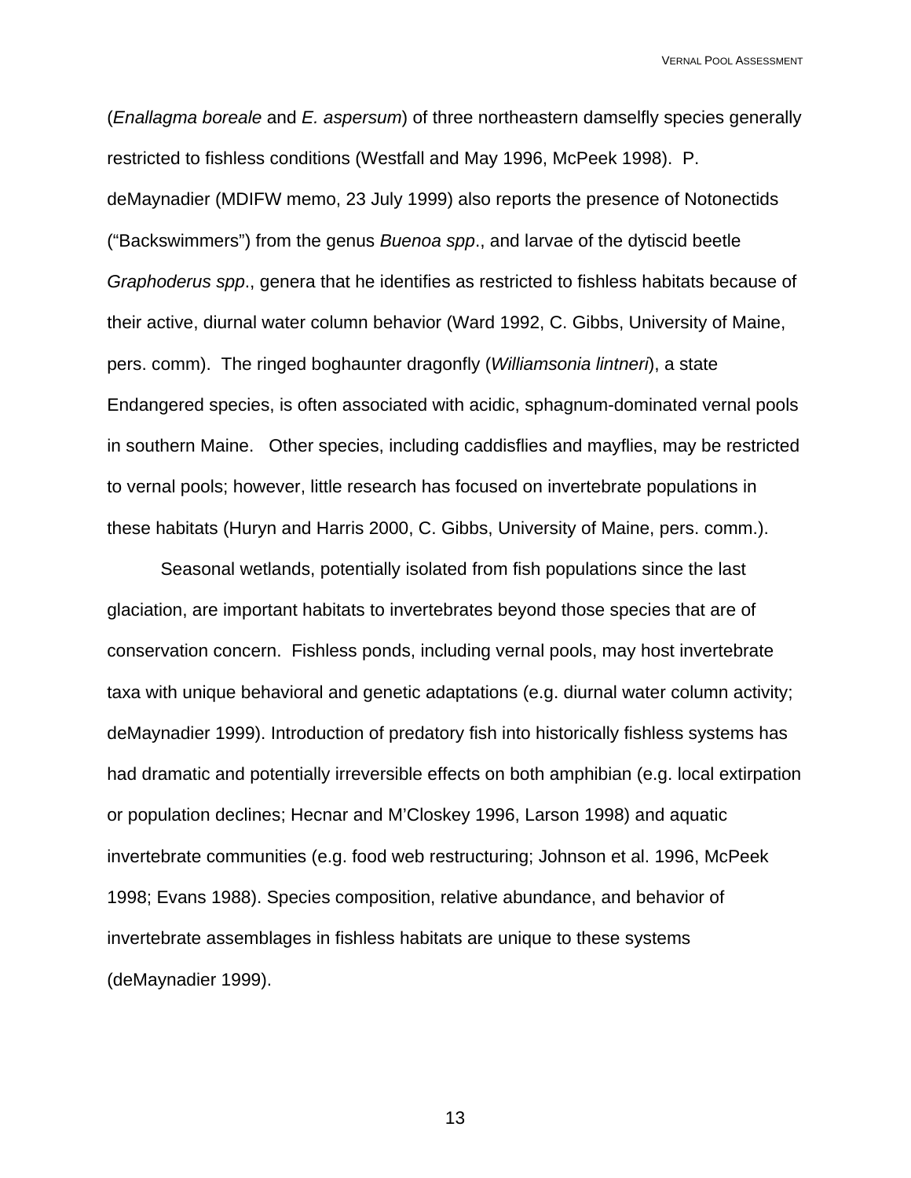(*Enallagma boreale* and *E. aspersum*) of three northeastern damselfly species generally restricted to fishless conditions (Westfall and May 1996, McPeek 1998). P. deMaynadier (MDIFW memo, 23 July 1999) also reports the presence of Notonectids ("Backswimmers") from the genus *Buenoa spp*., and larvae of the dytiscid beetle *Graphoderus spp*., genera that he identifies as restricted to fishless habitats because of their active, diurnal water column behavior (Ward 1992, C. Gibbs, University of Maine, pers. comm). The ringed boghaunter dragonfly (*Williamsonia lintneri*), a state Endangered species, is often associated with acidic, sphagnum-dominated vernal pools in southern Maine. Other species, including caddisflies and mayflies, may be restricted to vernal pools; however, little research has focused on invertebrate populations in these habitats (Huryn and Harris 2000, C. Gibbs, University of Maine, pers. comm.).

Seasonal wetlands, potentially isolated from fish populations since the last glaciation, are important habitats to invertebrates beyond those species that are of conservation concern. Fishless ponds, including vernal pools, may host invertebrate taxa with unique behavioral and genetic adaptations (e.g. diurnal water column activity; deMaynadier 1999). Introduction of predatory fish into historically fishless systems has had dramatic and potentially irreversible effects on both amphibian (e.g. local extirpation or population declines; Hecnar and M'Closkey 1996, Larson 1998) and aquatic invertebrate communities (e.g. food web restructuring; Johnson et al. 1996, McPeek 1998; Evans 1988). Species composition, relative abundance, and behavior of invertebrate assemblages in fishless habitats are unique to these systems (deMaynadier 1999).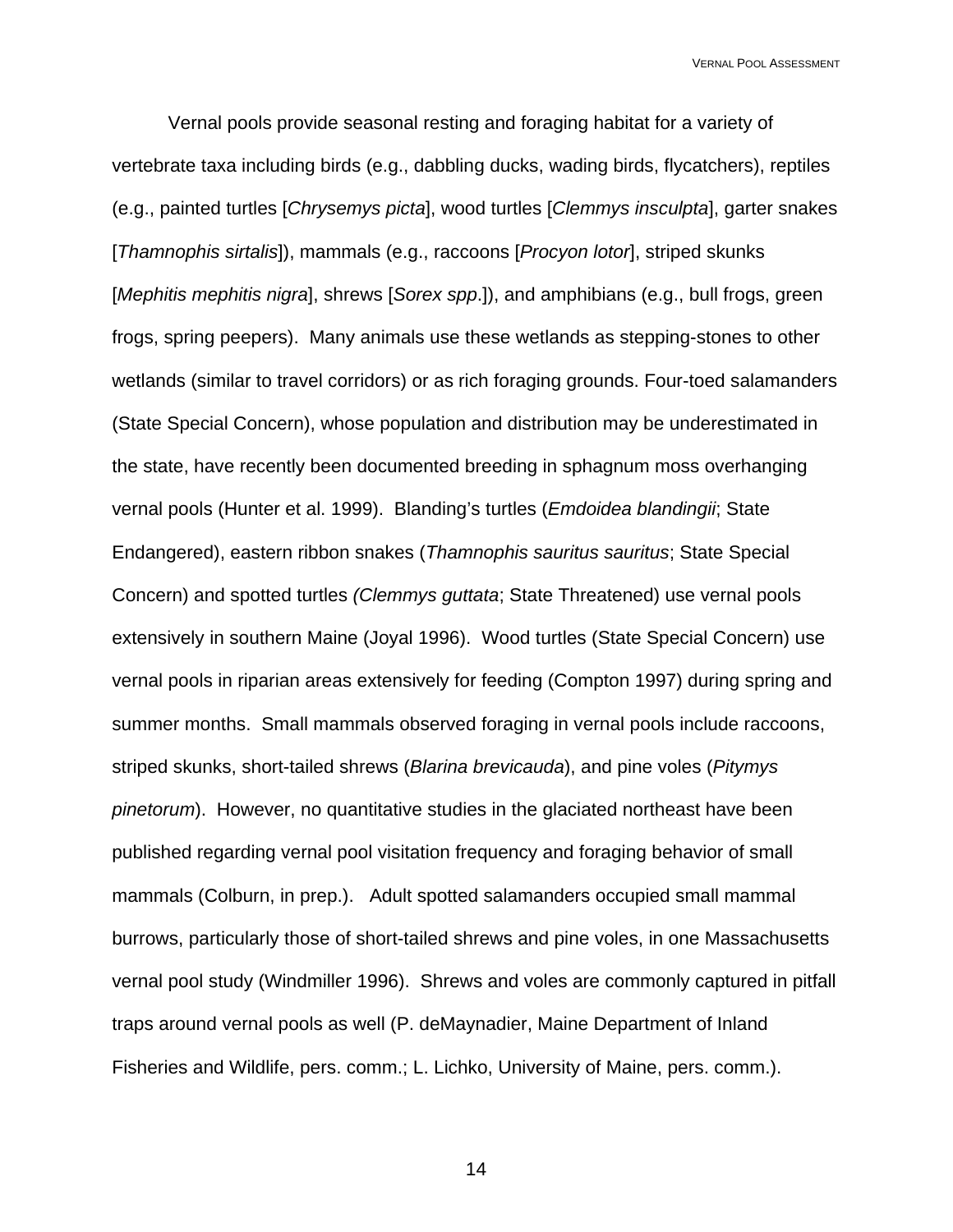Vernal pools provide seasonal resting and foraging habitat for a variety of vertebrate taxa including birds (e.g., dabbling ducks, wading birds, flycatchers), reptiles (e.g., painted turtles [*Chrysemys picta*], wood turtles [*Clemmys insculpta*], garter snakes [*Thamnophis sirtalis*]), mammals (e.g., raccoons [*Procyon lotor*], striped skunks [*Mephitis mephitis nigra*], shrews [*Sorex spp*.]), and amphibians (e.g., bull frogs, green frogs, spring peepers). Many animals use these wetlands as stepping-stones to other wetlands (similar to travel corridors) or as rich foraging grounds. Four-toed salamanders (State Special Concern), whose population and distribution may be underestimated in the state, have recently been documented breeding in sphagnum moss overhanging vernal pools (Hunter et al. 1999). Blanding's turtles (*Emdoidea blandingii*; State Endangered), eastern ribbon snakes (*Thamnophis sauritus sauritus*; State Special Concern) and spotted turtles *(Clemmys guttata*; State Threatened) use vernal pools extensively in southern Maine (Joyal 1996). Wood turtles (State Special Concern) use vernal pools in riparian areas extensively for feeding (Compton 1997) during spring and summer months. Small mammals observed foraging in vernal pools include raccoons, striped skunks, short-tailed shrews (*Blarina brevicauda*), and pine voles (*Pitymys pinetorum*). However, no quantitative studies in the glaciated northeast have been published regarding vernal pool visitation frequency and foraging behavior of small mammals (Colburn, in prep.). Adult spotted salamanders occupied small mammal burrows, particularly those of short-tailed shrews and pine voles, in one Massachusetts vernal pool study (Windmiller 1996). Shrews and voles are commonly captured in pitfall traps around vernal pools as well (P. deMaynadier, Maine Department of Inland Fisheries and Wildlife, pers. comm.; L. Lichko, University of Maine, pers. comm.).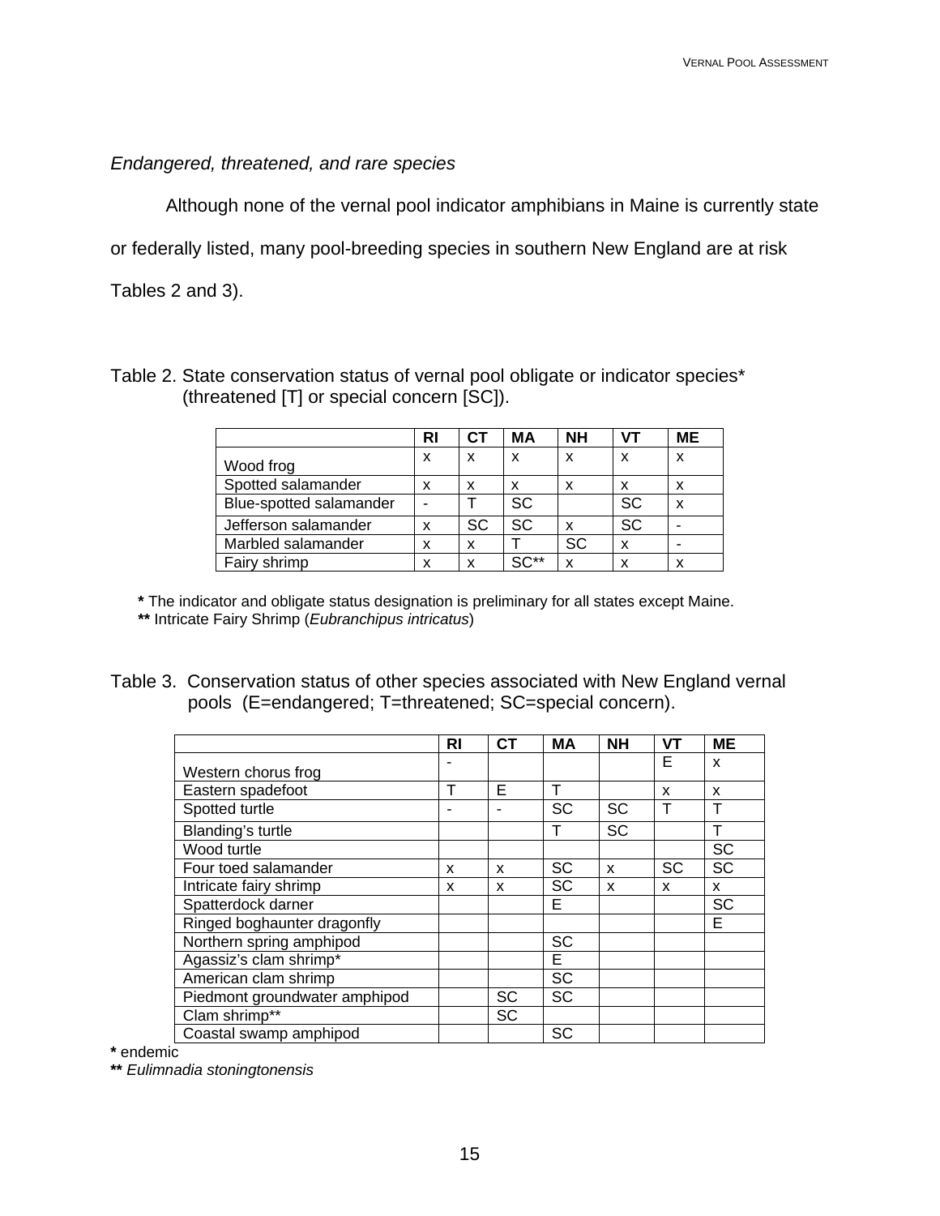*Endangered, threatened, and rare species*

Although none of the vernal pool indicator amphibians in Maine is currently state or federally listed, many pool-breeding species in southern New England are at risk Tables 2 and 3).

Table 2. State conservation status of vernal pool obligate or indicator species* (threatened [T] or special concern [SC]).

| | RI | CT | MA | NH | VT | ME |
|---|---|---|---|---|---|---|
| Wood frog | x | x | x | x | x | x |
| Spotted salamander | x | x | x | x | x | x |
| Blue-spotted salamander | - | T | SC | | SC | x |
| Jefferson salamander | x | SC | SC | x | SC | - |
| Marbled salamander | x | x | T | SC | x | - |
| Fairy shrimp | x | x | SC** | x | x | x |

**\*** The indicator and obligate status designation is preliminary for all states except Maine.
**\*\*** Intricate Fairy Shrimp (*Eubranchipus intricatus*)

Table 3. Conservation status of other species associated with New England vernal pools (E=endangered; T=threatened; SC=special concern).

| | RI | CT | MA | NH | VT | ME |
|---|---|---|---|---|---|---|
| Western chorus frog | - | | | | E | x |
| Eastern spadefoot | T | E | T | | x | x |
| Spotted turtle | - | - | SC | SC | T | T |
| Blanding's turtle | | | T | SC | | T |
| Wood turtle | | | | | | SC |
| Four toed salamander | x | x | SC | x | SC | SC |
| Intricate fairy shrimp | x | x | SC | x | x | x |
| Spatterdock darner | | | E | | | SC |
| Ringed boghaunter dragonfly | | | | | | E |
| Northern spring amphipod | | | SC | | | |
| Agassiz's clam shrimp* | | | E | | | |
| American clam shrimp | | | SC | | | |
| Piedmont groundwater amphipod | | SC | SC | | | |
| Clam shrimp** | | SC | | | | |
| Coastal swamp amphipod | | | SC | | | |

**\*** endemic
**\*\*** *Eulimnadia stoningtonensis*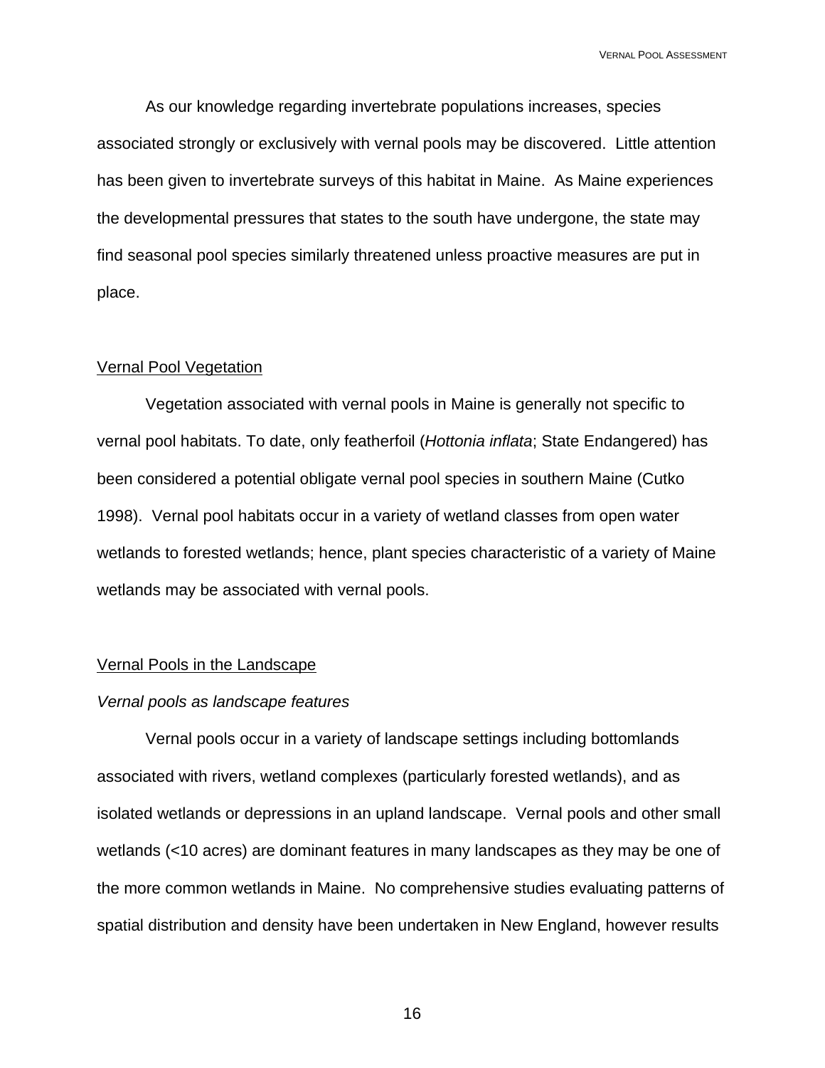As our knowledge regarding invertebrate populations increases, species associated strongly or exclusively with vernal pools may be discovered. Little attention has been given to invertebrate surveys of this habitat in Maine. As Maine experiences the developmental pressures that states to the south have undergone, the state may find seasonal pool species similarly threatened unless proactive measures are put in place.

## Vernal Pool Vegetation

Vegetation associated with vernal pools in Maine is generally not specific to vernal pool habitats. To date, only featherfoil (*Hottonia inflata*; State Endangered) has been considered a potential obligate vernal pool species in southern Maine (Cutko 1998). Vernal pool habitats occur in a variety of wetland classes from open water wetlands to forested wetlands; hence, plant species characteristic of a variety of Maine wetlands may be associated with vernal pools.

## Vernal Pools in the Landscape

### *Vernal pools as landscape features*

Vernal pools occur in a variety of landscape settings including bottomlands associated with rivers, wetland complexes (particularly forested wetlands), and as isolated wetlands or depressions in an upland landscape. Vernal pools and other small wetlands (<10 acres) are dominant features in many landscapes as they may be one of the more common wetlands in Maine. No comprehensive studies evaluating patterns of spatial distribution and density have been undertaken in New England, however results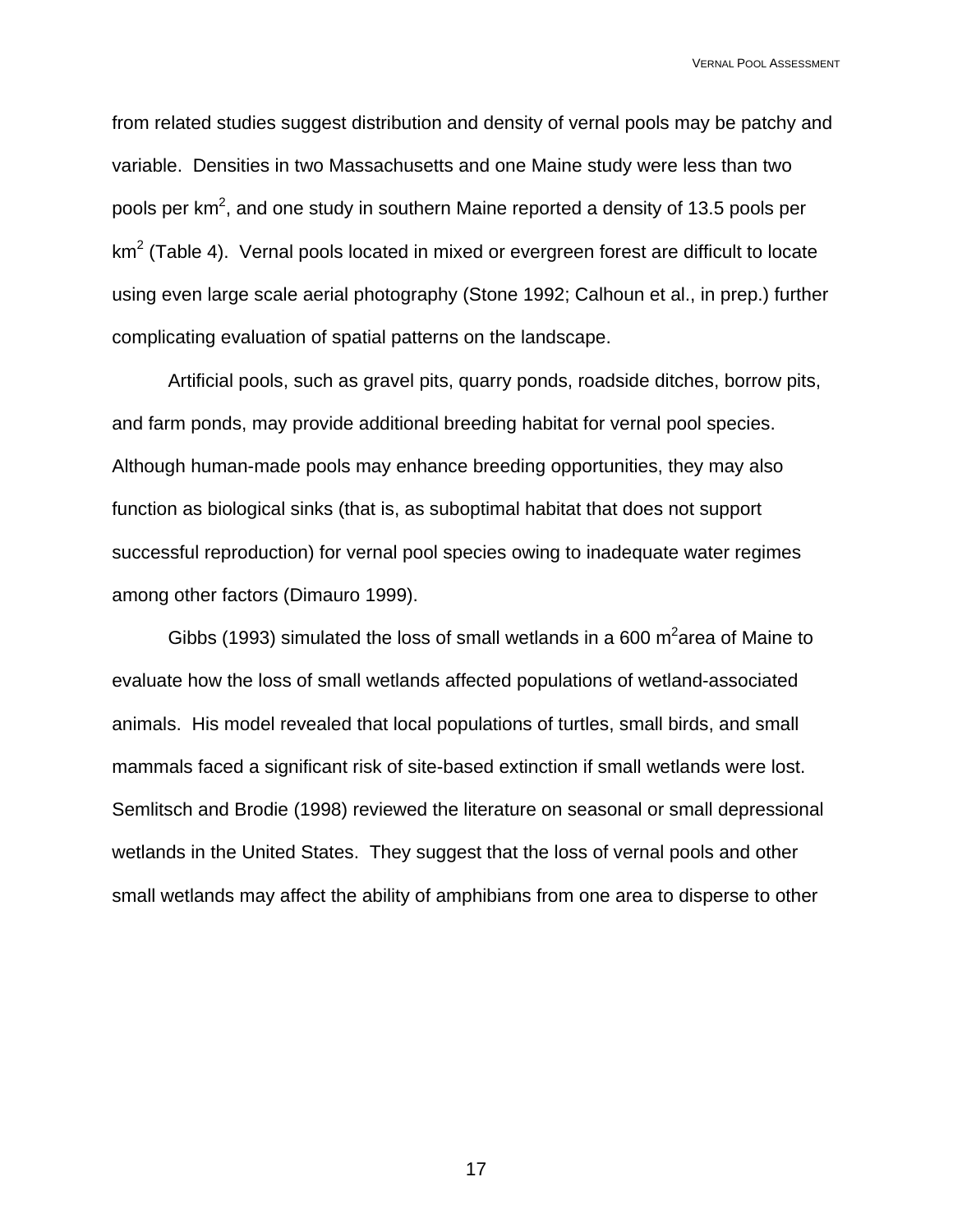from related studies suggest distribution and density of vernal pools may be patchy and variable. Densities in two Massachusetts and one Maine study were less than two pools per $km^2$, and one study in southern Maine reported a density of 13.5 pools per $km^2$ (Table 4). Vernal pools located in mixed or evergreen forest are difficult to locate using even large scale aerial photography (Stone 1992; Calhoun et al., in prep.) further complicating evaluation of spatial patterns on the landscape.

Artificial pools, such as gravel pits, quarry ponds, roadside ditches, borrow pits, and farm ponds, may provide additional breeding habitat for vernal pool species. Although human-made pools may enhance breeding opportunities, they may also function as biological sinks (that is, as suboptimal habitat that does not support successful reproduction) for vernal pool species owing to inadequate water regimes among other factors (Dimauro 1999).

Gibbs (1993) simulated the loss of small wetlands in a 600 $m^2$area of Maine to evaluate how the loss of small wetlands affected populations of wetland-associated animals. His model revealed that local populations of turtles, small birds, and small mammals faced a significant risk of site-based extinction if small wetlands were lost. Semlitsch and Brodie (1998) reviewed the literature on seasonal or small depressional wetlands in the United States. They suggest that the loss of vernal pools and other small wetlands may affect the ability of amphibians from one area to disperse to other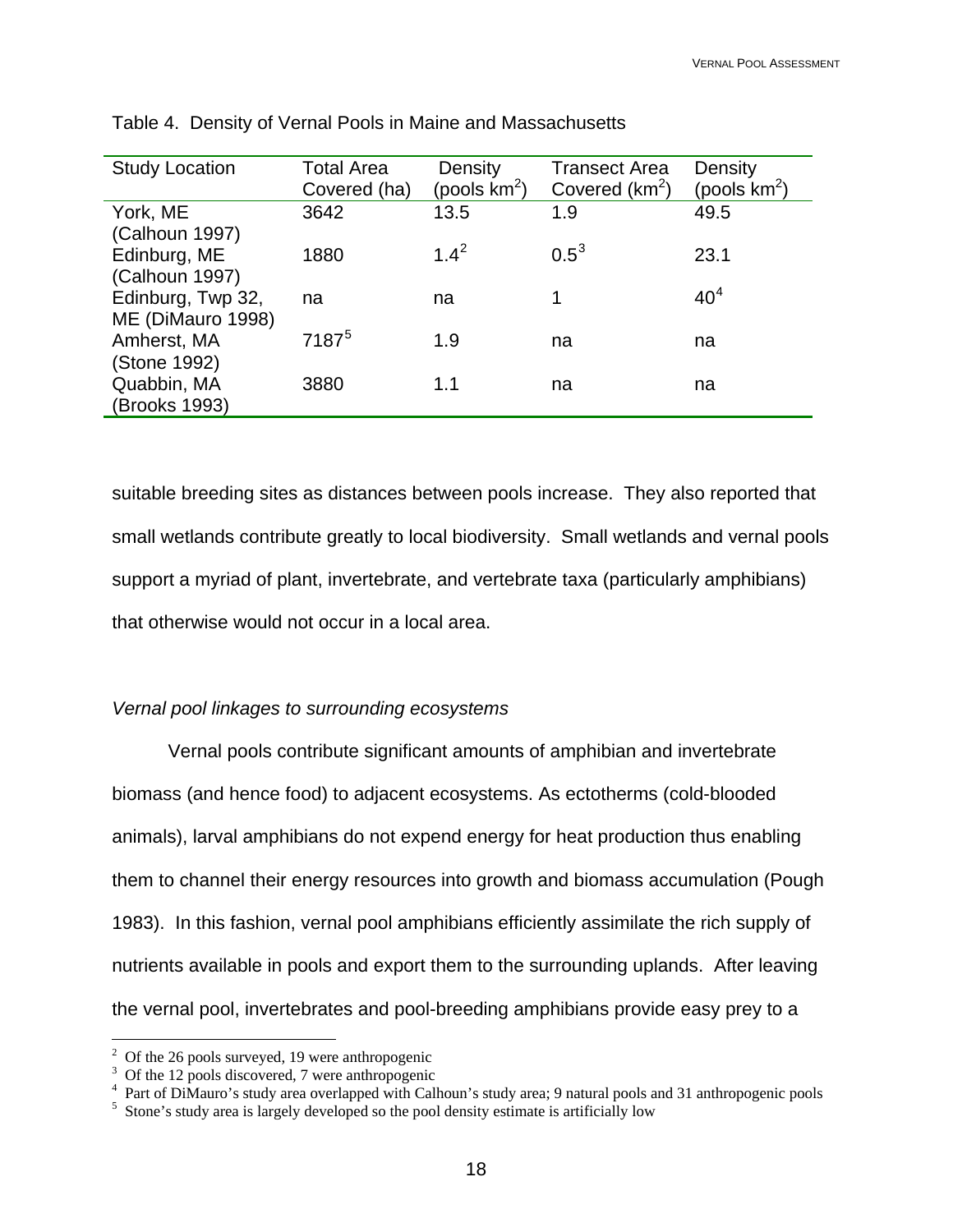Table 4. Density of Vernal Pools in Maine and Massachusetts

| Study Location | Total Area Covered (ha) | Density (pools $km^2$) | Transect Area Covered ($km^2$) | Density (pools $km^2$) |
|---|---|---|---|---|
| York, ME (Calhoun 1997) | 3642 | 13.5 | 1.9 | 49.5 |
| Edinburg, ME (Calhoun 1997) | 1880 | 1.4[2] | 0.5[3] | 23.1 |
| Edinburg, Twp 32, ME (DiMauro 1998) | na | na | 1 | 40[4] |
| Amherst, MA (Stone 1992) | 7187[5] | 1.9 | na | na |
| Quabbin, MA (Brooks 1993) | 3880 | 1.1 | na | na |

suitable breeding sites as distances between pools increase. They also reported that small wetlands contribute greatly to local biodiversity. Small wetlands and vernal pools support a myriad of plant, invertebrate, and vertebrate taxa (particularly amphibians) that otherwise would not occur in a local area.

*Vernal pool linkages to surrounding ecosystems*

Vernal pools contribute significant amounts of amphibian and invertebrate biomass (and hence food) to adjacent ecosystems. As ectotherms (cold-blooded animals), larval amphibians do not expend energy for heat production thus enabling them to channel their energy resources into growth and biomass accumulation (Pough 1983). In this fashion, vernal pool amphibians efficiently assimilate the rich supply of nutrients available in pools and export them to the surrounding uplands. After leaving the vernal pool, invertebrates and pool-breeding amphibians provide easy prey to a

[2] Of the 26 pools surveyed, 19 were anthropogenic

[3] Of the 12 pools discovered, 7 were anthropogenic

[4] Part of DiMauro's study area overlapped with Calhoun's study area; 9 natural pools and 31 anthropogenic pools

[5] Stone's study area is largely developed so the pool density estimate is artificially low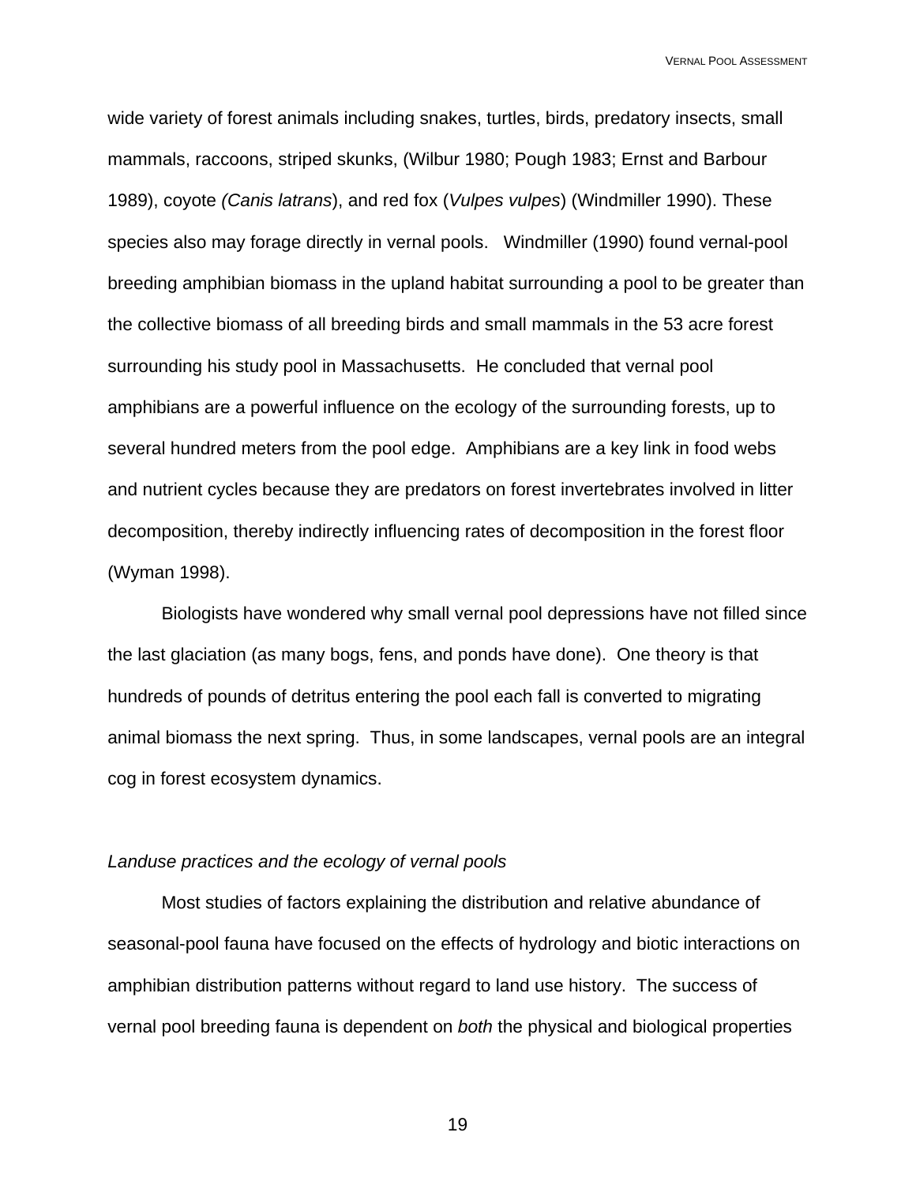wide variety of forest animals including snakes, turtles, birds, predatory insects, small mammals, raccoons, striped skunks, (Wilbur 1980; Pough 1983; Ernst and Barbour 1989), coyote *(Canis latrans*), and red fox (*Vulpes vulpes*) (Windmiller 1990). These species also may forage directly in vernal pools. Windmiller (1990) found vernal-pool breeding amphibian biomass in the upland habitat surrounding a pool to be greater than the collective biomass of all breeding birds and small mammals in the 53 acre forest surrounding his study pool in Massachusetts. He concluded that vernal pool amphibians are a powerful influence on the ecology of the surrounding forests, up to several hundred meters from the pool edge. Amphibians are a key link in food webs and nutrient cycles because they are predators on forest invertebrates involved in litter decomposition, thereby indirectly influencing rates of decomposition in the forest floor (Wyman 1998).

Biologists have wondered why small vernal pool depressions have not filled since the last glaciation (as many bogs, fens, and ponds have done). One theory is that hundreds of pounds of detritus entering the pool each fall is converted to migrating animal biomass the next spring. Thus, in some landscapes, vernal pools are an integral cog in forest ecosystem dynamics.

*Landuse practices and the ecology of vernal pools*

Most studies of factors explaining the distribution and relative abundance of seasonal-pool fauna have focused on the effects of hydrology and biotic interactions on amphibian distribution patterns without regard to land use history. The success of vernal pool breeding fauna is dependent on *both* the physical and biological properties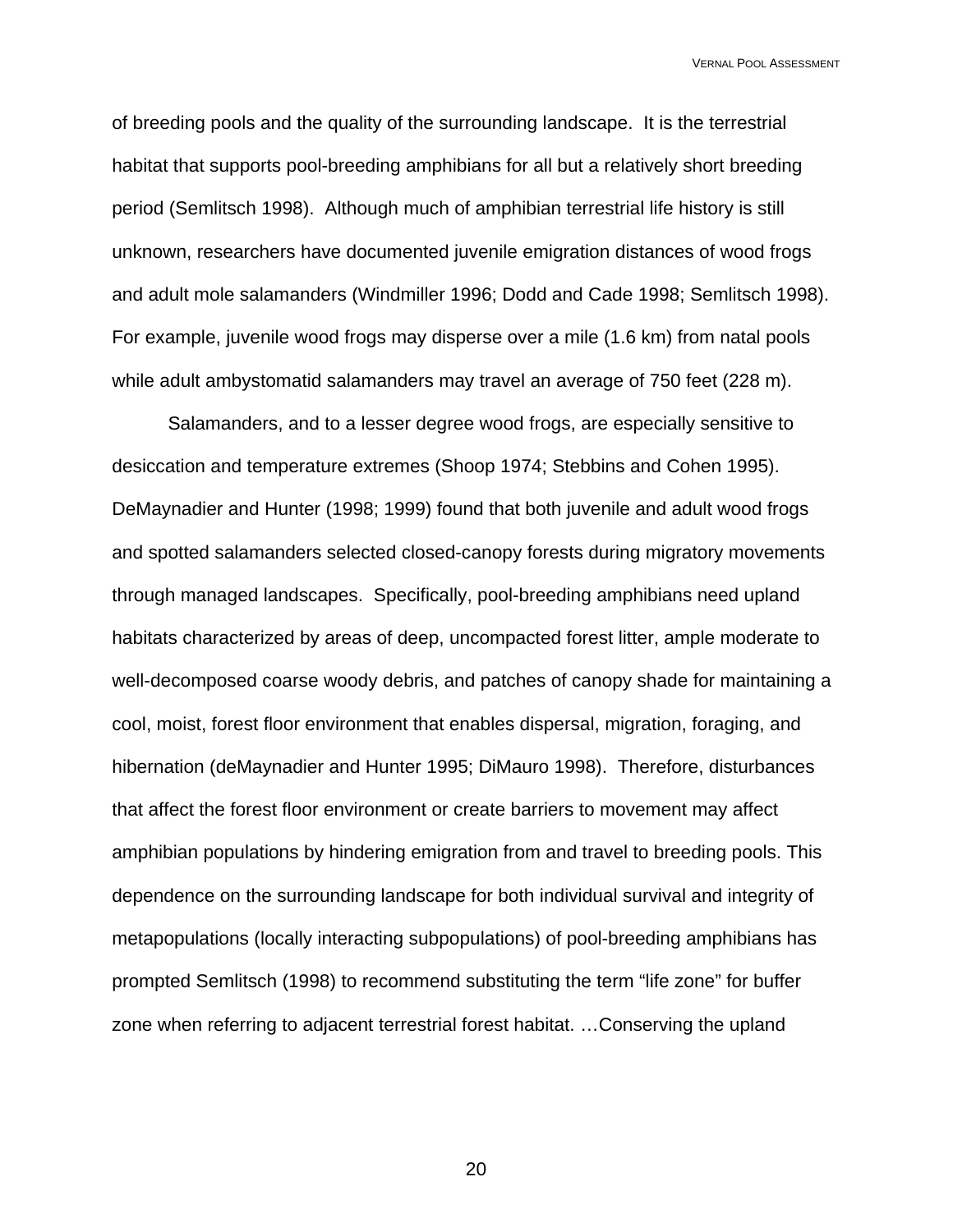of breeding pools and the quality of the surrounding landscape. It is the terrestrial habitat that supports pool-breeding amphibians for all but a relatively short breeding period (Semlitsch 1998). Although much of amphibian terrestrial life history is still unknown, researchers have documented juvenile emigration distances of wood frogs and adult mole salamanders (Windmiller 1996; Dodd and Cade 1998; Semlitsch 1998). For example, juvenile wood frogs may disperse over a mile (1.6 km) from natal pools while adult ambystomatid salamanders may travel an average of 750 feet (228 m).

Salamanders, and to a lesser degree wood frogs, are especially sensitive to desiccation and temperature extremes (Shoop 1974; Stebbins and Cohen 1995). DeMaynadier and Hunter (1998; 1999) found that both juvenile and adult wood frogs and spotted salamanders selected closed-canopy forests during migratory movements through managed landscapes. Specifically, pool-breeding amphibians need upland habitats characterized by areas of deep, uncompacted forest litter, ample moderate to well-decomposed coarse woody debris, and patches of canopy shade for maintaining a cool, moist, forest floor environment that enables dispersal, migration, foraging, and hibernation (deMaynadier and Hunter 1995; DiMauro 1998). Therefore, disturbances that affect the forest floor environment or create barriers to movement may affect amphibian populations by hindering emigration from and travel to breeding pools. This dependence on the surrounding landscape for both individual survival and integrity of metapopulations (locally interacting subpopulations) of pool-breeding amphibians has prompted Semlitsch (1998) to recommend substituting the term "life zone" for buffer zone when referring to adjacent terrestrial forest habitat. …Conserving the upland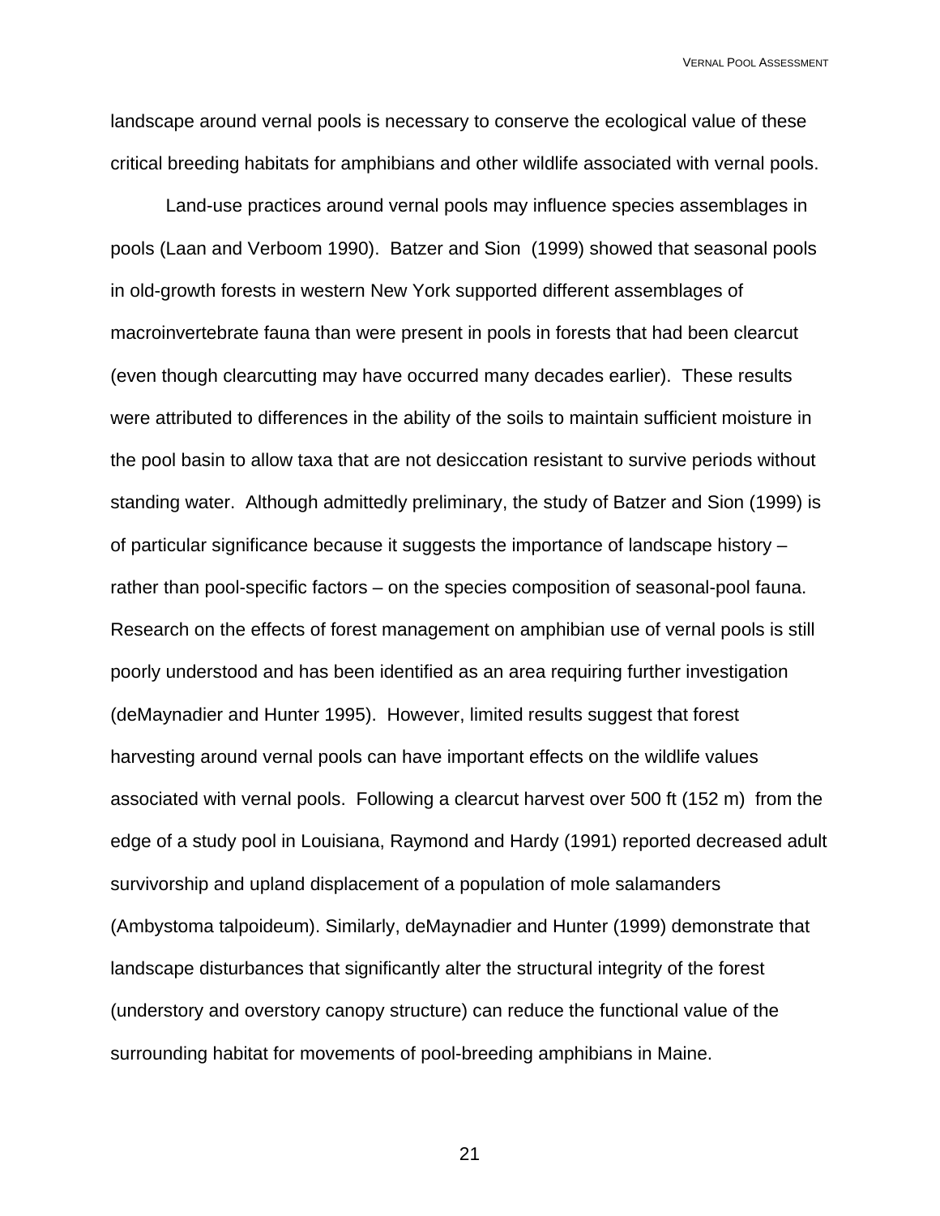landscape around vernal pools is necessary to conserve the ecological value of these critical breeding habitats for amphibians and other wildlife associated with vernal pools.

Land-use practices around vernal pools may influence species assemblages in pools (Laan and Verboom 1990). Batzer and Sion (1999) showed that seasonal pools in old-growth forests in western New York supported different assemblages of macroinvertebrate fauna than were present in pools in forests that had been clearcut (even though clearcutting may have occurred many decades earlier). These results were attributed to differences in the ability of the soils to maintain sufficient moisture in the pool basin to allow taxa that are not desiccation resistant to survive periods without standing water. Although admittedly preliminary, the study of Batzer and Sion (1999) is of particular significance because it suggests the importance of landscape history – rather than pool-specific factors – on the species composition of seasonal-pool fauna. Research on the effects of forest management on amphibian use of vernal pools is still poorly understood and has been identified as an area requiring further investigation (deMaynadier and Hunter 1995). However, limited results suggest that forest harvesting around vernal pools can have important effects on the wildlife values associated with vernal pools. Following a clearcut harvest over 500 ft (152 m) from the edge of a study pool in Louisiana, Raymond and Hardy (1991) reported decreased adult survivorship and upland displacement of a population of mole salamanders (Ambystoma talpoideum). Similarly, deMaynadier and Hunter (1999) demonstrate that landscape disturbances that significantly alter the structural integrity of the forest (understory and overstory canopy structure) can reduce the functional value of the surrounding habitat for movements of pool-breeding amphibians in Maine.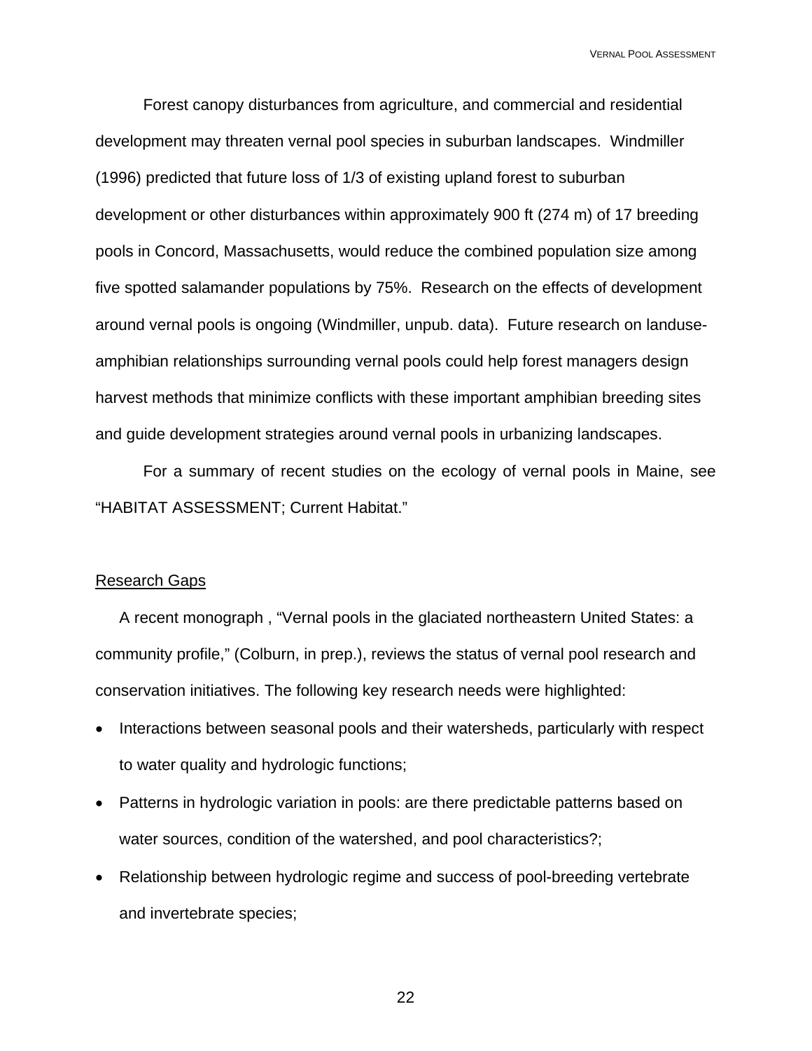Forest canopy disturbances from agriculture, and commercial and residential development may threaten vernal pool species in suburban landscapes. Windmiller (1996) predicted that future loss of 1/3 of existing upland forest to suburban development or other disturbances within approximately 900 ft (274 m) of 17 breeding pools in Concord, Massachusetts, would reduce the combined population size among five spotted salamander populations by 75%. Research on the effects of development around vernal pools is ongoing (Windmiller, unpub. data). Future research on landuse-amphibian relationships surrounding vernal pools could help forest managers design harvest methods that minimize conflicts with these important amphibian breeding sites and guide development strategies around vernal pools in urbanizing landscapes.

For a summary of recent studies on the ecology of vernal pools in Maine, see "HABITAT ASSESSMENT; Current Habitat."

## Research Gaps

A recent monograph , "Vernal pools in the glaciated northeastern United States: a community profile," (Colburn, in prep.), reviews the status of vernal pool research and conservation initiatives. The following key research needs were highlighted:

- Interactions between seasonal pools and their watersheds, particularly with respect to water quality and hydrologic functions;
- Patterns in hydrologic variation in pools: are there predictable patterns based on water sources, condition of the watershed, and pool characteristics?;
- Relationship between hydrologic regime and success of pool-breeding vertebrate and invertebrate species;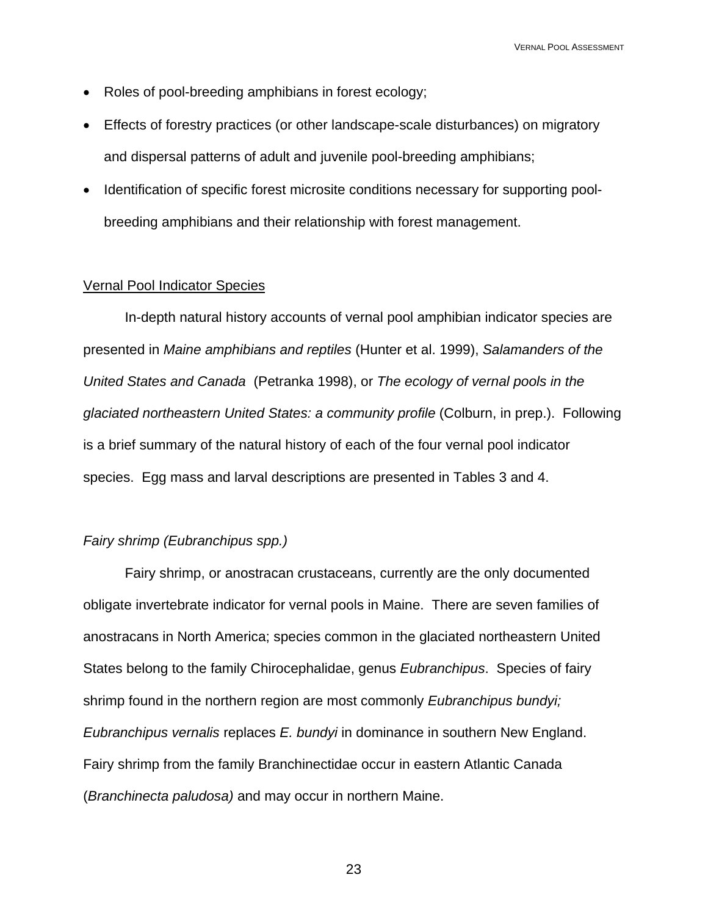- Roles of pool-breeding amphibians in forest ecology;
- Effects of forestry practices (or other landscape-scale disturbances) on migratory and dispersal patterns of adult and juvenile pool-breeding amphibians;
- Identification of specific forest microsite conditions necessary for supporting pool-breeding amphibians and their relationship with forest management.

## Vernal Pool Indicator Species

In-depth natural history accounts of vernal pool amphibian indicator species are presented in *Maine amphibians and reptiles* (Hunter et al. 1999), *Salamanders of the United States and Canada* (Petranka 1998), or *The ecology of vernal pools in the glaciated northeastern United States: a community profile* (Colburn, in prep.). Following is a brief summary of the natural history of each of the four vernal pool indicator species. Egg mass and larval descriptions are presented in Tables 3 and 4.

### *Fairy shrimp (Eubranchipus spp.)*

Fairy shrimp, or anostracan crustaceans, currently are the only documented obligate invertebrate indicator for vernal pools in Maine. There are seven families of anostracans in North America; species common in the glaciated northeastern United States belong to the family Chirocephalidae, genus *Eubranchipus*. Species of fairy shrimp found in the northern region are most commonly *Eubranchipus bundyi; Eubranchipus vernalis* replaces *E. bundyi* in dominance in southern New England. Fairy shrimp from the family Branchinectidae occur in eastern Atlantic Canada (*Branchinecta paludosa)* and may occur in northern Maine.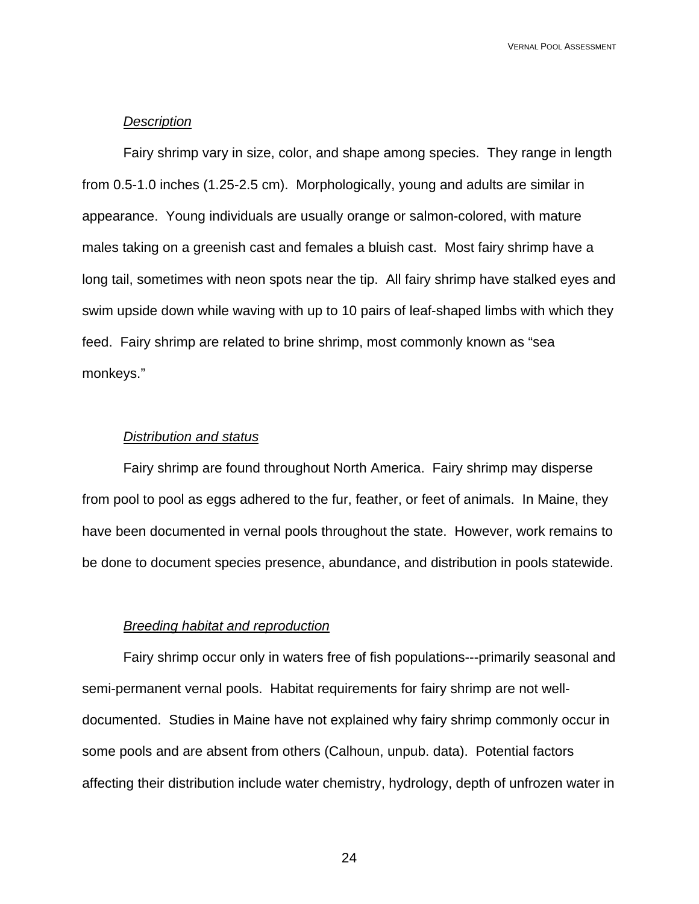*Description*

Fairy shrimp vary in size, color, and shape among species. They range in length from 0.5-1.0 inches (1.25-2.5 cm). Morphologically, young and adults are similar in appearance. Young individuals are usually orange or salmon-colored, with mature males taking on a greenish cast and females a bluish cast. Most fairy shrimp have a long tail, sometimes with neon spots near the tip. All fairy shrimp have stalked eyes and swim upside down while waving with up to 10 pairs of leaf-shaped limbs with which they feed. Fairy shrimp are related to brine shrimp, most commonly known as "sea monkeys."

*Distribution and status*

Fairy shrimp are found throughout North America. Fairy shrimp may disperse from pool to pool as eggs adhered to the fur, feather, or feet of animals. In Maine, they have been documented in vernal pools throughout the state. However, work remains to be done to document species presence, abundance, and distribution in pools statewide.

*Breeding habitat and reproduction*

Fairy shrimp occur only in waters free of fish populations---primarily seasonal and semi-permanent vernal pools. Habitat requirements for fairy shrimp are not well-documented. Studies in Maine have not explained why fairy shrimp commonly occur in some pools and are absent from others (Calhoun, unpub. data). Potential factors affecting their distribution include water chemistry, hydrology, depth of unfrozen water in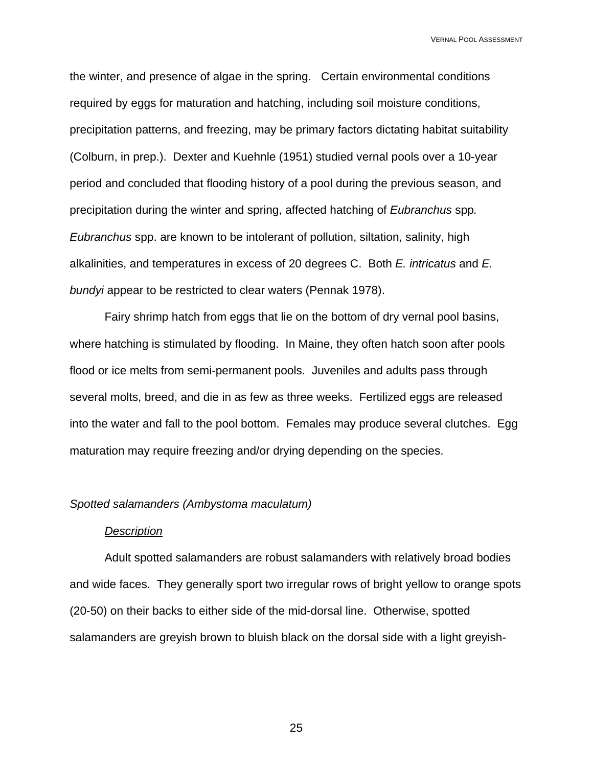the winter, and presence of algae in the spring. Certain environmental conditions required by eggs for maturation and hatching, including soil moisture conditions, precipitation patterns, and freezing, may be primary factors dictating habitat suitability (Colburn, in prep.). Dexter and Kuehnle (1951) studied vernal pools over a 10-year period and concluded that flooding history of a pool during the previous season, and precipitation during the winter and spring, affected hatching of *Eubranchus* spp. *Eubranchus* spp. are known to be intolerant of pollution, siltation, salinity, high alkalinities, and temperatures in excess of 20 degrees C. Both *E. intricatus* and *E. bundyi* appear to be restricted to clear waters (Pennak 1978).

Fairy shrimp hatch from eggs that lie on the bottom of dry vernal pool basins, where hatching is stimulated by flooding. In Maine, they often hatch soon after pools flood or ice melts from semi-permanent pools. Juveniles and adults pass through several molts, breed, and die in as few as three weeks. Fertilized eggs are released into the water and fall to the pool bottom. Females may produce several clutches. Egg maturation may require freezing and/or drying depending on the species.

### *Spotted salamanders (Ambystoma maculatum)*

#### *Description*

Adult spotted salamanders are robust salamanders with relatively broad bodies and wide faces. They generally sport two irregular rows of bright yellow to orange spots (20-50) on their backs to either side of the mid-dorsal line. Otherwise, spotted salamanders are greyish brown to bluish black on the dorsal side with a light greyish-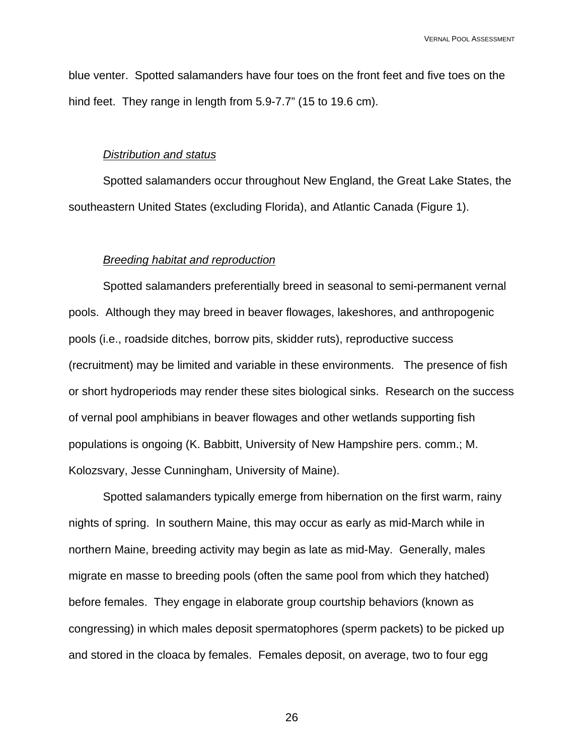blue venter. Spotted salamanders have four toes on the front feet and five toes on the hind feet. They range in length from 5.9-7.7" (15 to 19.6 cm).

*Distribution and status*

Spotted salamanders occur throughout New England, the Great Lake States, the southeastern United States (excluding Florida), and Atlantic Canada (Figure 1).

*Breeding habitat and reproduction*

Spotted salamanders preferentially breed in seasonal to semi-permanent vernal pools. Although they may breed in beaver flowages, lakeshores, and anthropogenic pools (i.e., roadside ditches, borrow pits, skidder ruts), reproductive success (recruitment) may be limited and variable in these environments. The presence of fish or short hydroperiods may render these sites biological sinks. Research on the success of vernal pool amphibians in beaver flowages and other wetlands supporting fish populations is ongoing (K. Babbitt, University of New Hampshire pers. comm.; M. Kolozsvary, Jesse Cunningham, University of Maine).

Spotted salamanders typically emerge from hibernation on the first warm, rainy nights of spring. In southern Maine, this may occur as early as mid-March while in northern Maine, breeding activity may begin as late as mid-May. Generally, males migrate en masse to breeding pools (often the same pool from which they hatched) before females. They engage in elaborate group courtship behaviors (known as congressing) in which males deposit spermatophores (sperm packets) to be picked up and stored in the cloaca by females. Females deposit, on average, two to four egg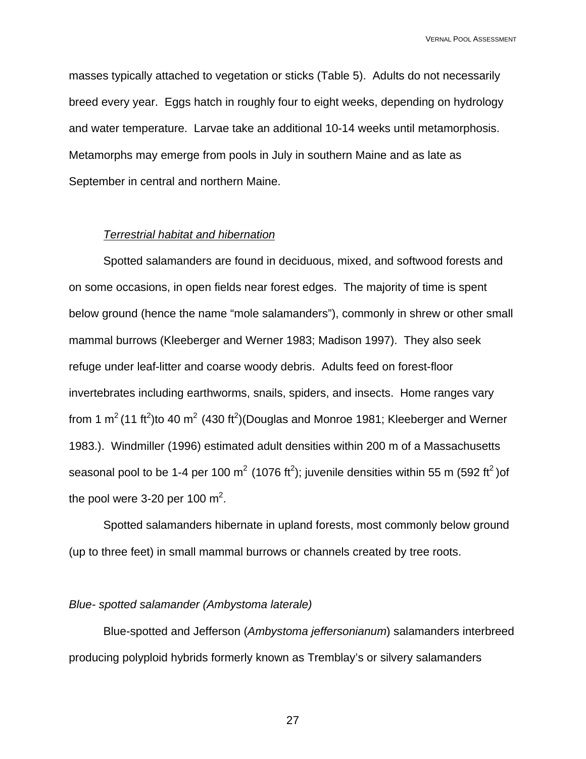masses typically attached to vegetation or sticks (Table 5). Adults do not necessarily breed every year. Eggs hatch in roughly four to eight weeks, depending on hydrology and water temperature. Larvae take an additional 10-14 weeks until metamorphosis. Metamorphs may emerge from pools in July in southern Maine and as late as September in central and northern Maine.

*Terrestrial habitat and hibernation*

Spotted salamanders are found in deciduous, mixed, and softwood forests and on some occasions, in open fields near forest edges. The majority of time is spent below ground (hence the name "mole salamanders"), commonly in shrew or other small mammal burrows (Kleeberger and Werner 1983; Madison 1997). They also seek refuge under leaf-litter and coarse woody debris. Adults feed on forest-floor invertebrates including earthworms, snails, spiders, and insects. Home ranges vary from 1 $m^2$ (11 $ft^2$)to 40 $m^2$ (430 $ft^2$)(Douglas and Monroe 1981; Kleeberger and Werner 1983.). Windmiller (1996) estimated adult densities within 200 m of a Massachusetts seasonal pool to be 1-4 per 100 $m^2$ (1076 $ft^2$); juvenile densities within 55 m (592 $ft^2$ )of the pool were 3-20 per 100 $m^2$.

Spotted salamanders hibernate in upland forests, most commonly below ground (up to three feet) in small mammal burrows or channels created by tree roots.

*Blue- spotted salamander (Ambystoma laterale)*

Blue-spotted and Jefferson (*Ambystoma jeffersonianum*) salamanders interbreed producing polyploid hybrids formerly known as Tremblay's or silvery salamanders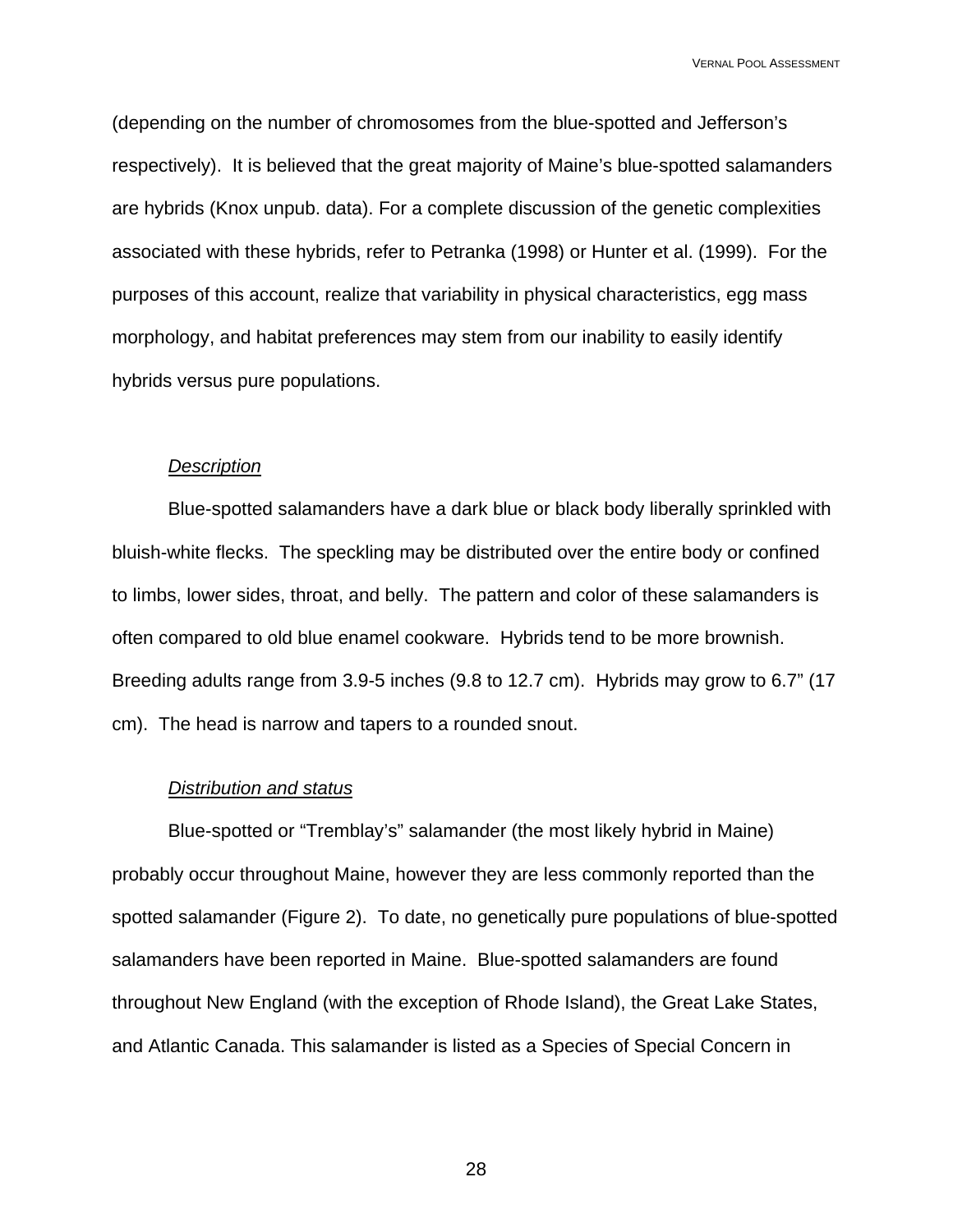(depending on the number of chromosomes from the blue-spotted and Jefferson's respectively). It is believed that the great majority of Maine's blue-spotted salamanders are hybrids (Knox unpub. data). For a complete discussion of the genetic complexities associated with these hybrids, refer to Petranka (1998) or Hunter et al. (1999). For the purposes of this account, realize that variability in physical characteristics, egg mass morphology, and habitat preferences may stem from our inability to easily identify hybrids versus pure populations.

*Description*

Blue-spotted salamanders have a dark blue or black body liberally sprinkled with bluish-white flecks. The speckling may be distributed over the entire body or confined to limbs, lower sides, throat, and belly. The pattern and color of these salamanders is often compared to old blue enamel cookware. Hybrids tend to be more brownish. Breeding adults range from 3.9-5 inches (9.8 to 12.7 cm). Hybrids may grow to 6.7" (17 cm). The head is narrow and tapers to a rounded snout.

*Distribution and status*

Blue-spotted or "Tremblay's" salamander (the most likely hybrid in Maine) probably occur throughout Maine, however they are less commonly reported than the spotted salamander (Figure 2). To date, no genetically pure populations of blue-spotted salamanders have been reported in Maine. Blue-spotted salamanders are found throughout New England (with the exception of Rhode Island), the Great Lake States, and Atlantic Canada. This salamander is listed as a Species of Special Concern in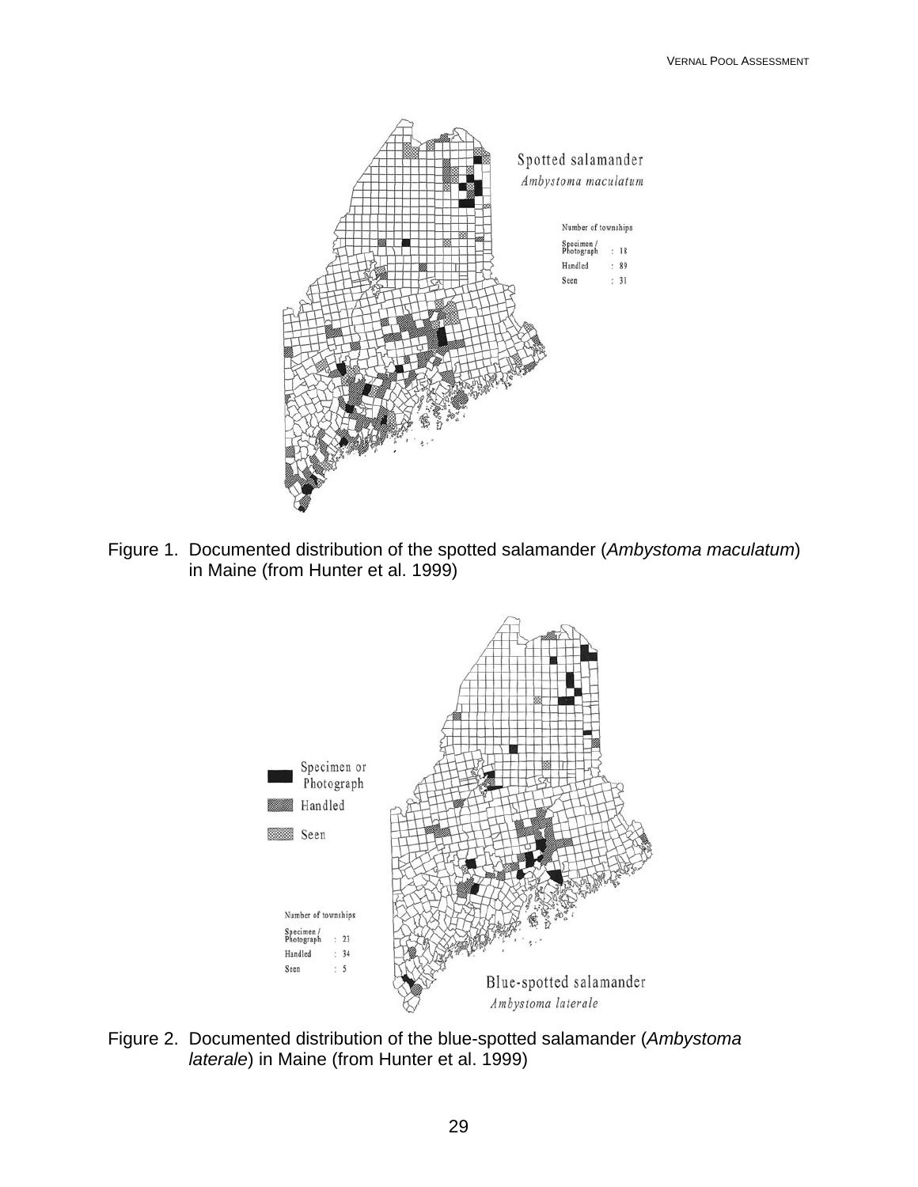Spotted salamander
*Ambystoma maculatum*

Number of townships

Specimen / Photograph : 18
Handled : 89
Seen : 31

Figure 1. Documented distribution of the spotted salamander (*Ambystoma maculatum*) in Maine (from Hunter et al. 1999)

Specimen or Photograph
Handled
Seen

Number of townships

Specimen / Photograph : 23
Handled : 34
Seen : 5

Blue-spotted salamander
*Ambystoma laterale*

Figure 2. Documented distribution of the blue-spotted salamander (*Ambystoma laterale*) in Maine (from Hunter et al. 1999)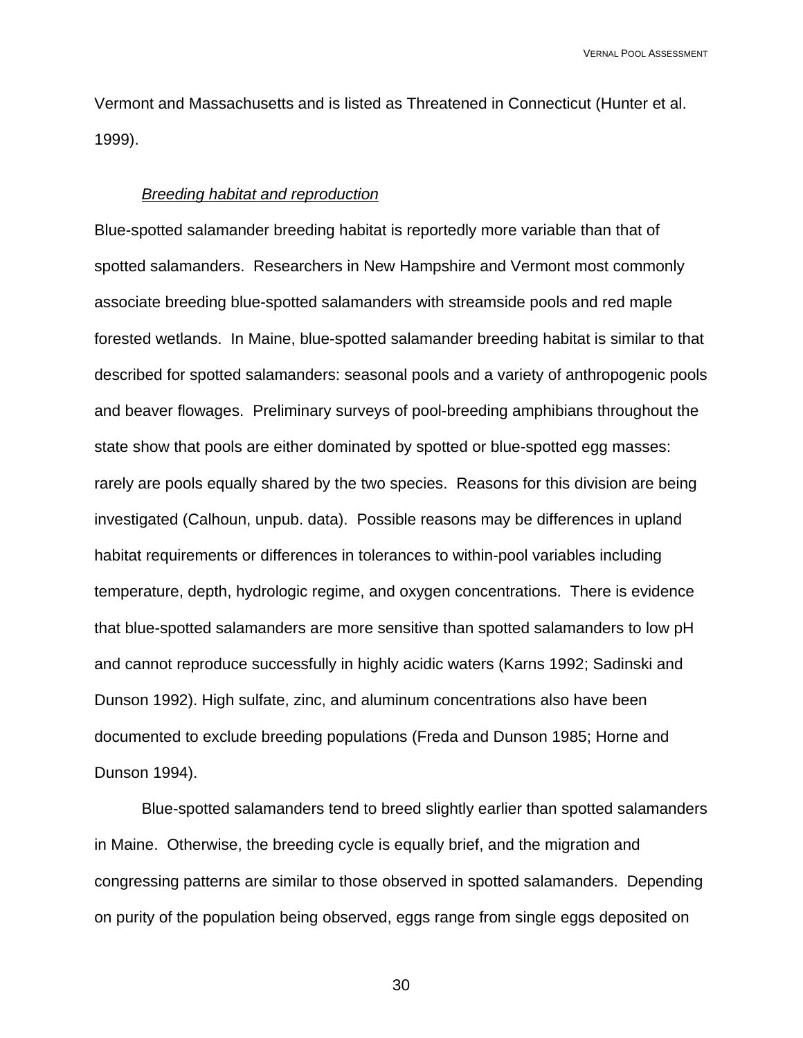Vermont and Massachusetts and is listed as Threatened in Connecticut (Hunter et al. 1999).

*Breeding habitat and reproduction*

Blue-spotted salamander breeding habitat is reportedly more variable than that of spotted salamanders. Researchers in New Hampshire and Vermont most commonly associate breeding blue-spotted salamanders with streamside pools and red maple forested wetlands. In Maine, blue-spotted salamander breeding habitat is similar to that described for spotted salamanders: seasonal pools and a variety of anthropogenic pools and beaver flowages. Preliminary surveys of pool-breeding amphibians throughout the state show that pools are either dominated by spotted or blue-spotted egg masses: rarely are pools equally shared by the two species. Reasons for this division are being investigated (Calhoun, unpub. data). Possible reasons may be differences in upland habitat requirements or differences in tolerances to within-pool variables including temperature, depth, hydrologic regime, and oxygen concentrations. There is evidence that blue-spotted salamanders are more sensitive than spotted salamanders to low pH and cannot reproduce successfully in highly acidic waters (Karns 1992; Sadinski and Dunson 1992). High sulfate, zinc, and aluminum concentrations also have been documented to exclude breeding populations (Freda and Dunson 1985; Horne and Dunson 1994).

Blue-spotted salamanders tend to breed slightly earlier than spotted salamanders in Maine. Otherwise, the breeding cycle is equally brief, and the migration and congressing patterns are similar to those observed in spotted salamanders. Depending on purity of the population being observed, eggs range from single eggs deposited on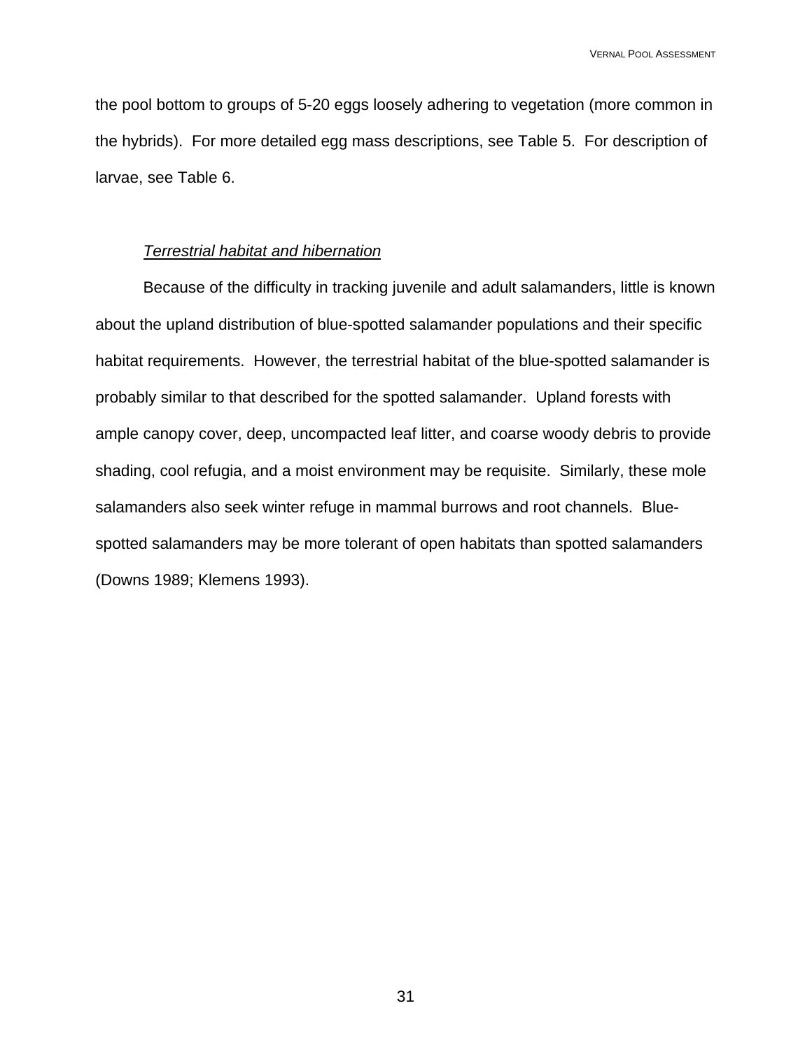the pool bottom to groups of 5-20 eggs loosely adhering to vegetation (more common in the hybrids). For more detailed egg mass descriptions, see Table 5. For description of larvae, see Table 6.

*Terrestrial habitat and hibernation*

Because of the difficulty in tracking juvenile and adult salamanders, little is known about the upland distribution of blue-spotted salamander populations and their specific habitat requirements. However, the terrestrial habitat of the blue-spotted salamander is probably similar to that described for the spotted salamander. Upland forests with ample canopy cover, deep, uncompacted leaf litter, and coarse woody debris to provide shading, cool refugia, and a moist environment may be requisite. Similarly, these mole salamanders also seek winter refuge in mammal burrows and root channels. Blue-spotted salamanders may be more tolerant of open habitats than spotted salamanders (Downs 1989; Klemens 1993).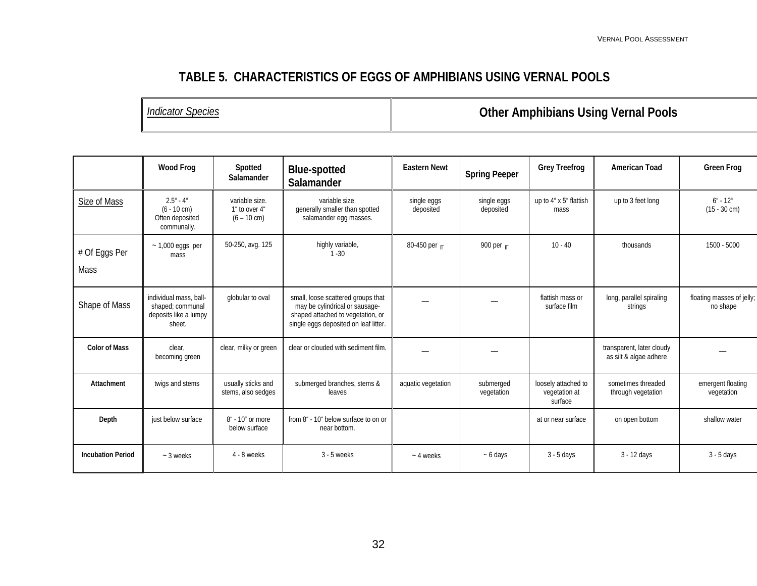# TABLE 5. CHARACTERISTICS OF EGGS OF AMPHIBIANS USING VERNAL POOLS

| | *Indicator Species* | | | Other Amphibians Using Vernal Pools | | | | |
|---|---|---|---|---|---|---|---|---|
| | **Wood Frog** | **Spotted Salamander** | **Blue-spotted Salamander** | **Eastern Newt** | **Spring Peeper** | **Grey Treefrog** | **American Toad** | **Green Frog** |
| Size of Mass | 2.5" - 4" (6 - 10 cm) Often deposited communally. | variable size. 1" to over 4" (6 – 10 cm) | variable size. generally smaller than spotted salamander egg masses. | single eggs deposited | single eggs deposited | up to 4" x 5" flattish mass | up to 3 feet long | 6" - 12" (15 - 30 cm) |
| # Of Eggs Per Mass | ~ 1,000 eggs per mass | 50-250, avg. 125 | highly variable, 1 -30 | 80-450 per ♀ | 900 per ♀ | 10 - 40 | thousands | 1500 - 5000 |
| Shape of Mass | individual mass, ball-shaped; communal deposits like a lumpy sheet. | globular to oval | small, loose scattered groups that may be cylindrical or sausage-shaped attached to vegetation, or single eggs deposited on leaf litter. | — | — | flattish mass or surface film | long, parallel spiraling strings | floating masses of jelly; no shape |
| **Color of Mass** | clear, becoming green | clear, milky or green | clear or clouded with sediment film. | — | — | | transparent, later cloudy as silt & algae adhere | — |
| **Attachment** | twigs and stems | usually sticks and stems, also sedges | submerged branches, stems & leaves | aquatic vegetation | submerged vegetation | loosely attached to vegetation at surface | sometimes threaded through vegetation | emergent floating vegetation |
| **Depth** | just below surface | 8" - 10" or more below surface | from 8" - 10" below surface to on or near bottom. | | | at or near surface | on open bottom | shallow water |
| **Incubation Period** | ~ 3 weeks | 4 - 8 weeks | 3 - 5 weeks | ~ 4 weeks | ~ 6 days | 3 - 5 days | 3 - 12 days | 3 - 5 days |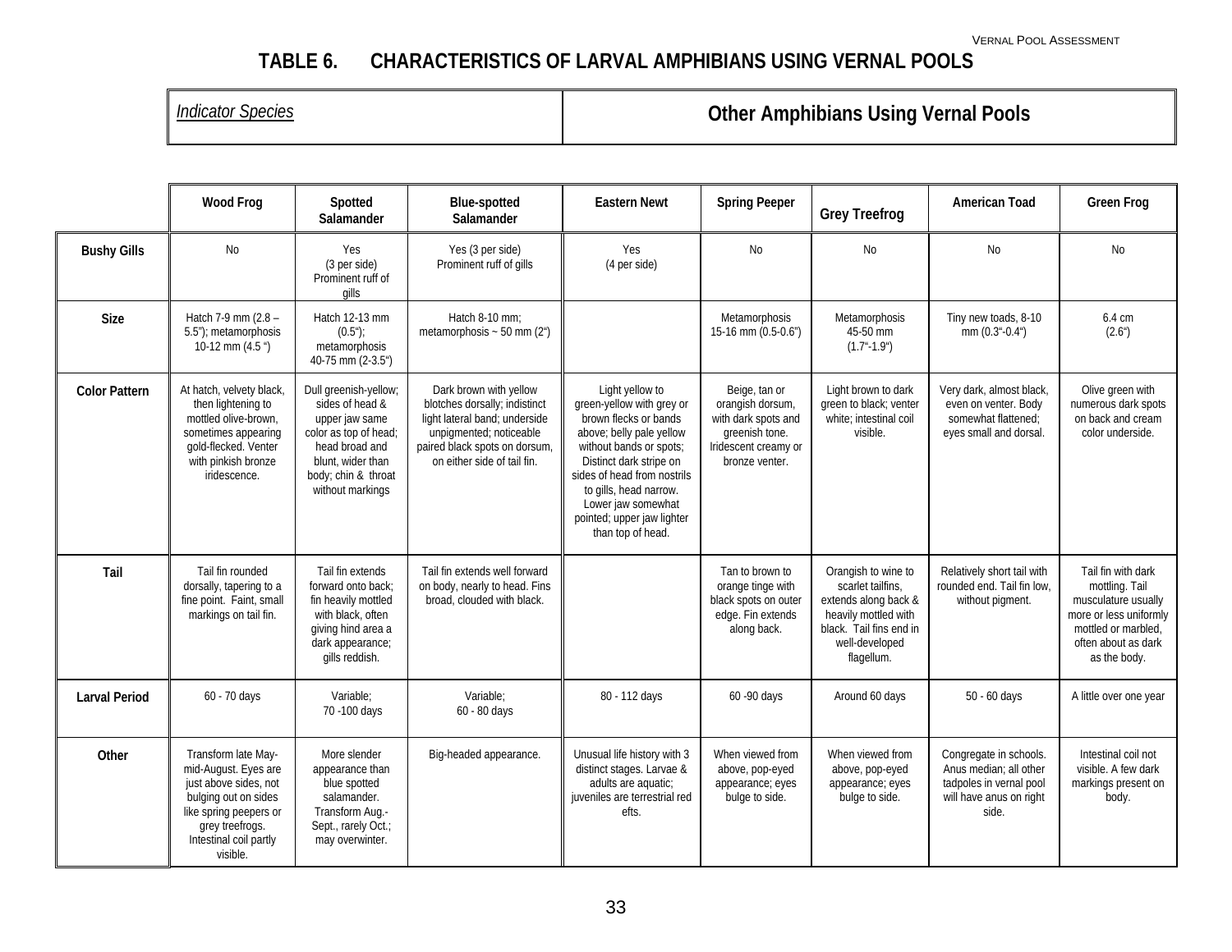# TABLE 6. CHARACTERISTICS OF LARVAL AMPHIBIANS USING VERNAL POOLS

| | *Indicator Species* | | | **Other Amphibians Using Vernal Pools** | | | | |
|---|---|---|---|---|---|---|---|---|
| | **Wood Frog** | **Spotted Salamander** | **Blue-spotted Salamander** | **Eastern Newt** | **Spring Peeper** | **Grey Treefrog** | **American Toad** | **Green Frog** |
| **Bushy Gills** | No | Yes (3 per side) Prominent ruff of gills | Yes (3 per side) Prominent ruff of gills | Yes (4 per side) | No | No | No | No |
| **Size** | Hatch 7-9 mm (2.8 – 5.5"); metamorphosis 10-12 mm (4.5 ") | Hatch 12-13 mm (0.5"); metamorphosis 40-75 mm (2-3.5") | Hatch 8-10 mm; metamorphosis ~ 50 mm (2") | | Metamorphosis 15-16 mm (0.5-0.6") | Metamorphosis 45-50 mm (1.7"-1.9") | Tiny new toads, 8-10 mm (0.3"-0.4") | 6.4 cm (2.6") |
| **Color Pattern** | At hatch, velvety black, then lightening to mottled olive-brown, sometimes appearing gold-flecked. Venter with pinkish bronze iridescence. | Dull greenish-yellow; sides of head & upper jaw same color as top of head; head broad and blunt, wider than body; chin & throat without markings | Dark brown with yellow blotches dorsally; indistinct light lateral band; underside unpigmented; noticeable paired black spots on dorsum, on either side of tail fin. | Light yellow to green-yellow with grey or brown flecks or bands above; belly pale yellow without bands or spots; Distinct dark stripe on sides of head from nostrils to gills, head narrow. Lower jaw somewhat pointed; upper jaw lighter than top of head. | Beige, tan or orangish dorsum, with dark spots and greenish tone. Iridescent creamy or bronze venter. | Light brown to dark green to black; venter white; intestinal coil visible. | Very dark, almost black, even on venter. Body somewhat flattened; eyes small and dorsal. | Olive green with numerous dark spots on back and cream color underside. |
| **Tail** | Tail fin rounded dorsally, tapering to a fine point. Faint, small markings on tail fin. | Tail fin extends forward onto back; fin heavily mottled with black, often giving hind area a dark appearance; gills reddish. | Tail fin extends well forward on body, nearly to head. Fins broad, clouded with black. | | Tan to brown to orange tinge with black spots on outer edge. Fin extends along back. | Orangish to wine to scarlet tailfins, extends along back & heavily mottled with black. Tail fins end in well-developed flagellum. | Relatively short tail with rounded end. Tail fin low, without pigment. | Tail fin with dark mottling. Tail musculature usually more or less uniformly mottled or marbled, often about as dark as the body. |
| **Larval Period** | 60 - 70 days | Variable; 70 -100 days | Variable; 60 - 80 days | 80 - 112 days | 60 -90 days | Around 60 days | 50 - 60 days | A little over one year |
| **Other** | Transform late May-mid-August. Eyes are just above sides, not bulging out on sides like spring peepers or grey treefrogs. Intestinal coil partly visible. | More slender appearance than blue spotted salamander. Transform Aug.-Sept., rarely Oct.; may overwinter. | Big-headed appearance. | Unusual life history with 3 distinct stages. Larvae & adults are aquatic; juveniles are terrestrial red efts. | When viewed from above, pop-eyed appearance; eyes bulge to side. | When viewed from above, pop-eyed appearance; eyes bulge to side. | Congregate in schools. Anus median; all other tadpoles in vernal pool will have anus on right side. | Intestinal coil not visible. A few dark markings present on body. |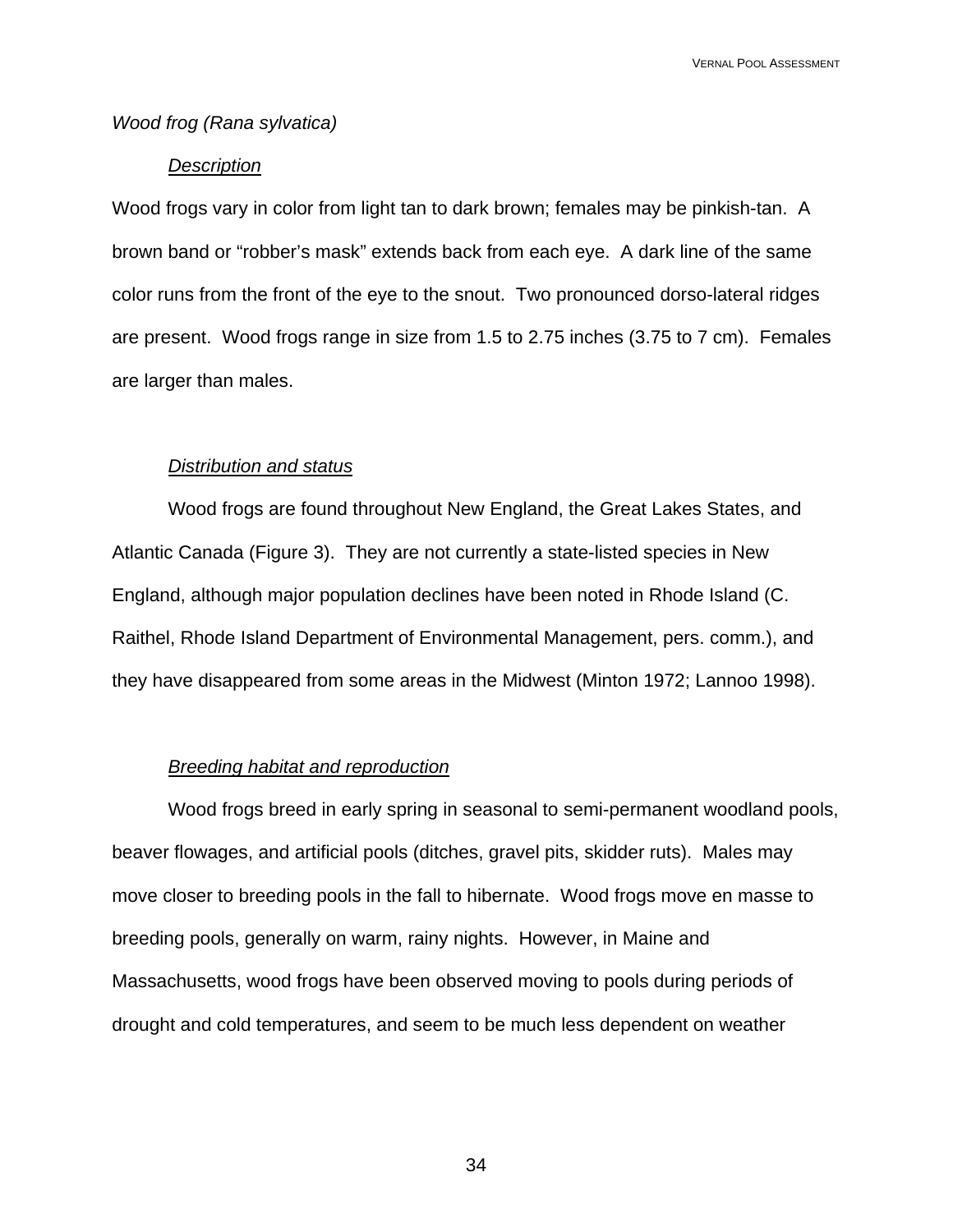*Wood frog (Rana sylvatica)*

*Description*

Wood frogs vary in color from light tan to dark brown; females may be pinkish-tan. A brown band or "robber's mask" extends back from each eye. A dark line of the same color runs from the front of the eye to the snout. Two pronounced dorso-lateral ridges are present. Wood frogs range in size from 1.5 to 2.75 inches (3.75 to 7 cm). Females are larger than males.

*Distribution and status*

Wood frogs are found throughout New England, the Great Lakes States, and Atlantic Canada (Figure 3). They are not currently a state-listed species in New England, although major population declines have been noted in Rhode Island (C. Raithel, Rhode Island Department of Environmental Management, pers. comm.), and they have disappeared from some areas in the Midwest (Minton 1972; Lannoo 1998).

*Breeding habitat and reproduction*

Wood frogs breed in early spring in seasonal to semi-permanent woodland pools, beaver flowages, and artificial pools (ditches, gravel pits, skidder ruts). Males may move closer to breeding pools in the fall to hibernate. Wood frogs move en masse to breeding pools, generally on warm, rainy nights. However, in Maine and Massachusetts, wood frogs have been observed moving to pools during periods of drought and cold temperatures, and seem to be much less dependent on weather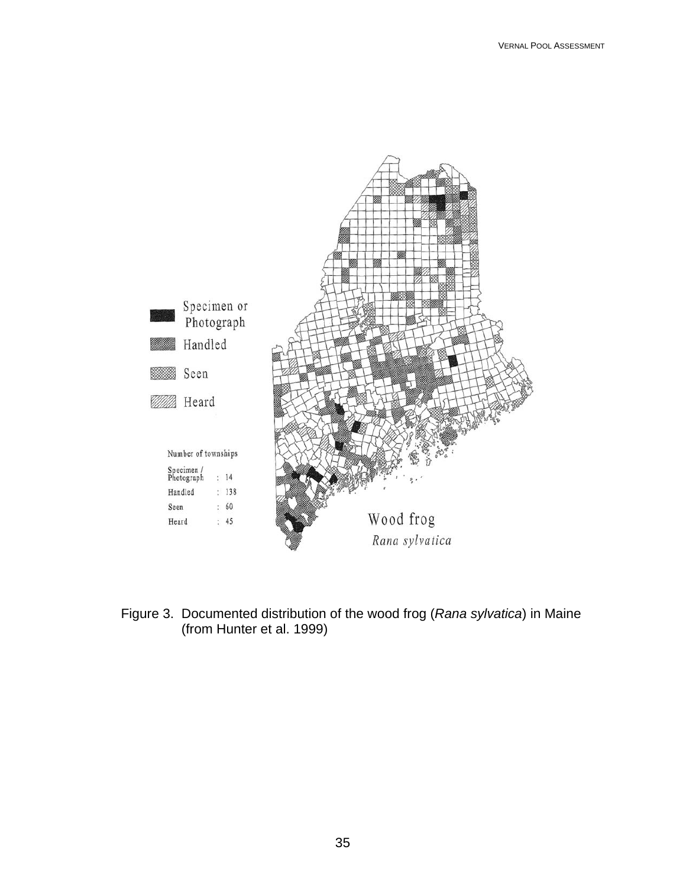Figure 3. Documented distribution of the wood frog (*Rana sylvatica*) in Maine (from Hunter et al. 1999)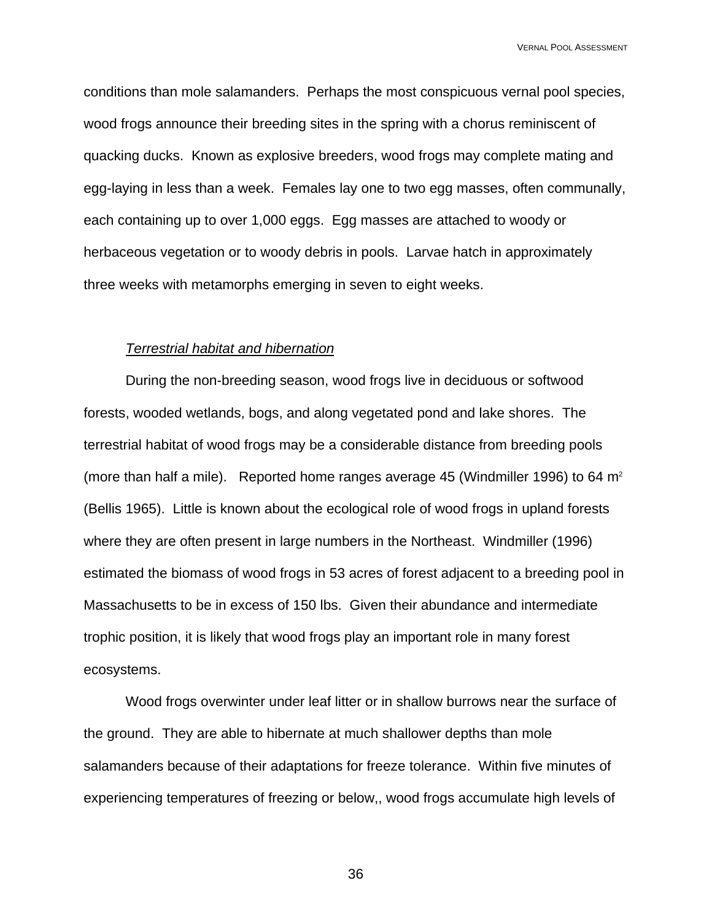conditions than mole salamanders. Perhaps the most conspicuous vernal pool species, wood frogs announce their breeding sites in the spring with a chorus reminiscent of quacking ducks. Known as explosive breeders, wood frogs may complete mating and egg-laying in less than a week. Females lay one to two egg masses, often communally, each containing up to over 1,000 eggs. Egg masses are attached to woody or herbaceous vegetation or to woody debris in pools. Larvae hatch in approximately three weeks with metamorphs emerging in seven to eight weeks.

*Terrestrial habitat and hibernation*

During the non-breeding season, wood frogs live in deciduous or softwood forests, wooded wetlands, bogs, and along vegetated pond and lake shores. The terrestrial habitat of wood frogs may be a considerable distance from breeding pools (more than half a mile). Reported home ranges average 45 (Windmiller 1996) to 64 $m^2$ (Bellis 1965). Little is known about the ecological role of wood frogs in upland forests where they are often present in large numbers in the Northeast. Windmiller (1996) estimated the biomass of wood frogs in 53 acres of forest adjacent to a breeding pool in Massachusetts to be in excess of 150 lbs. Given their abundance and intermediate trophic position, it is likely that wood frogs play an important role in many forest ecosystems.

Wood frogs overwinter under leaf litter or in shallow burrows near the surface of the ground. They are able to hibernate at much shallower depths than mole salamanders because of their adaptations for freeze tolerance. Within five minutes of experiencing temperatures of freezing or below,, wood frogs accumulate high levels of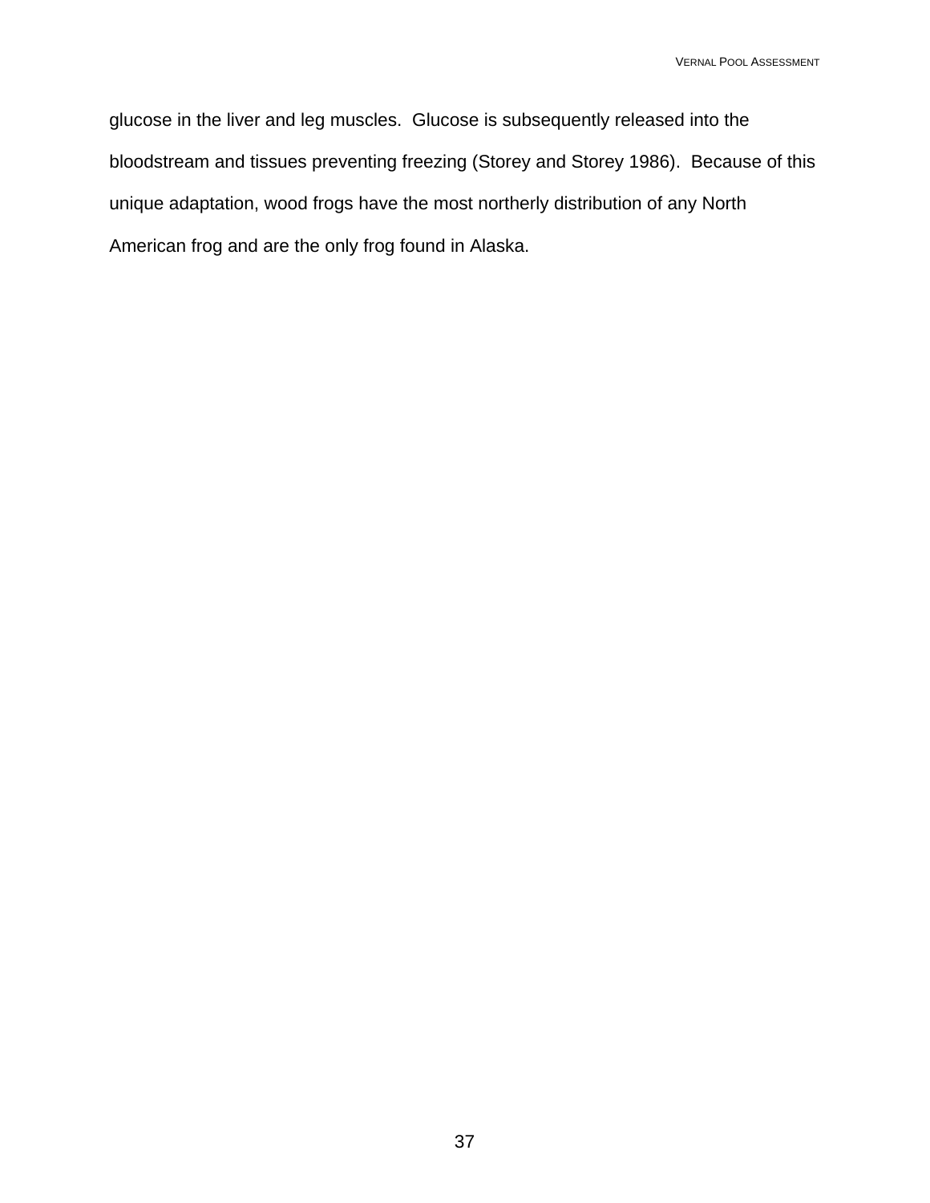glucose in the liver and leg muscles.  Glucose is subsequently released into the bloodstream and tissues preventing freezing (Storey and Storey 1986).  Because of this unique adaptation, wood frogs have the most northerly distribution of any North American frog and are the only frog found in Alaska.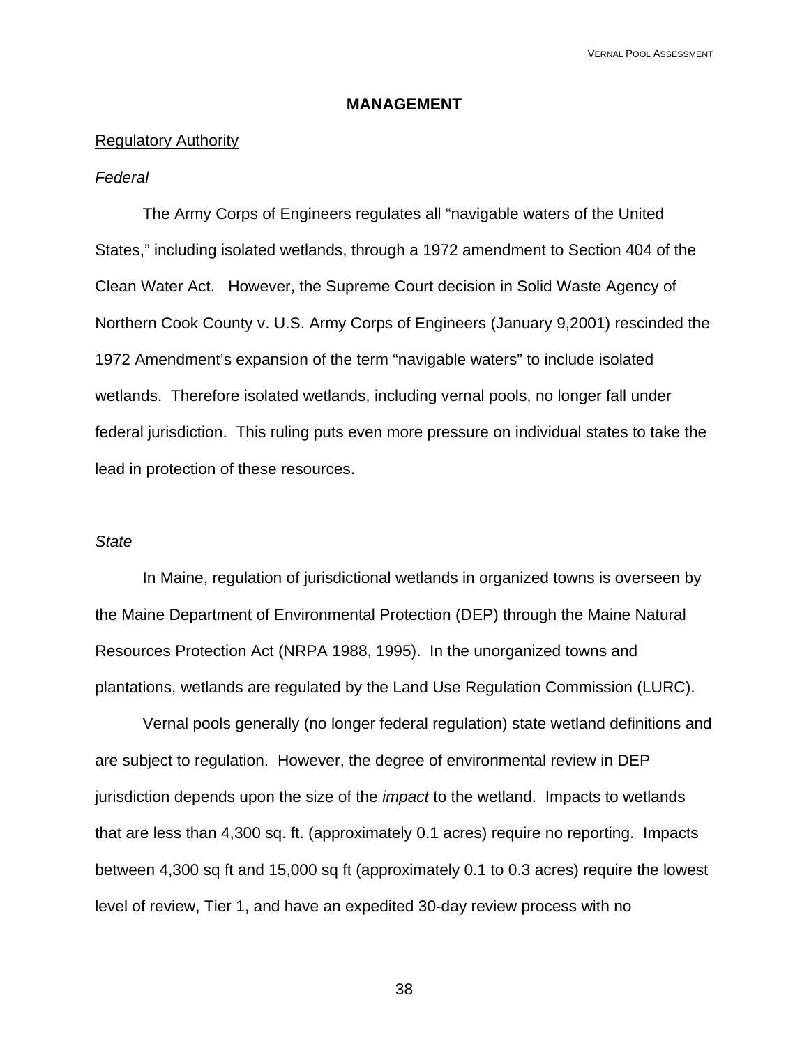# MANAGEMENT

## Regulatory Authority

### *Federal*

The Army Corps of Engineers regulates all “navigable waters of the United States,” including isolated wetlands, through a 1972 amendment to Section 404 of the Clean Water Act. However, the Supreme Court decision in Solid Waste Agency of Northern Cook County v. U.S. Army Corps of Engineers (January 9,2001) rescinded the 1972 Amendment’s expansion of the term “navigable waters” to include isolated wetlands. Therefore isolated wetlands, including vernal pools, no longer fall under federal jurisdiction. This ruling puts even more pressure on individual states to take the lead in protection of these resources.

### *State*

In Maine, regulation of jurisdictional wetlands in organized towns is overseen by the Maine Department of Environmental Protection (DEP) through the Maine Natural Resources Protection Act (NRPA 1988, 1995). In the unorganized towns and plantations, wetlands are regulated by the Land Use Regulation Commission (LURC).

Vernal pools generally (no longer federal regulation) state wetland definitions and are subject to regulation. However, the degree of environmental review in DEP jurisdiction depends upon the size of the *impact* to the wetland. Impacts to wetlands that are less than 4,300 sq. ft. (approximately 0.1 acres) require no reporting. Impacts between 4,300 sq ft and 15,000 sq ft (approximately 0.1 to 0.3 acres) require the lowest level of review, Tier 1, and have an expedited 30-day review process with no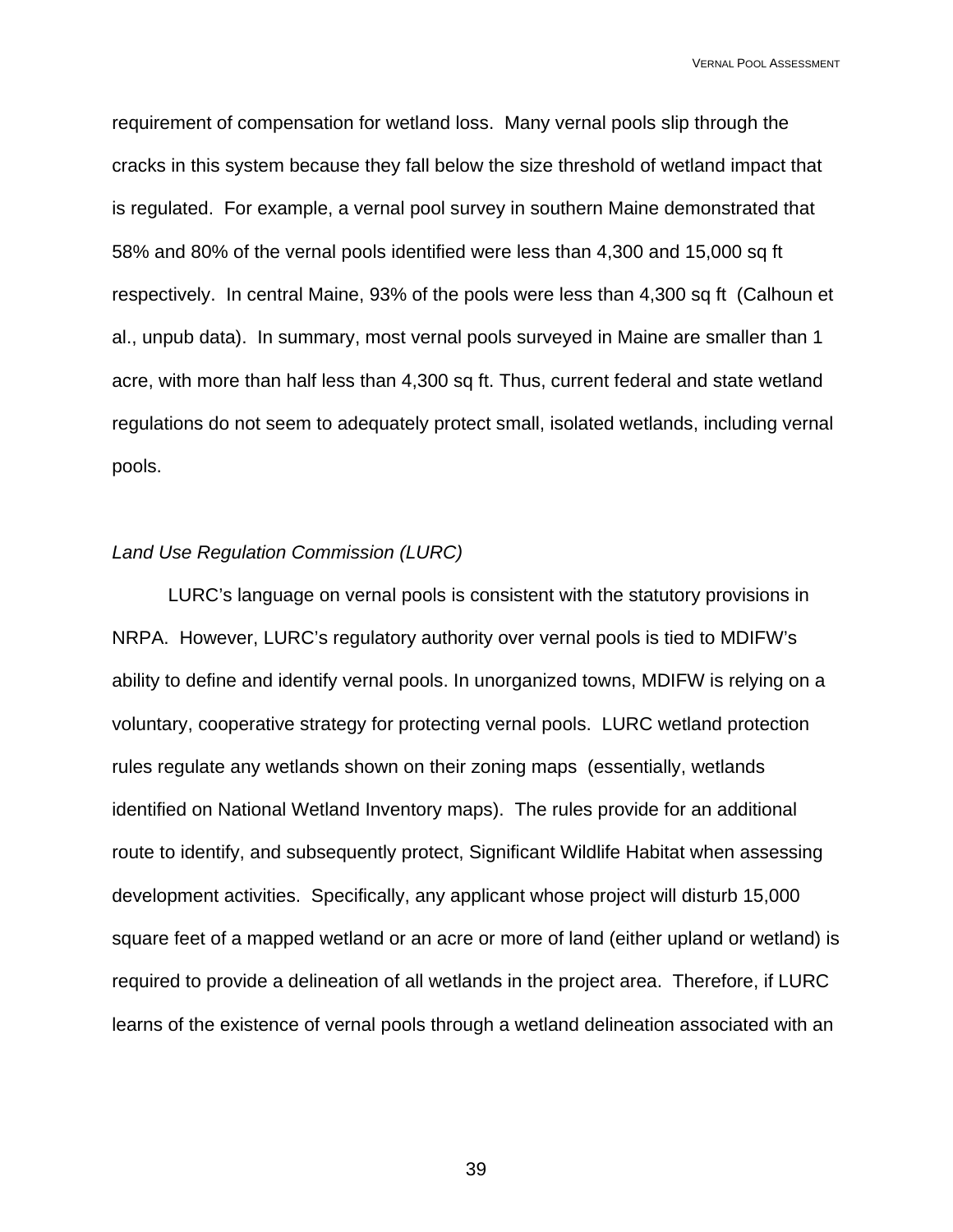requirement of compensation for wetland loss. Many vernal pools slip through the cracks in this system because they fall below the size threshold of wetland impact that is regulated. For example, a vernal pool survey in southern Maine demonstrated that 58% and 80% of the vernal pools identified were less than 4,300 and 15,000 sq ft respectively. In central Maine, 93% of the pools were less than 4,300 sq ft (Calhoun et al., unpub data). In summary, most vernal pools surveyed in Maine are smaller than 1 acre, with more than half less than 4,300 sq ft. Thus, current federal and state wetland regulations do not seem to adequately protect small, isolated wetlands, including vernal pools.

*Land Use Regulation Commission (LURC)*

LURC's language on vernal pools is consistent with the statutory provisions in NRPA. However, LURC's regulatory authority over vernal pools is tied to MDIFW's ability to define and identify vernal pools. In unorganized towns, MDIFW is relying on a voluntary, cooperative strategy for protecting vernal pools. LURC wetland protection rules regulate any wetlands shown on their zoning maps (essentially, wetlands identified on National Wetland Inventory maps). The rules provide for an additional route to identify, and subsequently protect, Significant Wildlife Habitat when assessing development activities. Specifically, any applicant whose project will disturb 15,000 square feet of a mapped wetland or an acre or more of land (either upland or wetland) is required to provide a delineation of all wetlands in the project area. Therefore, if LURC learns of the existence of vernal pools through a wetland delineation associated with an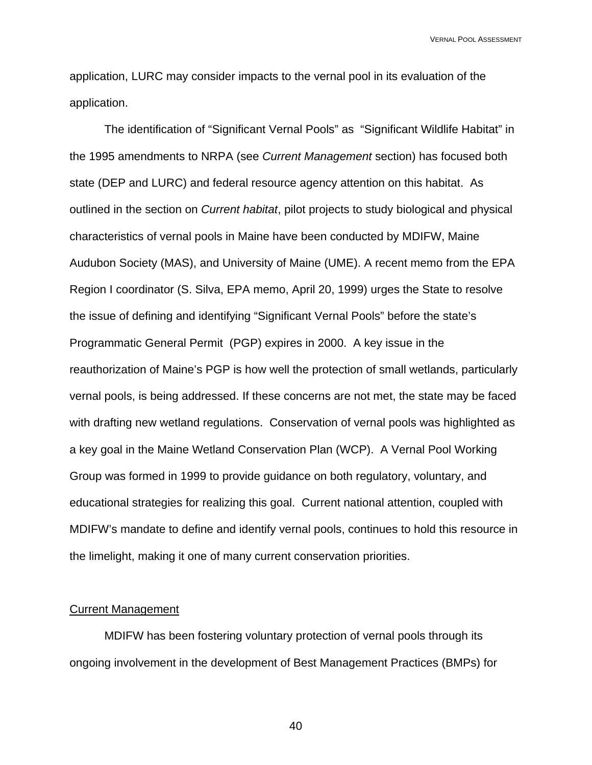application, LURC may consider impacts to the vernal pool in its evaluation of the application.

The identification of "Significant Vernal Pools" as "Significant Wildlife Habitat" in the 1995 amendments to NRPA (see *Current Management* section) has focused both state (DEP and LURC) and federal resource agency attention on this habitat. As outlined in the section on *Current habitat*, pilot projects to study biological and physical characteristics of vernal pools in Maine have been conducted by MDIFW, Maine Audubon Society (MAS), and University of Maine (UME). A recent memo from the EPA Region I coordinator (S. Silva, EPA memo, April 20, 1999) urges the State to resolve the issue of defining and identifying "Significant Vernal Pools" before the state's Programmatic General Permit (PGP) expires in 2000. A key issue in the reauthorization of Maine's PGP is how well the protection of small wetlands, particularly vernal pools, is being addressed. If these concerns are not met, the state may be faced with drafting new wetland regulations. Conservation of vernal pools was highlighted as a key goal in the Maine Wetland Conservation Plan (WCP). A Vernal Pool Working Group was formed in 1999 to provide guidance on both regulatory, voluntary, and educational strategies for realizing this goal. Current national attention, coupled with MDIFW's mandate to define and identify vernal pools, continues to hold this resource in the limelight, making it one of many current conservation priorities.

## Current Management

MDIFW has been fostering voluntary protection of vernal pools through its ongoing involvement in the development of Best Management Practices (BMPs) for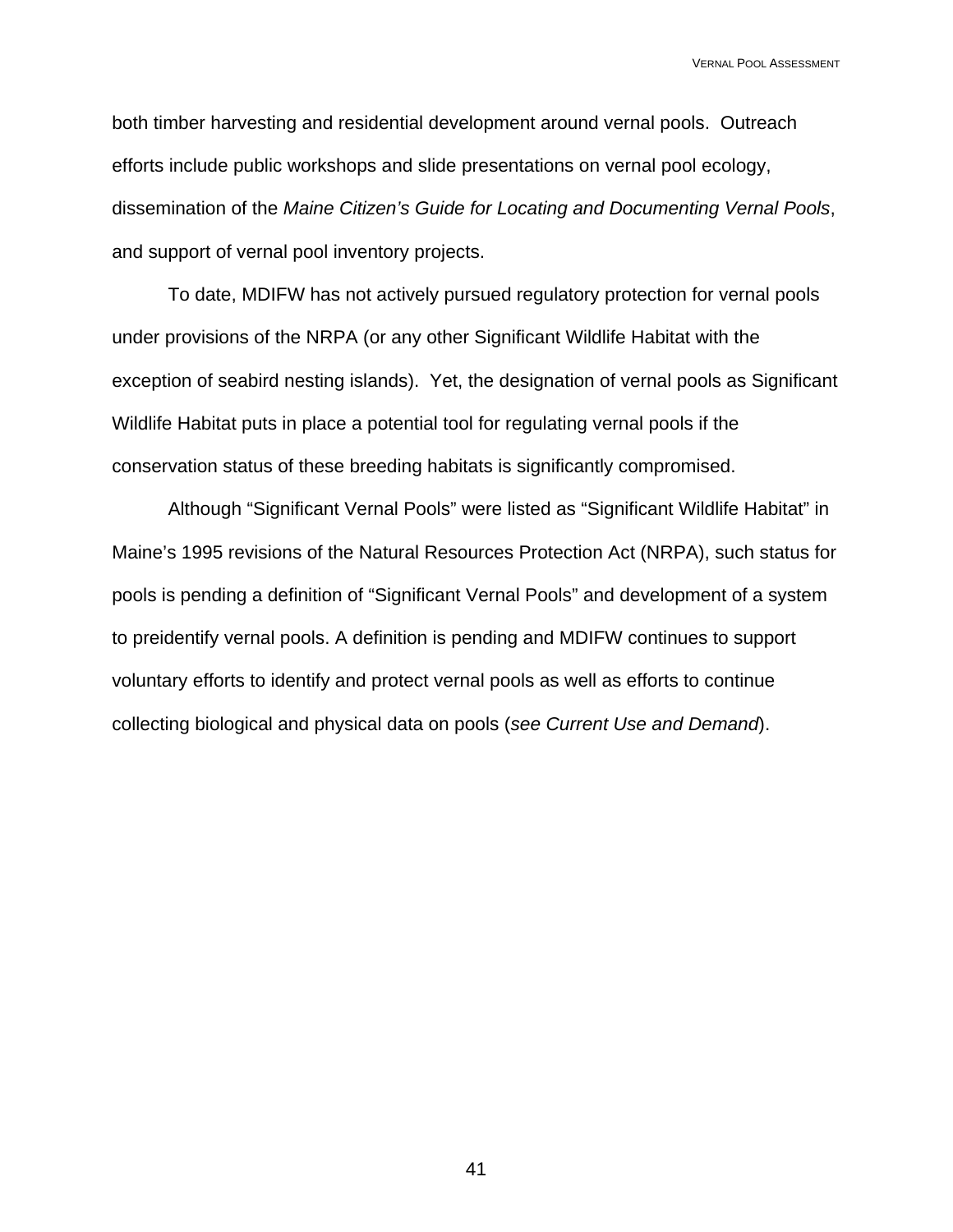both timber harvesting and residential development around vernal pools. Outreach efforts include public workshops and slide presentations on vernal pool ecology, dissemination of the *Maine Citizen's Guide for Locating and Documenting Vernal Pools*, and support of vernal pool inventory projects.

To date, MDIFW has not actively pursued regulatory protection for vernal pools under provisions of the NRPA (or any other Significant Wildlife Habitat with the exception of seabird nesting islands). Yet, the designation of vernal pools as Significant Wildlife Habitat puts in place a potential tool for regulating vernal pools if the conservation status of these breeding habitats is significantly compromised.

Although "Significant Vernal Pools" were listed as "Significant Wildlife Habitat" in Maine's 1995 revisions of the Natural Resources Protection Act (NRPA), such status for pools is pending a definition of "Significant Vernal Pools" and development of a system to preidentify vernal pools. A definition is pending and MDIFW continues to support voluntary efforts to identify and protect vernal pools as well as efforts to continue collecting biological and physical data on pools (*see Current Use and Demand*).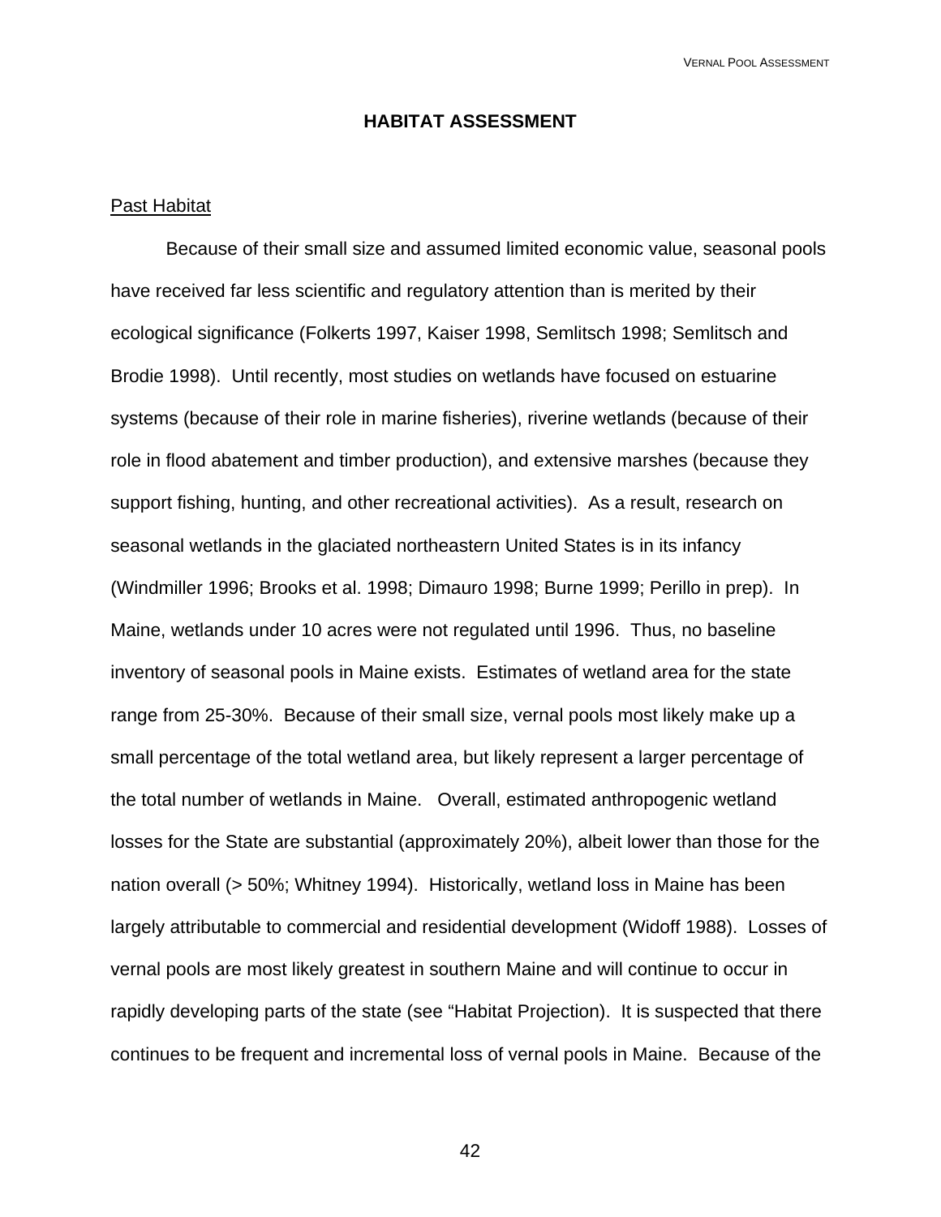## HABITAT ASSESSMENT

<u>Past Habitat</u>

Because of their small size and assumed limited economic value, seasonal pools have received far less scientific and regulatory attention than is merited by their ecological significance (Folkerts 1997, Kaiser 1998, Semlitsch 1998; Semlitsch and Brodie 1998). Until recently, most studies on wetlands have focused on estuarine systems (because of their role in marine fisheries), riverine wetlands (because of their role in flood abatement and timber production), and extensive marshes (because they support fishing, hunting, and other recreational activities). As a result, research on seasonal wetlands in the glaciated northeastern United States is in its infancy (Windmiller 1996; Brooks et al. 1998; Dimauro 1998; Burne 1999; Perillo in prep). In Maine, wetlands under 10 acres were not regulated until 1996. Thus, no baseline inventory of seasonal pools in Maine exists. Estimates of wetland area for the state range from 25-30%. Because of their small size, vernal pools most likely make up a small percentage of the total wetland area, but likely represent a larger percentage of the total number of wetlands in Maine. Overall, estimated anthropogenic wetland losses for the State are substantial (approximately 20%), albeit lower than those for the nation overall (> 50%; Whitney 1994). Historically, wetland loss in Maine has been largely attributable to commercial and residential development (Widoff 1988). Losses of vernal pools are most likely greatest in southern Maine and will continue to occur in rapidly developing parts of the state (see "Habitat Projection). It is suspected that there continues to be frequent and incremental loss of vernal pools in Maine. Because of the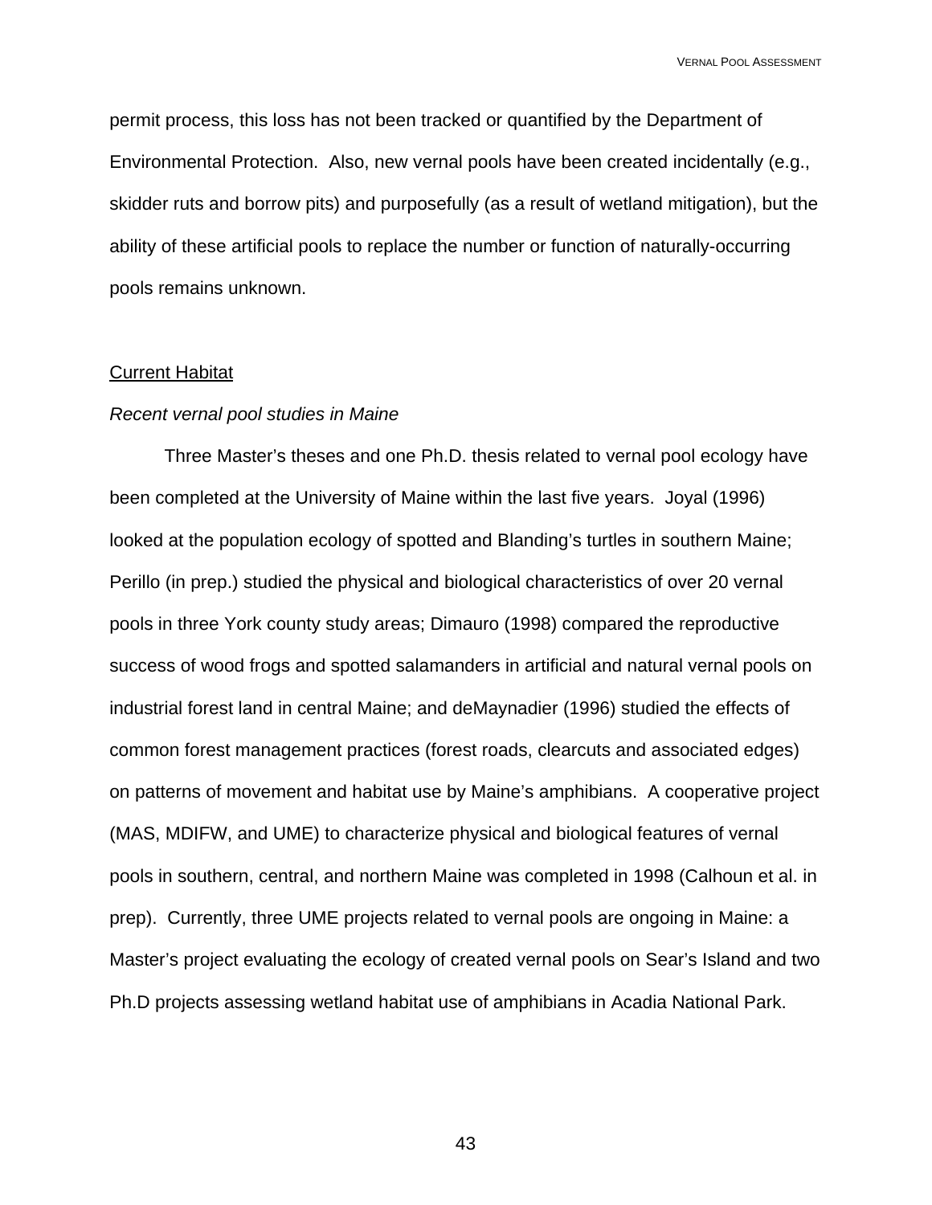permit process, this loss has not been tracked or quantified by the Department of Environmental Protection. Also, new vernal pools have been created incidentally (e.g., skidder ruts and borrow pits) and purposefully (as a result of wetland mitigation), but the ability of these artificial pools to replace the number or function of naturally-occurring pools remains unknown.

## Current Habitat

### *Recent vernal pool studies in Maine*

Three Master's theses and one Ph.D. thesis related to vernal pool ecology have been completed at the University of Maine within the last five years. Joyal (1996) looked at the population ecology of spotted and Blanding's turtles in southern Maine; Perillo (in prep.) studied the physical and biological characteristics of over 20 vernal pools in three York county study areas; Dimauro (1998) compared the reproductive success of wood frogs and spotted salamanders in artificial and natural vernal pools on industrial forest land in central Maine; and deMaynadier (1996) studied the effects of common forest management practices (forest roads, clearcuts and associated edges) on patterns of movement and habitat use by Maine's amphibians. A cooperative project (MAS, MDIFW, and UME) to characterize physical and biological features of vernal pools in southern, central, and northern Maine was completed in 1998 (Calhoun et al. in prep). Currently, three UME projects related to vernal pools are ongoing in Maine: a Master's project evaluating the ecology of created vernal pools on Sear's Island and two Ph.D projects assessing wetland habitat use of amphibians in Acadia National Park.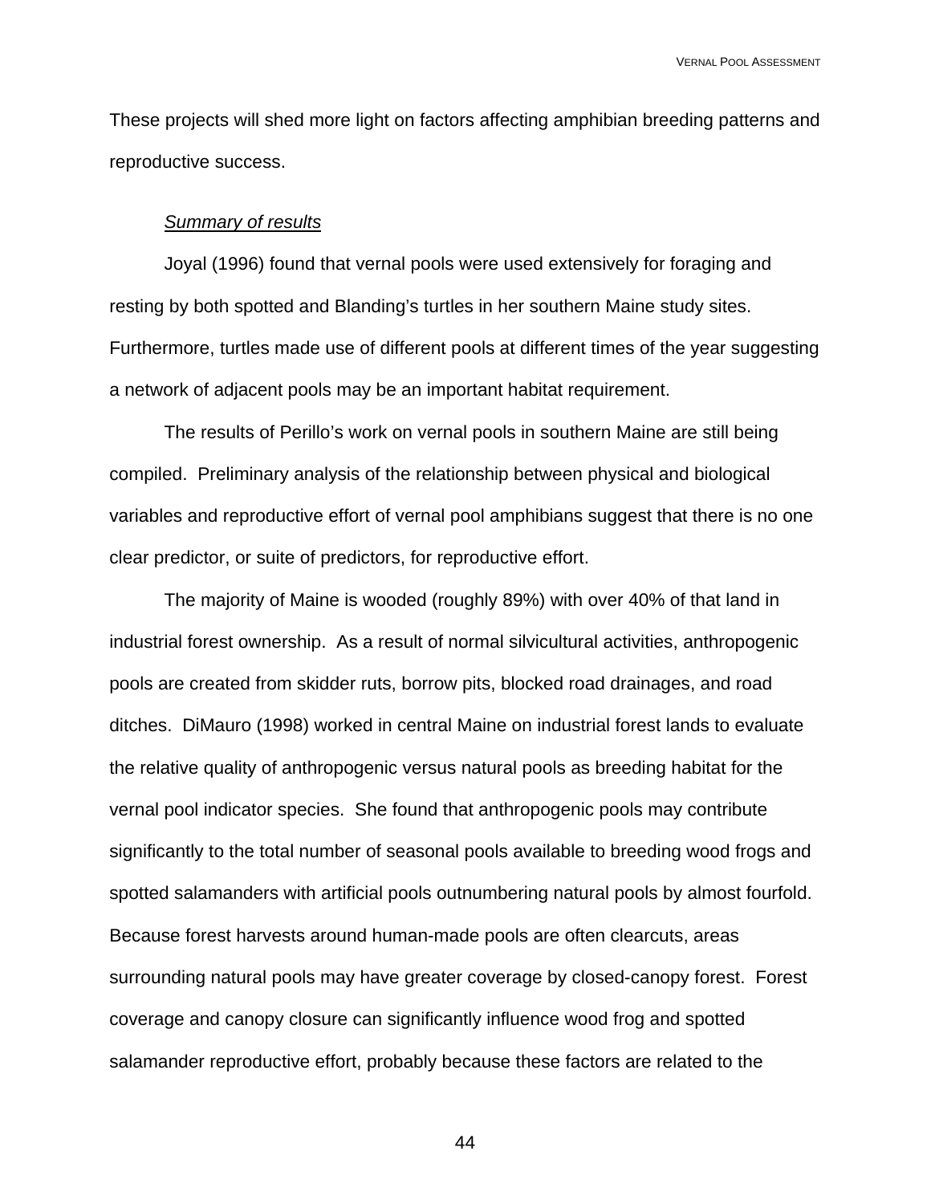These projects will shed more light on factors affecting amphibian breeding patterns and reproductive success.

*Summary of results*

Joyal (1996) found that vernal pools were used extensively for foraging and resting by both spotted and Blanding's turtles in her southern Maine study sites. Furthermore, turtles made use of different pools at different times of the year suggesting a network of adjacent pools may be an important habitat requirement.

The results of Perillo's work on vernal pools in southern Maine are still being compiled. Preliminary analysis of the relationship between physical and biological variables and reproductive effort of vernal pool amphibians suggest that there is no one clear predictor, or suite of predictors, for reproductive effort.

The majority of Maine is wooded (roughly 89%) with over 40% of that land in industrial forest ownership. As a result of normal silvicultural activities, anthropogenic pools are created from skidder ruts, borrow pits, blocked road drainages, and road ditches. DiMauro (1998) worked in central Maine on industrial forest lands to evaluate the relative quality of anthropogenic versus natural pools as breeding habitat for the vernal pool indicator species. She found that anthropogenic pools may contribute significantly to the total number of seasonal pools available to breeding wood frogs and spotted salamanders with artificial pools outnumbering natural pools by almost fourfold. Because forest harvests around human-made pools are often clearcuts, areas surrounding natural pools may have greater coverage by closed-canopy forest. Forest coverage and canopy closure can significantly influence wood frog and spotted salamander reproductive effort, probably because these factors are related to the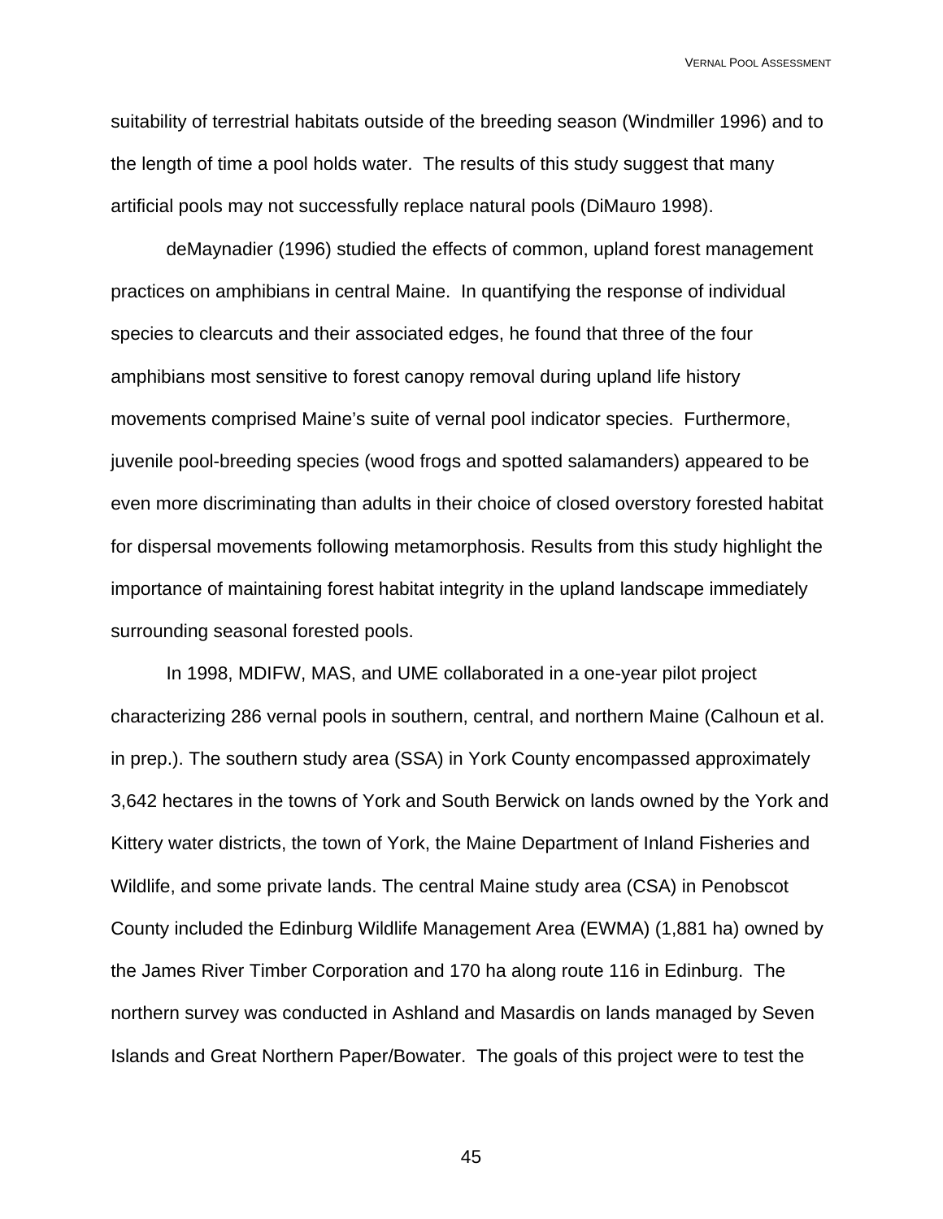suitability of terrestrial habitats outside of the breeding season (Windmiller 1996) and to the length of time a pool holds water. The results of this study suggest that many artificial pools may not successfully replace natural pools (DiMauro 1998).

deMaynadier (1996) studied the effects of common, upland forest management practices on amphibians in central Maine. In quantifying the response of individual species to clearcuts and their associated edges, he found that three of the four amphibians most sensitive to forest canopy removal during upland life history movements comprised Maine's suite of vernal pool indicator species. Furthermore, juvenile pool-breeding species (wood frogs and spotted salamanders) appeared to be even more discriminating than adults in their choice of closed overstory forested habitat for dispersal movements following metamorphosis. Results from this study highlight the importance of maintaining forest habitat integrity in the upland landscape immediately surrounding seasonal forested pools.

In 1998, MDIFW, MAS, and UME collaborated in a one-year pilot project characterizing 286 vernal pools in southern, central, and northern Maine (Calhoun et al. in prep.). The southern study area (SSA) in York County encompassed approximately 3,642 hectares in the towns of York and South Berwick on lands owned by the York and Kittery water districts, the town of York, the Maine Department of Inland Fisheries and Wildlife, and some private lands. The central Maine study area (CSA) in Penobscot County included the Edinburg Wildlife Management Area (EWMA) (1,881 ha) owned by the James River Timber Corporation and 170 ha along route 116 in Edinburg. The northern survey was conducted in Ashland and Masardis on lands managed by Seven Islands and Great Northern Paper/Bowater. The goals of this project were to test the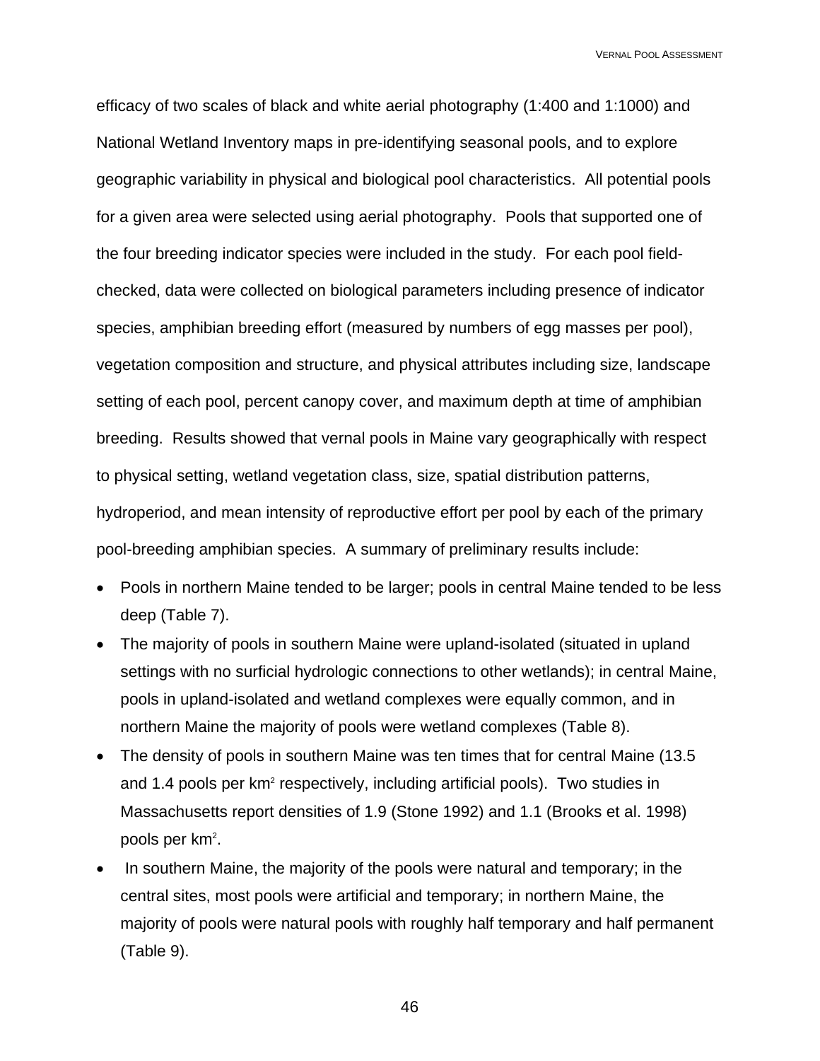efficacy of two scales of black and white aerial photography (1:400 and 1:1000) and National Wetland Inventory maps in pre-identifying seasonal pools, and to explore geographic variability in physical and biological pool characteristics. All potential pools for a given area were selected using aerial photography. Pools that supported one of the four breeding indicator species were included in the study. For each pool field-checked, data were collected on biological parameters including presence of indicator species, amphibian breeding effort (measured by numbers of egg masses per pool), vegetation composition and structure, and physical attributes including size, landscape setting of each pool, percent canopy cover, and maximum depth at time of amphibian breeding. Results showed that vernal pools in Maine vary geographically with respect to physical setting, wetland vegetation class, size, spatial distribution patterns, hydroperiod, and mean intensity of reproductive effort per pool by each of the primary pool-breeding amphibian species. A summary of preliminary results include:

- Pools in northern Maine tended to be larger; pools in central Maine tended to be less deep (Table 7).
- The majority of pools in southern Maine were upland-isolated (situated in upland settings with no surficial hydrologic connections to other wetlands); in central Maine, pools in upland-isolated and wetland complexes were equally common, and in northern Maine the majority of pools were wetland complexes (Table 8).
- The density of pools in southern Maine was ten times that for central Maine (13.5 and 1.4 pools per $km^2$ respectively, including artificial pools). Two studies in Massachusetts report densities of 1.9 (Stone 1992) and 1.1 (Brooks et al. 1998) pools per $km^2$.
- In southern Maine, the majority of the pools were natural and temporary; in the central sites, most pools were artificial and temporary; in northern Maine, the majority of pools were natural pools with roughly half temporary and half permanent (Table 9).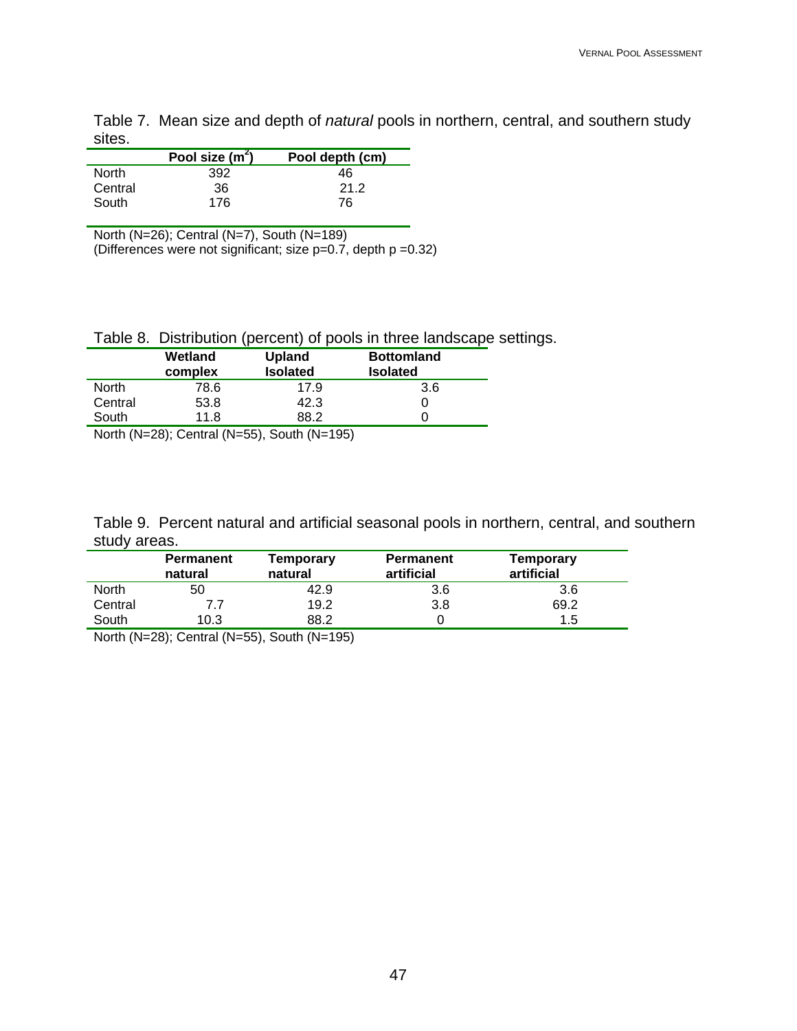Table 7. Mean size and depth of *natural* pools in northern, central, and southern study sites.

| | Pool size ($m^2$) | Pool depth (cm) |
|---|---|---|
| North | 392 | 46 |
| Central | 36 | 21.2 |
| South | 176 | 76 |

North (N=26); Central (N=7), South (N=189)
(Differences were not significant; size p=0.7, depth p =0.32)

Table 8. Distribution (percent) of pools in three landscape settings.

| | Wetland complex | Upland Isolated | Bottomland Isolated |
|---|---|---|---|
| North | 78.6 | 17.9 | 3.6 |
| Central | 53.8 | 42.3 | 0 |
| South | 11.8 | 88.2 | 0 |

North (N=28); Central (N=55), South (N=195)

Table 9. Percent natural and artificial seasonal pools in northern, central, and southern study areas.

| | Permanent natural | Temporary natural | Permanent artificial | Temporary artificial |
|---|---|---|---|---|
| North | 50 | 42.9 | 3.6 | 3.6 |
| Central | 7.7 | 19.2 | 3.8 | 69.2 |
| South | 10.3 | 88.2 | 0 | 1.5 |

North (N=28); Central (N=55), South (N=195)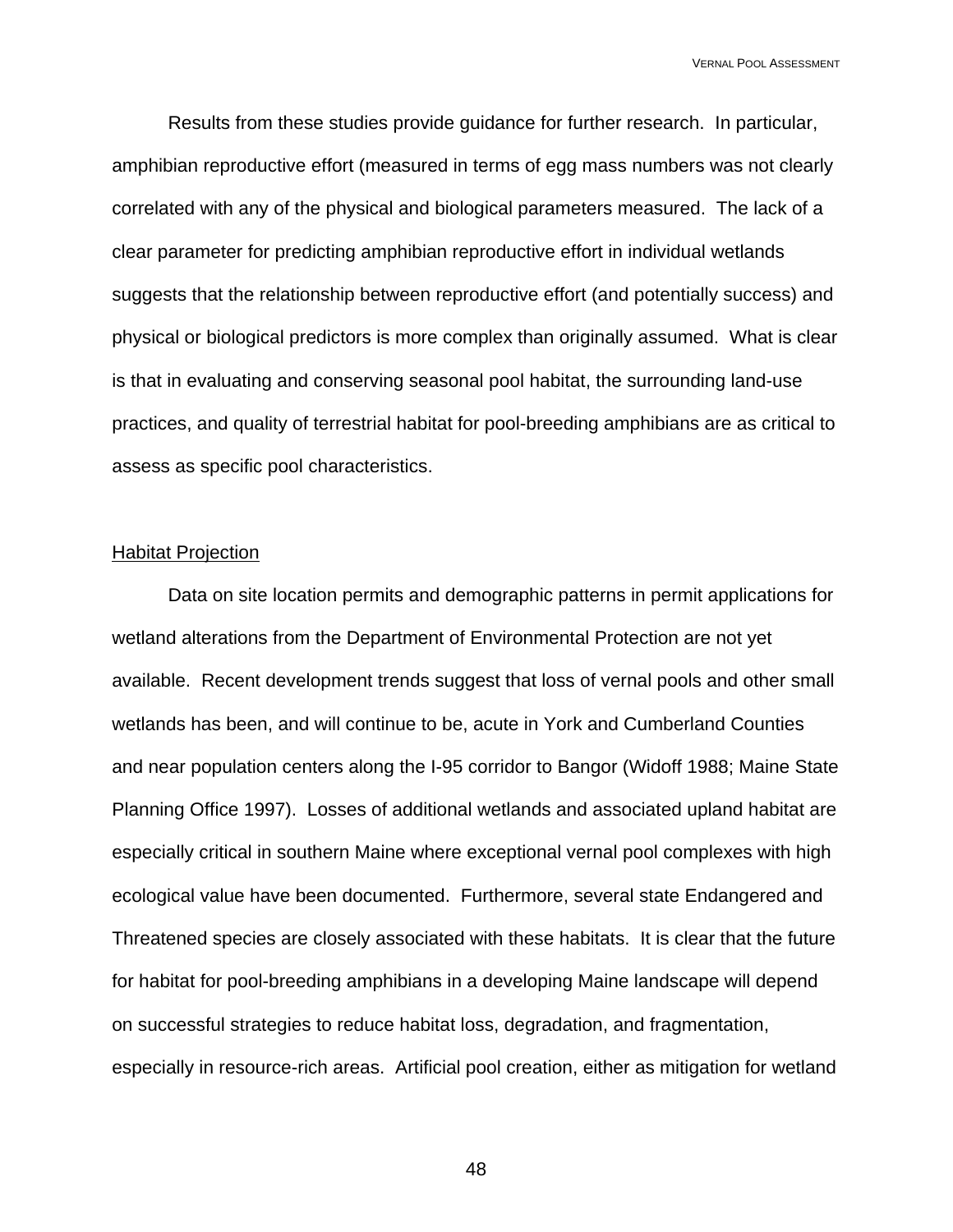Results from these studies provide guidance for further research. In particular, amphibian reproductive effort (measured in terms of egg mass numbers was not clearly correlated with any of the physical and biological parameters measured. The lack of a clear parameter for predicting amphibian reproductive effort in individual wetlands suggests that the relationship between reproductive effort (and potentially success) and physical or biological predictors is more complex than originally assumed. What is clear is that in evaluating and conserving seasonal pool habitat, the surrounding land-use practices, and quality of terrestrial habitat for pool-breeding amphibians are as critical to assess as specific pool characteristics.

<u>Habitat Projection</u>

Data on site location permits and demographic patterns in permit applications for wetland alterations from the Department of Environmental Protection are not yet available. Recent development trends suggest that loss of vernal pools and other small wetlands has been, and will continue to be, acute in York and Cumberland Counties and near population centers along the I-95 corridor to Bangor (Widoff 1988; Maine State Planning Office 1997). Losses of additional wetlands and associated upland habitat are especially critical in southern Maine where exceptional vernal pool complexes with high ecological value have been documented. Furthermore, several state Endangered and Threatened species are closely associated with these habitats. It is clear that the future for habitat for pool-breeding amphibians in a developing Maine landscape will depend on successful strategies to reduce habitat loss, degradation, and fragmentation, especially in resource-rich areas. Artificial pool creation, either as mitigation for wetland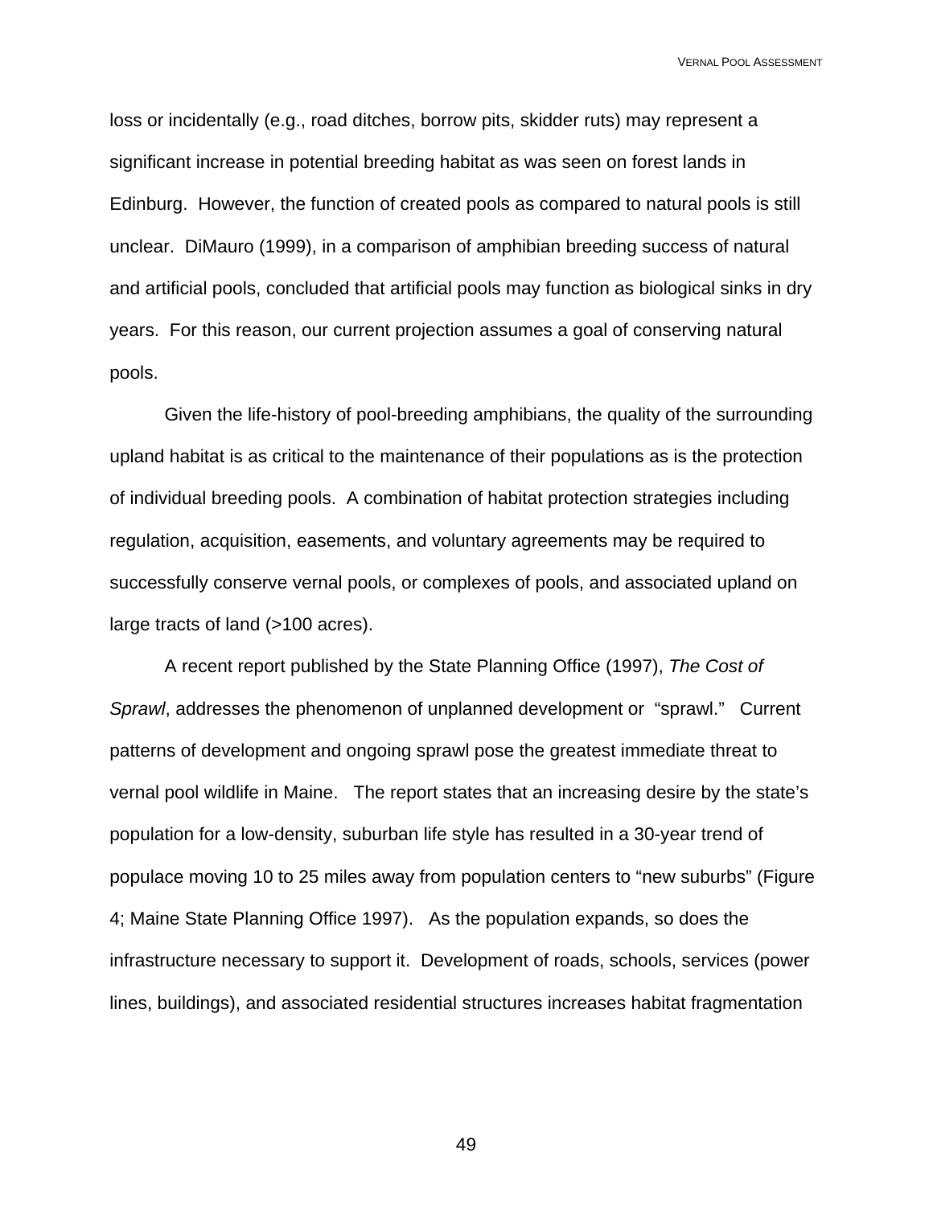loss or incidentally (e.g., road ditches, borrow pits, skidder ruts) may represent a significant increase in potential breeding habitat as was seen on forest lands in Edinburg. However, the function of created pools as compared to natural pools is still unclear. DiMauro (1999), in a comparison of amphibian breeding success of natural and artificial pools, concluded that artificial pools may function as biological sinks in dry years. For this reason, our current projection assumes a goal of conserving natural pools.

Given the life-history of pool-breeding amphibians, the quality of the surrounding upland habitat is as critical to the maintenance of their populations as is the protection of individual breeding pools. A combination of habitat protection strategies including regulation, acquisition, easements, and voluntary agreements may be required to successfully conserve vernal pools, or complexes of pools, and associated upland on large tracts of land (>100 acres).

A recent report published by the State Planning Office (1997), *The Cost of Sprawl*, addresses the phenomenon of unplanned development or "sprawl." Current patterns of development and ongoing sprawl pose the greatest immediate threat to vernal pool wildlife in Maine. The report states that an increasing desire by the state's population for a low-density, suburban life style has resulted in a 30-year trend of populace moving 10 to 25 miles away from population centers to "new suburbs" (Figure 4; Maine State Planning Office 1997). As the population expands, so does the infrastructure necessary to support it. Development of roads, schools, services (power lines, buildings), and associated residential structures increases habitat fragmentation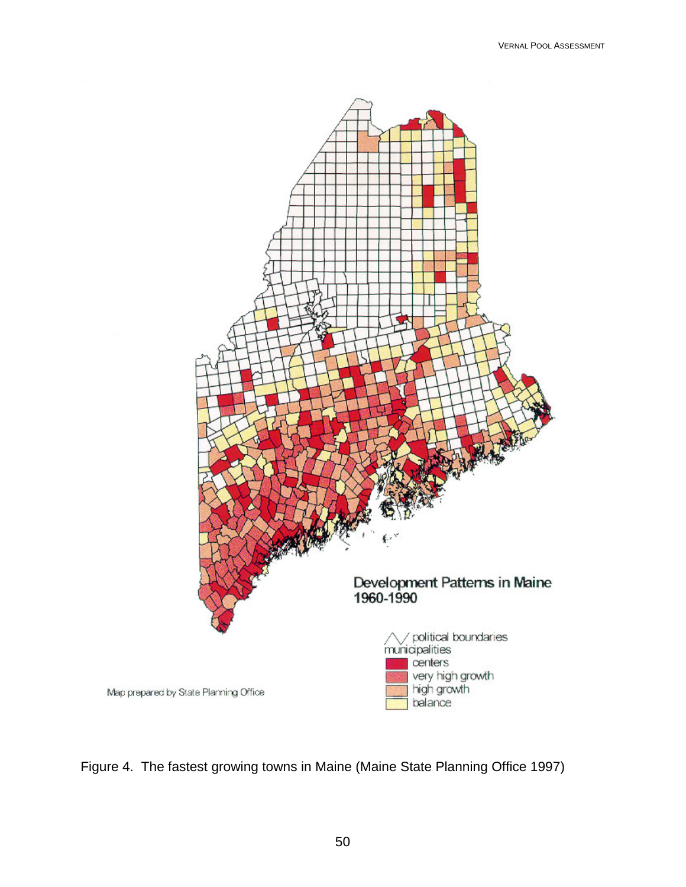Figure 4. The fastest growing towns in Maine (Maine State Planning Office 1997)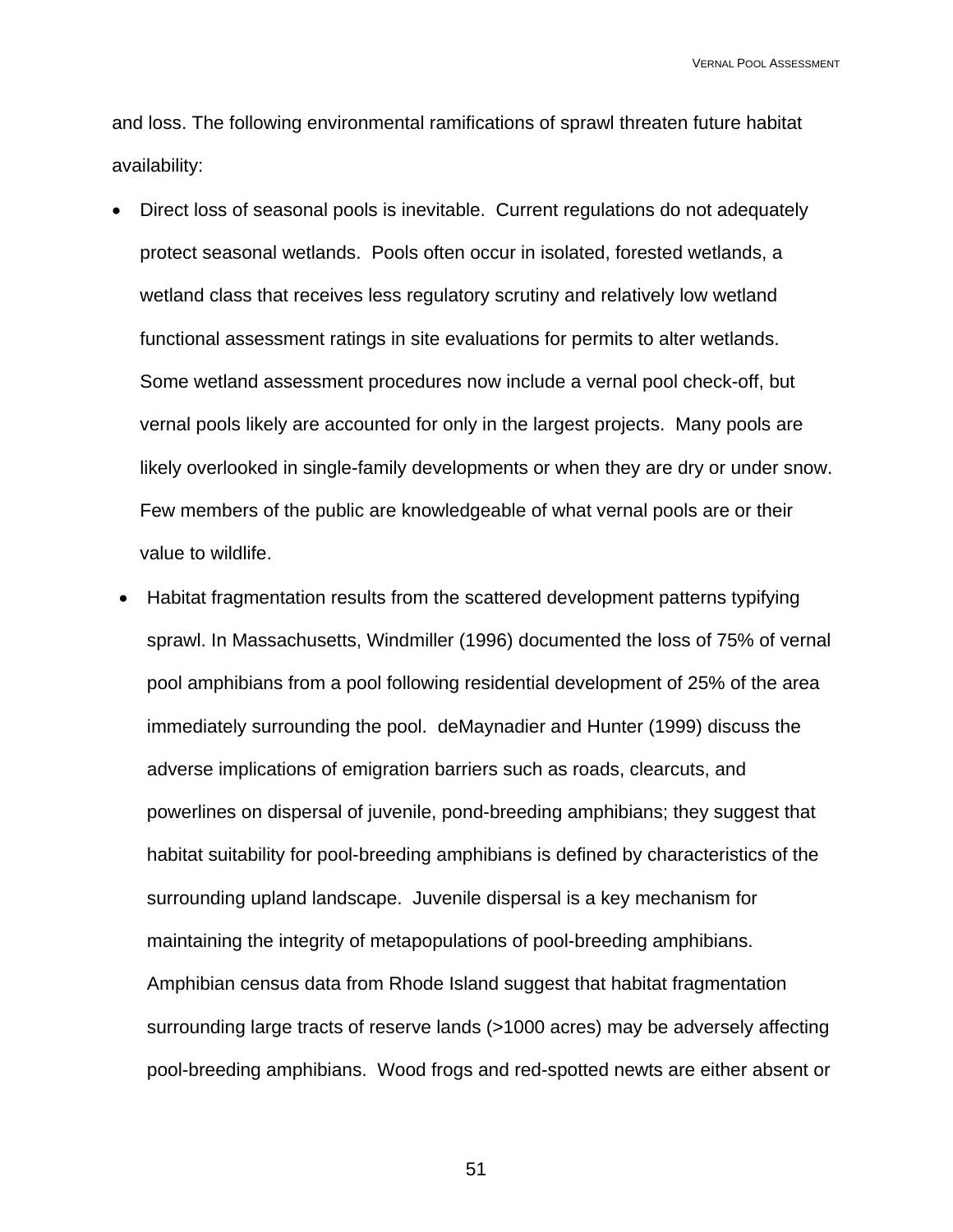and loss. The following environmental ramifications of sprawl threaten future habitat availability:

- Direct loss of seasonal pools is inevitable. Current regulations do not adequately protect seasonal wetlands. Pools often occur in isolated, forested wetlands, a wetland class that receives less regulatory scrutiny and relatively low wetland functional assessment ratings in site evaluations for permits to alter wetlands. Some wetland assessment procedures now include a vernal pool check-off, but vernal pools likely are accounted for only in the largest projects. Many pools are likely overlooked in single-family developments or when they are dry or under snow. Few members of the public are knowledgeable of what vernal pools are or their value to wildlife.
- Habitat fragmentation results from the scattered development patterns typifying sprawl. In Massachusetts, Windmiller (1996) documented the loss of 75% of vernal pool amphibians from a pool following residential development of 25% of the area immediately surrounding the pool. deMaynadier and Hunter (1999) discuss the adverse implications of emigration barriers such as roads, clearcuts, and powerlines on dispersal of juvenile, pond-breeding amphibians; they suggest that habitat suitability for pool-breeding amphibians is defined by characteristics of the surrounding upland landscape. Juvenile dispersal is a key mechanism for maintaining the integrity of metapopulations of pool-breeding amphibians. Amphibian census data from Rhode Island suggest that habitat fragmentation surrounding large tracts of reserve lands (>1000 acres) may be adversely affecting pool-breeding amphibians. Wood frogs and red-spotted newts are either absent or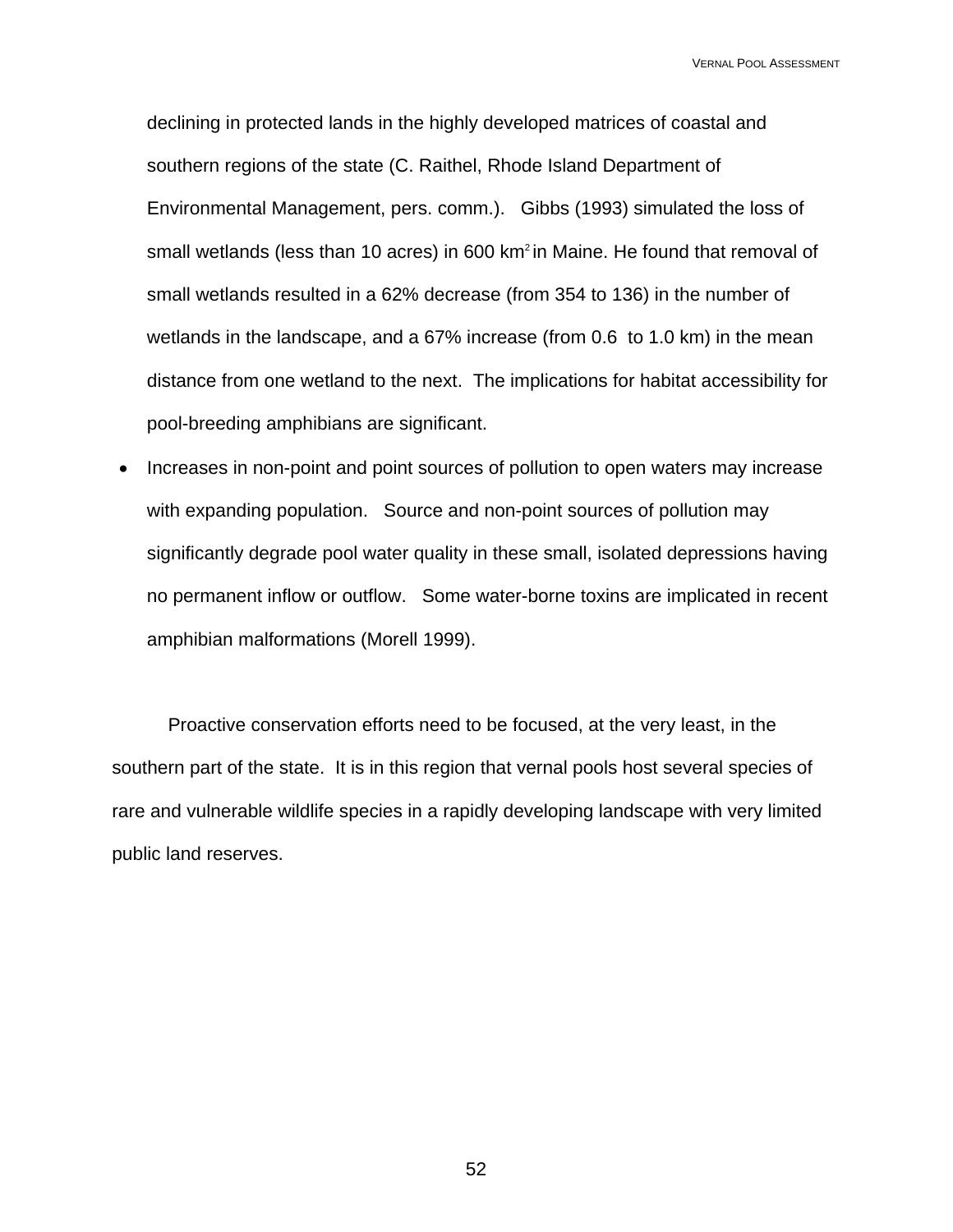declining in protected lands in the highly developed matrices of coastal and southern regions of the state (C. Raithel, Rhode Island Department of Environmental Management, pers. comm.). Gibbs (1993) simulated the loss of small wetlands (less than 10 acres) in 600 $km^2$ in Maine. He found that removal of small wetlands resulted in a 62% decrease (from 354 to 136) in the number of wetlands in the landscape, and a 67% increase (from 0.6 to 1.0 km) in the mean distance from one wetland to the next. The implications for habitat accessibility for pool-breeding amphibians are significant.

- Increases in non-point and point sources of pollution to open waters may increase with expanding population. Source and non-point sources of pollution may significantly degrade pool water quality in these small, isolated depressions having no permanent inflow or outflow. Some water-borne toxins are implicated in recent amphibian malformations (Morell 1999).

Proactive conservation efforts need to be focused, at the very least, in the southern part of the state. It is in this region that vernal pools host several species of rare and vulnerable wildlife species in a rapidly developing landscape with very limited public land reserves.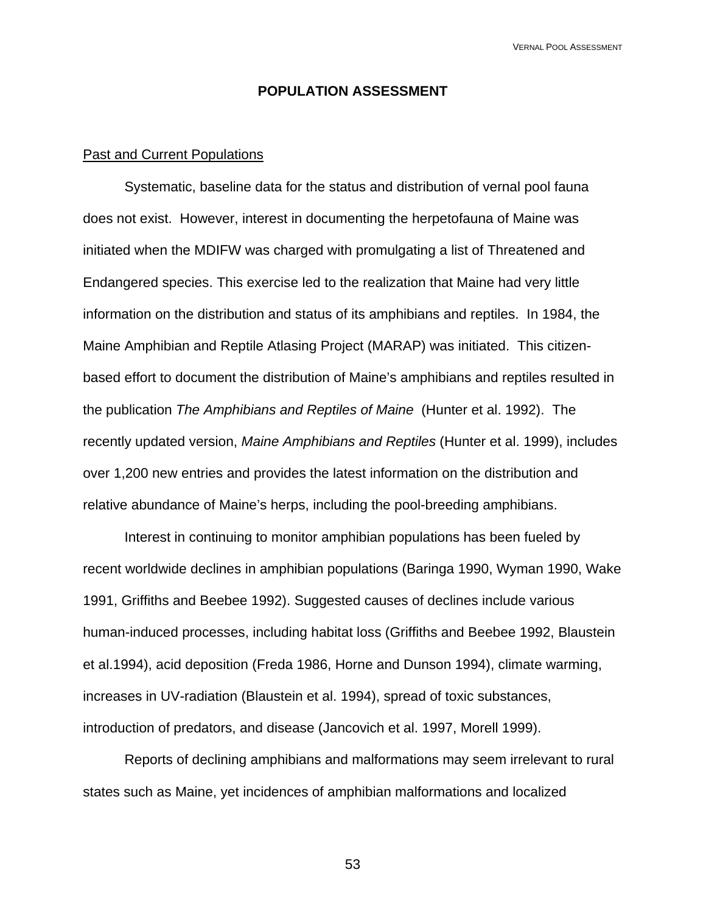## POPULATION ASSESSMENT

### Past and Current Populations

Systematic, baseline data for the status and distribution of vernal pool fauna does not exist. However, interest in documenting the herpetofauna of Maine was initiated when the MDIFW was charged with promulgating a list of Threatened and Endangered species. This exercise led to the realization that Maine had very little information on the distribution and status of its amphibians and reptiles. In 1984, the Maine Amphibian and Reptile Atlasing Project (MARAP) was initiated. This citizen-based effort to document the distribution of Maine's amphibians and reptiles resulted in the publication *The Amphibians and Reptiles of Maine* (Hunter et al. 1992). The recently updated version, *Maine Amphibians and Reptiles* (Hunter et al. 1999), includes over 1,200 new entries and provides the latest information on the distribution and relative abundance of Maine's herps, including the pool-breeding amphibians.

Interest in continuing to monitor amphibian populations has been fueled by recent worldwide declines in amphibian populations (Baringa 1990, Wyman 1990, Wake 1991, Griffiths and Beebee 1992). Suggested causes of declines include various human-induced processes, including habitat loss (Griffiths and Beebee 1992, Blaustein et al.1994), acid deposition (Freda 1986, Horne and Dunson 1994), climate warming, increases in UV-radiation (Blaustein et al. 1994), spread of toxic substances, introduction of predators, and disease (Jancovich et al. 1997, Morell 1999).

Reports of declining amphibians and malformations may seem irrelevant to rural states such as Maine, yet incidences of amphibian malformations and localized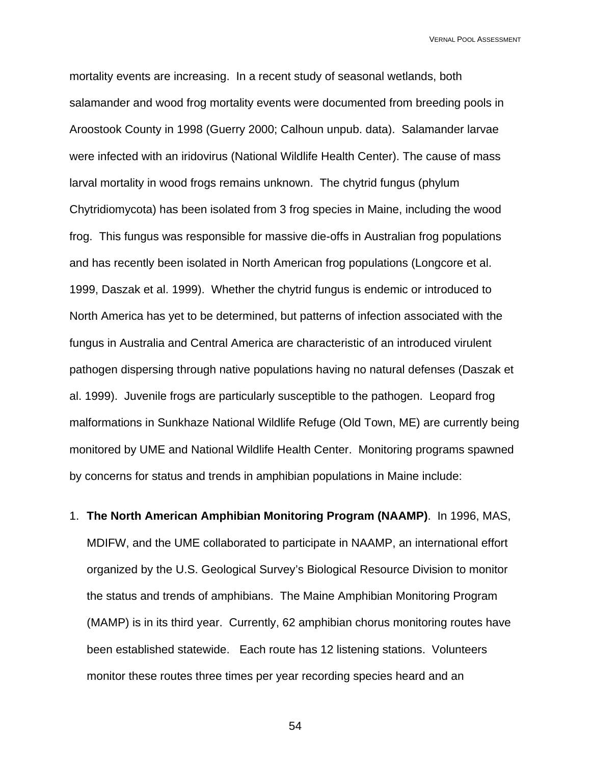mortality events are increasing. In a recent study of seasonal wetlands, both salamander and wood frog mortality events were documented from breeding pools in Aroostook County in 1998 (Guerry 2000; Calhoun unpub. data). Salamander larvae were infected with an iridovirus (National Wildlife Health Center). The cause of mass larval mortality in wood frogs remains unknown. The chytrid fungus (phylum Chytridiomycota) has been isolated from 3 frog species in Maine, including the wood frog. This fungus was responsible for massive die-offs in Australian frog populations and has recently been isolated in North American frog populations (Longcore et al. 1999, Daszak et al. 1999). Whether the chytrid fungus is endemic or introduced to North America has yet to be determined, but patterns of infection associated with the fungus in Australia and Central America are characteristic of an introduced virulent pathogen dispersing through native populations having no natural defenses (Daszak et al. 1999). Juvenile frogs are particularly susceptible to the pathogen. Leopard frog malformations in Sunkhaze National Wildlife Refuge (Old Town, ME) are currently being monitored by UME and National Wildlife Health Center. Monitoring programs spawned by concerns for status and trends in amphibian populations in Maine include:

1. **The North American Amphibian Monitoring Program (NAAMP)**. In 1996, MAS, MDIFW, and the UME collaborated to participate in NAAMP, an international effort organized by the U.S. Geological Survey's Biological Resource Division to monitor the status and trends of amphibians. The Maine Amphibian Monitoring Program (MAMP) is in its third year. Currently, 62 amphibian chorus monitoring routes have been established statewide. Each route has 12 listening stations. Volunteers monitor these routes three times per year recording species heard and an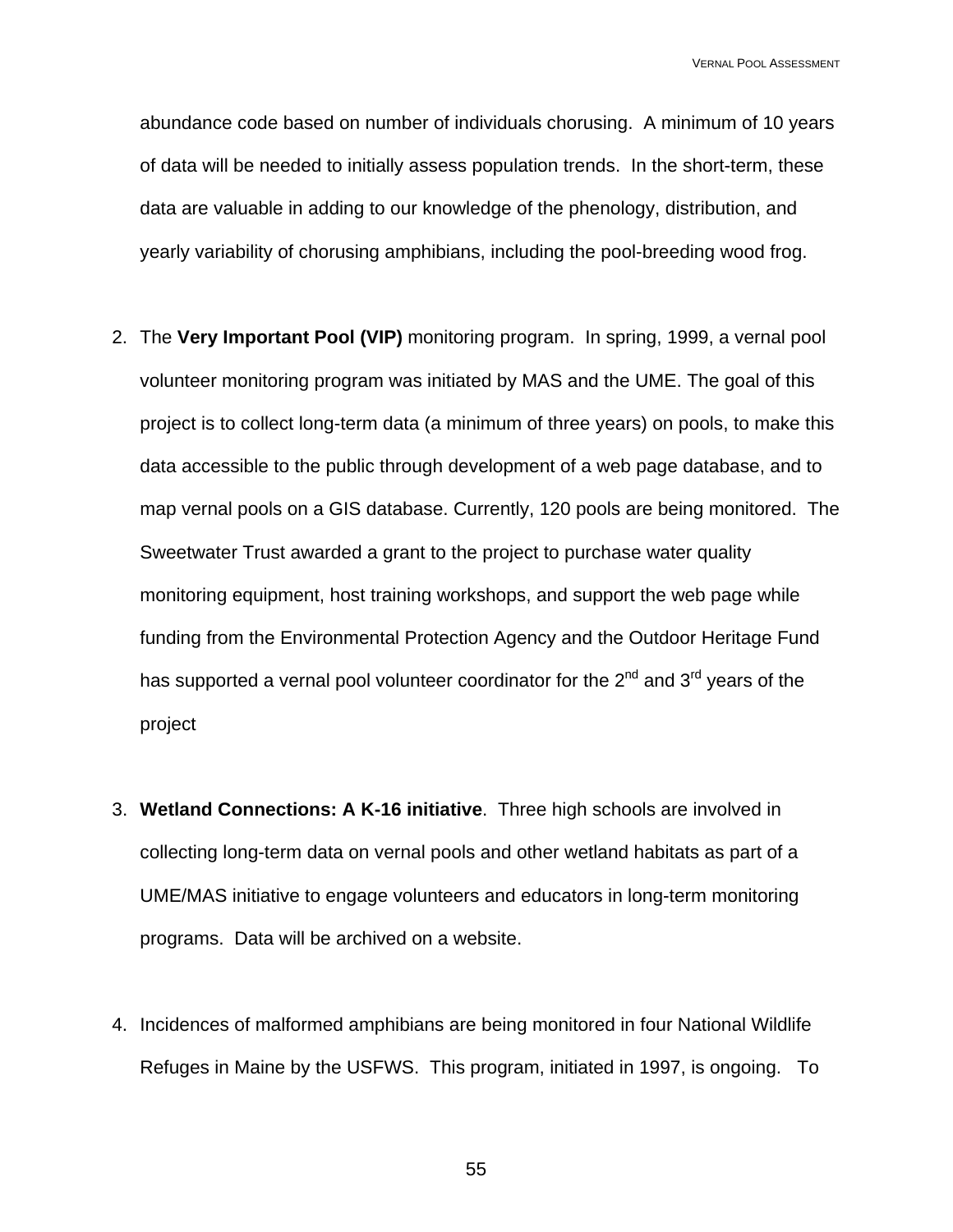abundance code based on number of individuals chorusing. A minimum of 10 years of data will be needed to initially assess population trends. In the short-term, these data are valuable in adding to our knowledge of the phenology, distribution, and yearly variability of chorusing amphibians, including the pool-breeding wood frog.

2. The **Very Important Pool (VIP)** monitoring program. In spring, 1999, a vernal pool volunteer monitoring program was initiated by MAS and the UME. The goal of this project is to collect long-term data (a minimum of three years) on pools, to make this data accessible to the public through development of a web page database, and to map vernal pools on a GIS database. Currently, 120 pools are being monitored. The Sweetwater Trust awarded a grant to the project to purchase water quality monitoring equipment, host training workshops, and support the web page while funding from the Environmental Protection Agency and the Outdoor Heritage Fund has supported a vernal pool volunteer coordinator for the 2nd and 3rd years of the project

3. **Wetland Connections: A K-16 initiative**. Three high schools are involved in collecting long-term data on vernal pools and other wetland habitats as part of a UME/MAS initiative to engage volunteers and educators in long-term monitoring programs. Data will be archived on a website.

4. Incidences of malformed amphibians are being monitored in four National Wildlife Refuges in Maine by the USFWS. This program, initiated in 1997, is ongoing. To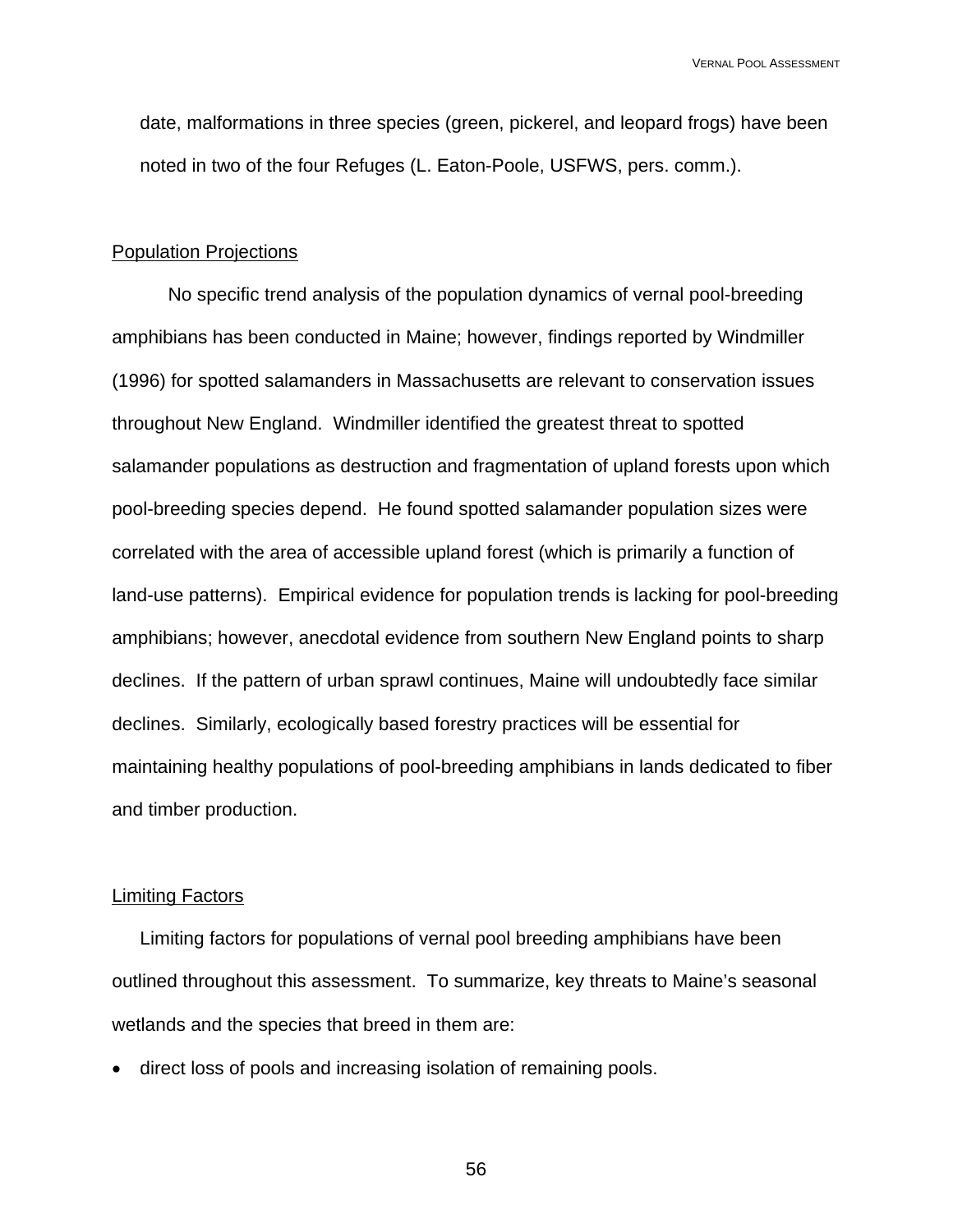date, malformations in three species (green, pickerel, and leopard frogs) have been noted in two of the four Refuges (L. Eaton-Poole, USFWS, pers. comm.).

## Population Projections

No specific trend analysis of the population dynamics of vernal pool-breeding amphibians has been conducted in Maine; however, findings reported by Windmiller (1996) for spotted salamanders in Massachusetts are relevant to conservation issues throughout New England. Windmiller identified the greatest threat to spotted salamander populations as destruction and fragmentation of upland forests upon which pool-breeding species depend. He found spotted salamander population sizes were correlated with the area of accessible upland forest (which is primarily a function of land-use patterns). Empirical evidence for population trends is lacking for pool-breeding amphibians; however, anecdotal evidence from southern New England points to sharp declines. If the pattern of urban sprawl continues, Maine will undoubtedly face similar declines. Similarly, ecologically based forestry practices will be essential for maintaining healthy populations of pool-breeding amphibians in lands dedicated to fiber and timber production.

## Limiting Factors

Limiting factors for populations of vernal pool breeding amphibians have been outlined throughout this assessment. To summarize, key threats to Maine's seasonal wetlands and the species that breed in them are:

- direct loss of pools and increasing isolation of remaining pools.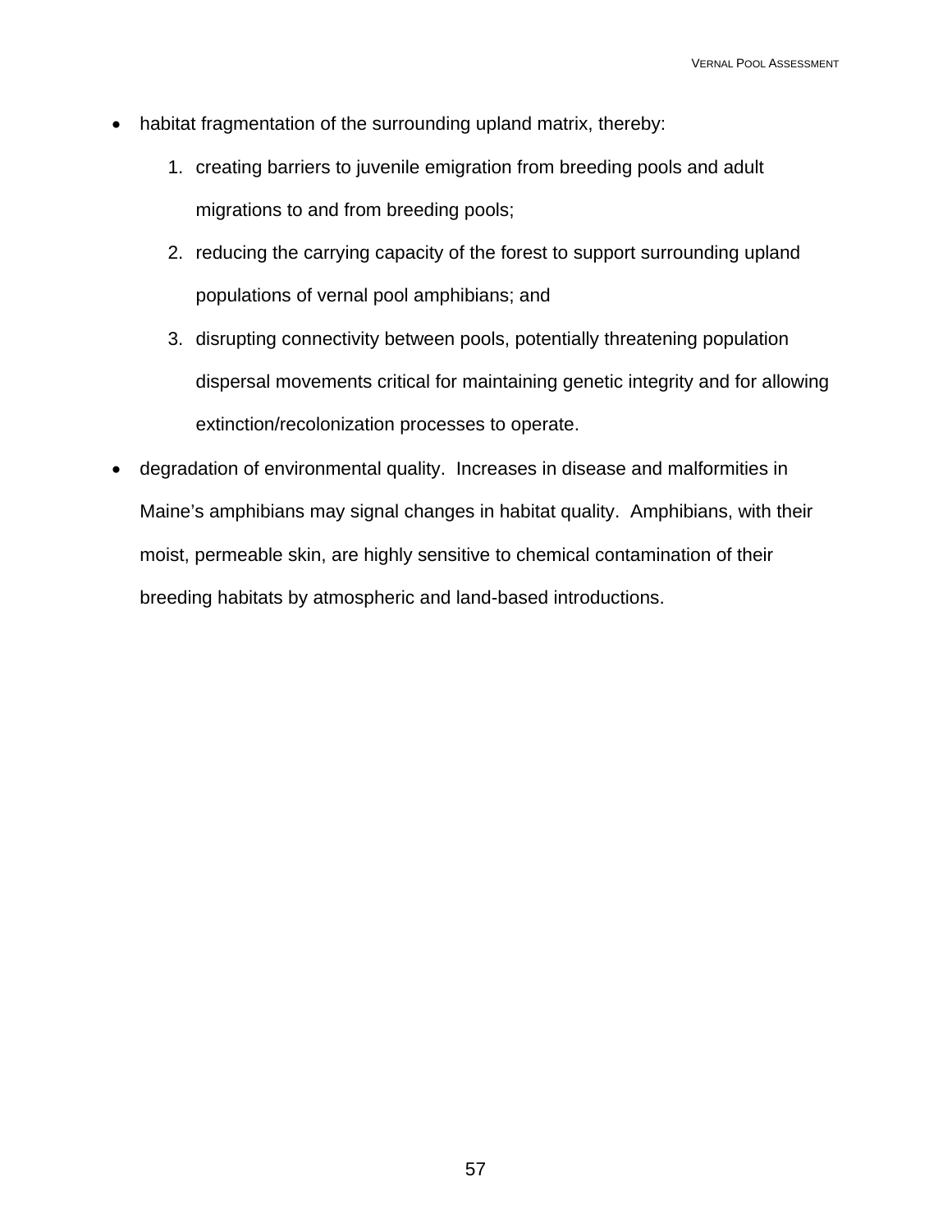- habitat fragmentation of the surrounding upland matrix, thereby:
    1. creating barriers to juvenile emigration from breeding pools and adult migrations to and from breeding pools;
    2. reducing the carrying capacity of the forest to support surrounding upland populations of vernal pool amphibians; and
    3. disrupting connectivity between pools, potentially threatening population dispersal movements critical for maintaining genetic integrity and for allowing extinction/recolonization processes to operate.
- degradation of environmental quality. Increases in disease and malformities in Maine's amphibians may signal changes in habitat quality. Amphibians, with their moist, permeable skin, are highly sensitive to chemical contamination of their breeding habitats by atmospheric and land-based introductions.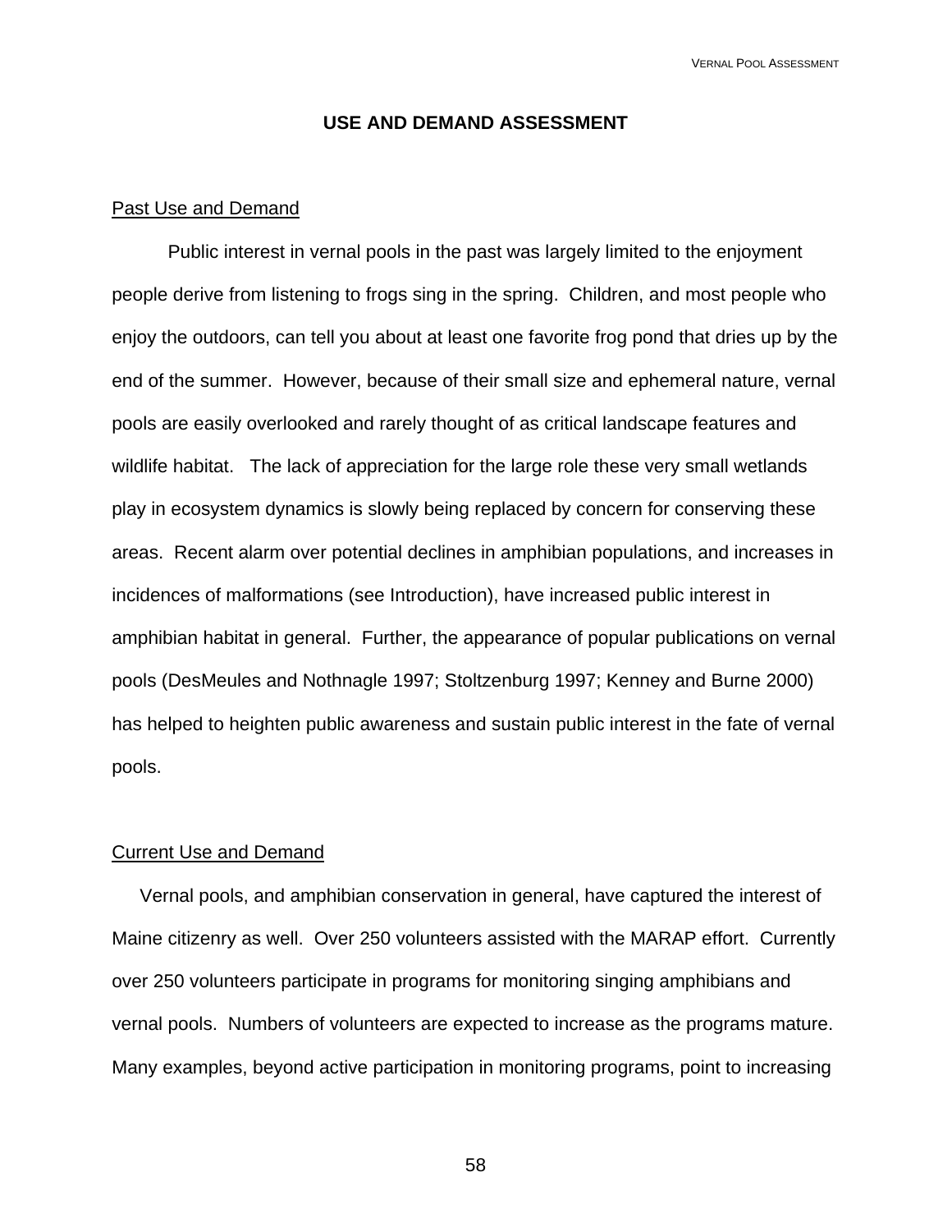## USE AND DEMAND ASSESSMENT

### Past Use and Demand

Public interest in vernal pools in the past was largely limited to the enjoyment people derive from listening to frogs sing in the spring. Children, and most people who enjoy the outdoors, can tell you about at least one favorite frog pond that dries up by the end of the summer. However, because of their small size and ephemeral nature, vernal pools are easily overlooked and rarely thought of as critical landscape features and wildlife habitat. The lack of appreciation for the large role these very small wetlands play in ecosystem dynamics is slowly being replaced by concern for conserving these areas. Recent alarm over potential declines in amphibian populations, and increases in incidences of malformations (see Introduction), have increased public interest in amphibian habitat in general. Further, the appearance of popular publications on vernal pools (DesMeules and Nothnagle 1997; Stoltzenburg 1997; Kenney and Burne 2000) has helped to heighten public awareness and sustain public interest in the fate of vernal pools.

### Current Use and Demand

Vernal pools, and amphibian conservation in general, have captured the interest of Maine citizenry as well. Over 250 volunteers assisted with the MARAP effort. Currently over 250 volunteers participate in programs for monitoring singing amphibians and vernal pools. Numbers of volunteers are expected to increase as the programs mature. Many examples, beyond active participation in monitoring programs, point to increasing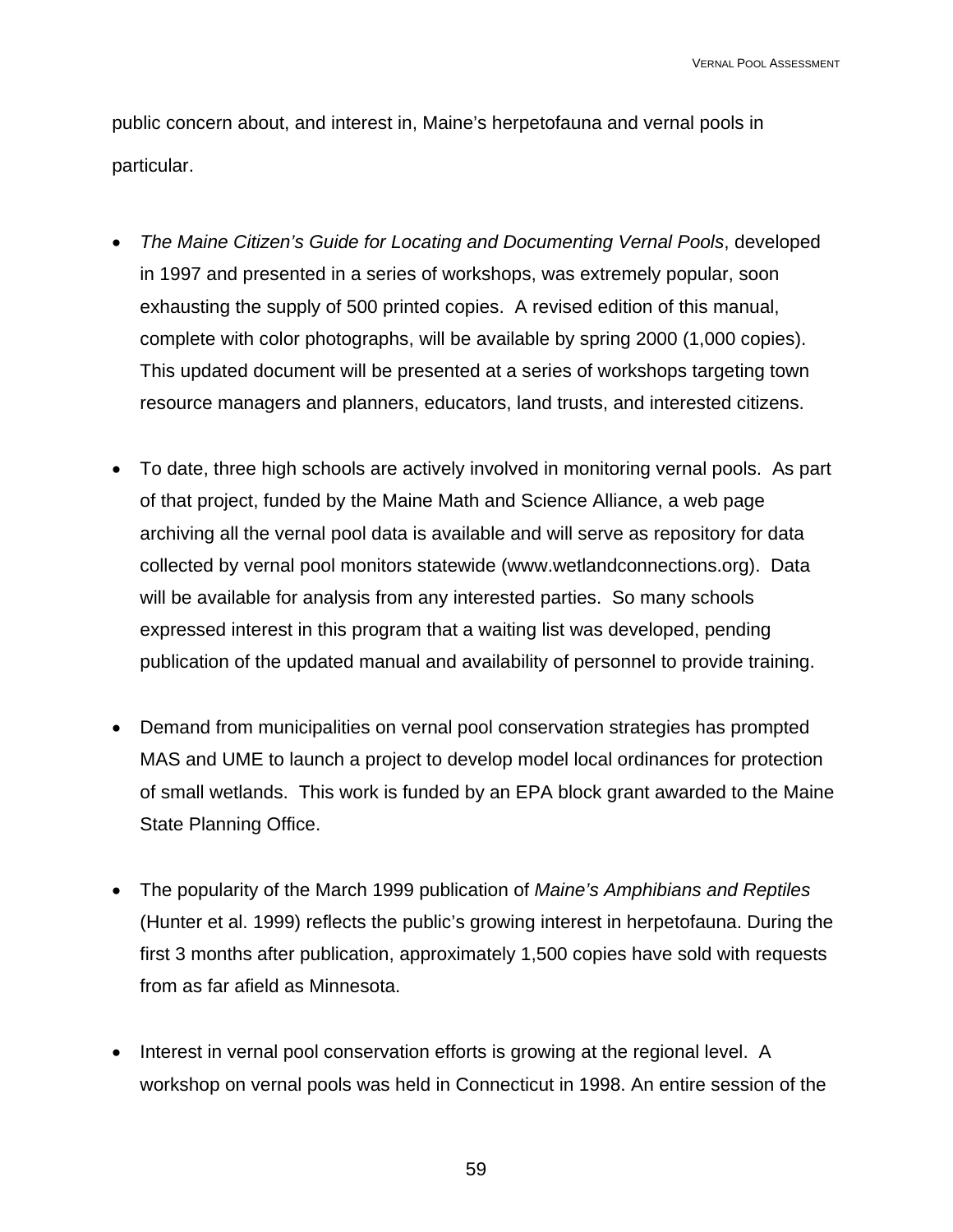public concern about, and interest in, Maine's herpetofauna and vernal pools in particular.

- *The Maine Citizen's Guide for Locating and Documenting Vernal Pools*, developed in 1997 and presented in a series of workshops, was extremely popular, soon exhausting the supply of 500 printed copies. A revised edition of this manual, complete with color photographs, will be available by spring 2000 (1,000 copies). This updated document will be presented at a series of workshops targeting town resource managers and planners, educators, land trusts, and interested citizens.

- To date, three high schools are actively involved in monitoring vernal pools. As part of that project, funded by the Maine Math and Science Alliance, a web page archiving all the vernal pool data is available and will serve as repository for data collected by vernal pool monitors statewide (www.wetlandconnections.org). Data will be available for analysis from any interested parties. So many schools expressed interest in this program that a waiting list was developed, pending publication of the updated manual and availability of personnel to provide training.

- Demand from municipalities on vernal pool conservation strategies has prompted MAS and UME to launch a project to develop model local ordinances for protection of small wetlands. This work is funded by an EPA block grant awarded to the Maine State Planning Office.

- The popularity of the March 1999 publication of *Maine's Amphibians and Reptiles* (Hunter et al. 1999) reflects the public's growing interest in herpetofauna. During the first 3 months after publication, approximately 1,500 copies have sold with requests from as far afield as Minnesota.

- Interest in vernal pool conservation efforts is growing at the regional level. A workshop on vernal pools was held in Connecticut in 1998. An entire session of the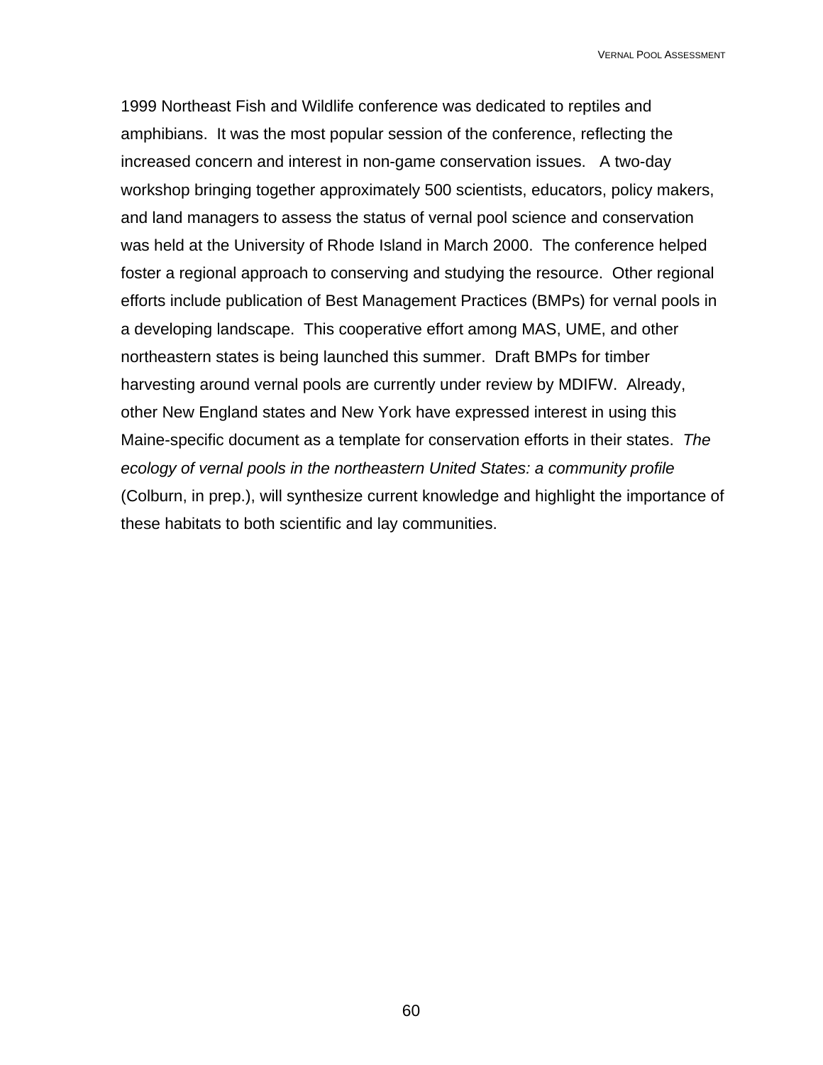1999 Northeast Fish and Wildlife conference was dedicated to reptiles and amphibians. It was the most popular session of the conference, reflecting the increased concern and interest in non-game conservation issues. A two-day workshop bringing together approximately 500 scientists, educators, policy makers, and land managers to assess the status of vernal pool science and conservation was held at the University of Rhode Island in March 2000. The conference helped foster a regional approach to conserving and studying the resource. Other regional efforts include publication of Best Management Practices (BMPs) for vernal pools in a developing landscape. This cooperative effort among MAS, UME, and other northeastern states is being launched this summer. Draft BMPs for timber harvesting around vernal pools are currently under review by MDIFW. Already, other New England states and New York have expressed interest in using this Maine-specific document as a template for conservation efforts in their states. *The ecology of vernal pools in the northeastern United States: a community profile* (Colburn, in prep.), will synthesize current knowledge and highlight the importance of these habitats to both scientific and lay communities.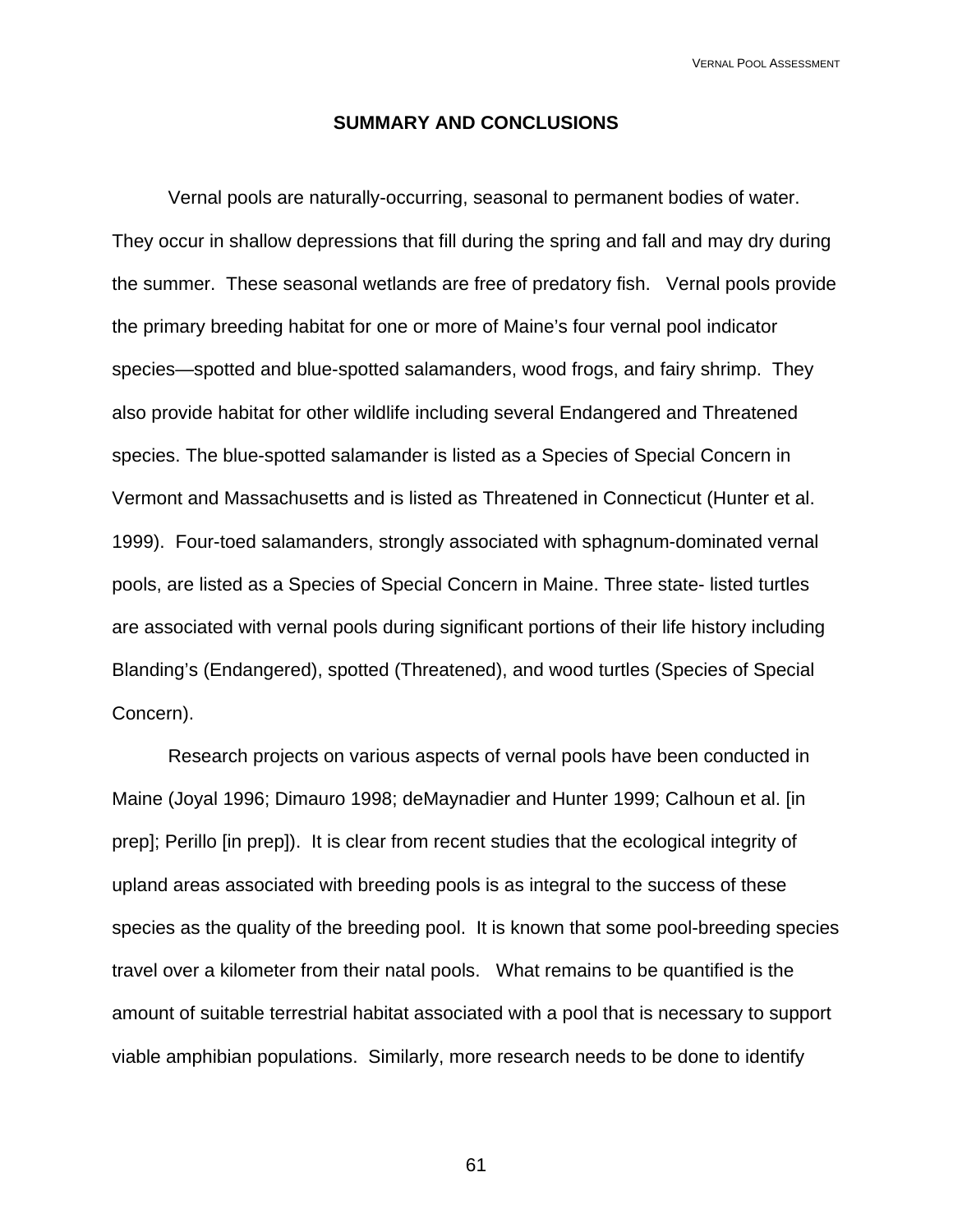## SUMMARY AND CONCLUSIONS

Vernal pools are naturally-occurring, seasonal to permanent bodies of water. They occur in shallow depressions that fill during the spring and fall and may dry during the summer. These seasonal wetlands are free of predatory fish. Vernal pools provide the primary breeding habitat for one or more of Maine's four vernal pool indicator species—spotted and blue-spotted salamanders, wood frogs, and fairy shrimp. They also provide habitat for other wildlife including several Endangered and Threatened species. The blue-spotted salamander is listed as a Species of Special Concern in Vermont and Massachusetts and is listed as Threatened in Connecticut (Hunter et al. 1999). Four-toed salamanders, strongly associated with sphagnum-dominated vernal pools, are listed as a Species of Special Concern in Maine. Three state- listed turtles are associated with vernal pools during significant portions of their life history including Blanding's (Endangered), spotted (Threatened), and wood turtles (Species of Special Concern).

Research projects on various aspects of vernal pools have been conducted in Maine (Joyal 1996; Dimauro 1998; deMaynadier and Hunter 1999; Calhoun et al. [in prep]; Perillo [in prep]). It is clear from recent studies that the ecological integrity of upland areas associated with breeding pools is as integral to the success of these species as the quality of the breeding pool. It is known that some pool-breeding species travel over a kilometer from their natal pools. What remains to be quantified is the amount of suitable terrestrial habitat associated with a pool that is necessary to support viable amphibian populations. Similarly, more research needs to be done to identify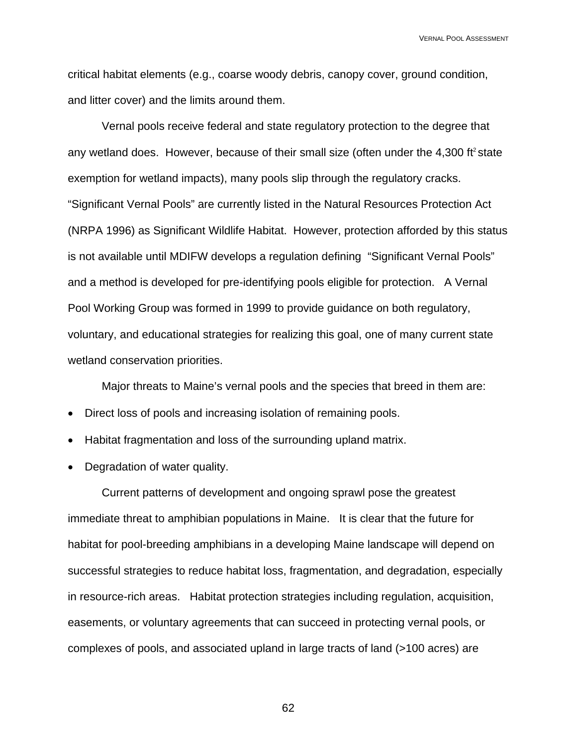critical habitat elements (e.g., coarse woody debris, canopy cover, ground condition, and litter cover) and the limits around them.

Vernal pools receive federal and state regulatory protection to the degree that any wetland does. However, because of their small size (often under the 4,300 $ft^2$ state exemption for wetland impacts), many pools slip through the regulatory cracks. "Significant Vernal Pools" are currently listed in the Natural Resources Protection Act (NRPA 1996) as Significant Wildlife Habitat. However, protection afforded by this status is not available until MDIFW develops a regulation defining "Significant Vernal Pools" and a method is developed for pre-identifying pools eligible for protection. A Vernal Pool Working Group was formed in 1999 to provide guidance on both regulatory, voluntary, and educational strategies for realizing this goal, one of many current state wetland conservation priorities.

Major threats to Maine's vernal pools and the species that breed in them are:

- Direct loss of pools and increasing isolation of remaining pools.
- Habitat fragmentation and loss of the surrounding upland matrix.
- Degradation of water quality.

Current patterns of development and ongoing sprawl pose the greatest immediate threat to amphibian populations in Maine. It is clear that the future for habitat for pool-breeding amphibians in a developing Maine landscape will depend on successful strategies to reduce habitat loss, fragmentation, and degradation, especially in resource-rich areas. Habitat protection strategies including regulation, acquisition, easements, or voluntary agreements that can succeed in protecting vernal pools, or complexes of pools, and associated upland in large tracts of land (>100 acres) are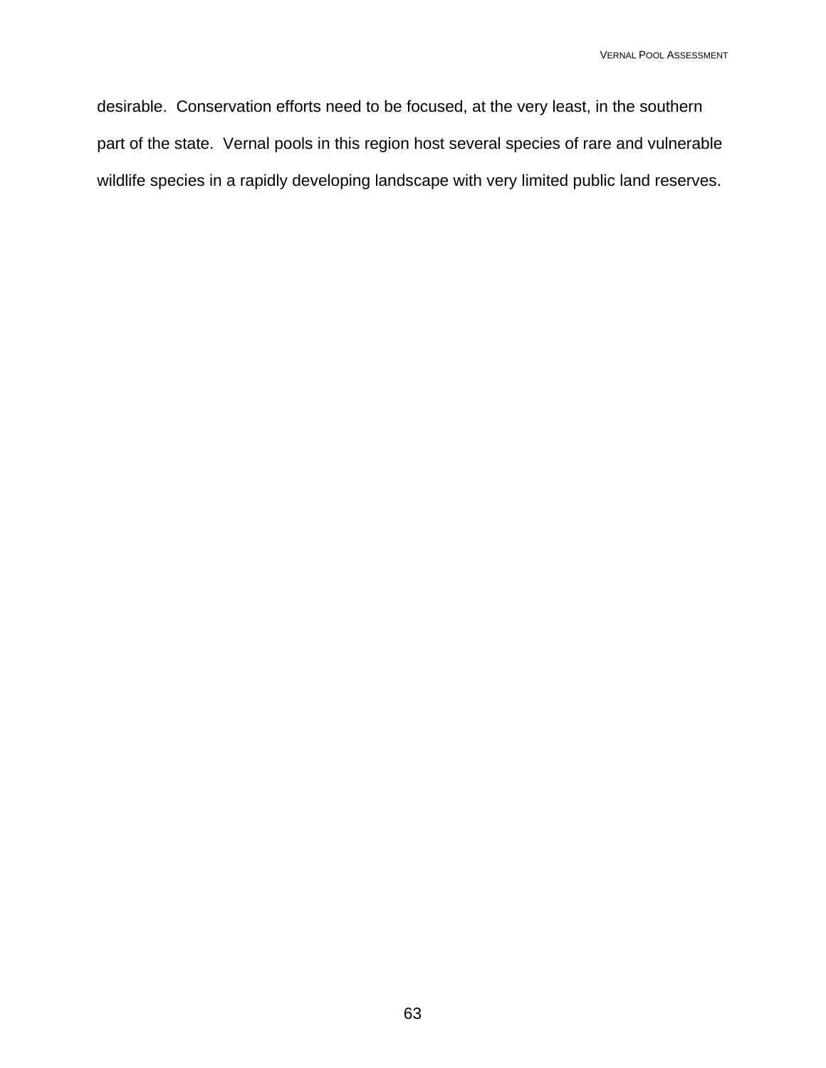desirable.  Conservation efforts need to be focused, at the very least, in the southern part of the state.  Vernal pools in this region host several species of rare and vulnerable wildlife species in a rapidly developing landscape with very limited public land reserves.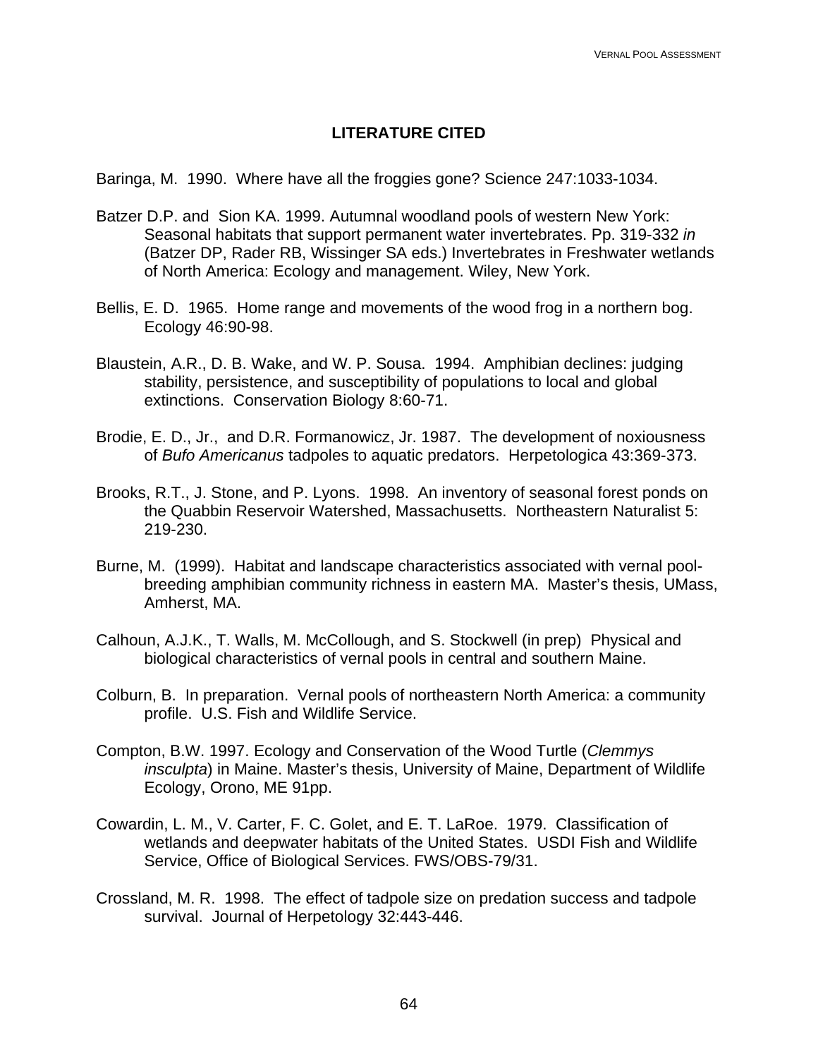# LITERATURE CITED

Baringa, M. 1990. Where have all the froggies gone? Science 247:1033-1034.

Batzer D.P. and Sion KA. 1999. Autumnal woodland pools of western New York: Seasonal habitats that support permanent water invertebrates. Pp. 319-332 *in* (Batzer DP, Rader RB, Wissinger SA eds.) Invertebrates in Freshwater wetlands of North America: Ecology and management. Wiley, New York.

Bellis, E. D. 1965. Home range and movements of the wood frog in a northern bog. Ecology 46:90-98.

Blaustein, A.R., D. B. Wake, and W. P. Sousa. 1994. Amphibian declines: judging stability, persistence, and susceptibility of populations to local and global extinctions. Conservation Biology 8:60-71.

Brodie, E. D., Jr., and D.R. Formanowicz, Jr. 1987. The development of noxiousness of *Bufo Americanus* tadpoles to aquatic predators. Herpetologica 43:369-373.

Brooks, R.T., J. Stone, and P. Lyons. 1998. An inventory of seasonal forest ponds on the Quabbin Reservoir Watershed, Massachusetts. Northeastern Naturalist 5: 219-230.

Burne, M. (1999). Habitat and landscape characteristics associated with vernal pool-breeding amphibian community richness in eastern MA. Master's thesis, UMass, Amherst, MA.

Calhoun, A.J.K., T. Walls, M. McCollough, and S. Stockwell (in prep) Physical and biological characteristics of vernal pools in central and southern Maine.

Colburn, B. In preparation. Vernal pools of northeastern North America: a community profile. U.S. Fish and Wildlife Service.

Compton, B.W. 1997. Ecology and Conservation of the Wood Turtle (*Clemmys insculpta*) in Maine. Master's thesis, University of Maine, Department of Wildlife Ecology, Orono, ME 91pp.

Cowardin, L. M., V. Carter, F. C. Golet, and E. T. LaRoe. 1979. Classification of wetlands and deepwater habitats of the United States. USDI Fish and Wildlife Service, Office of Biological Services. FWS/OBS-79/31.

Crossland, M. R. 1998. The effect of tadpole size on predation success and tadpole survival. Journal of Herpetology 32:443-446.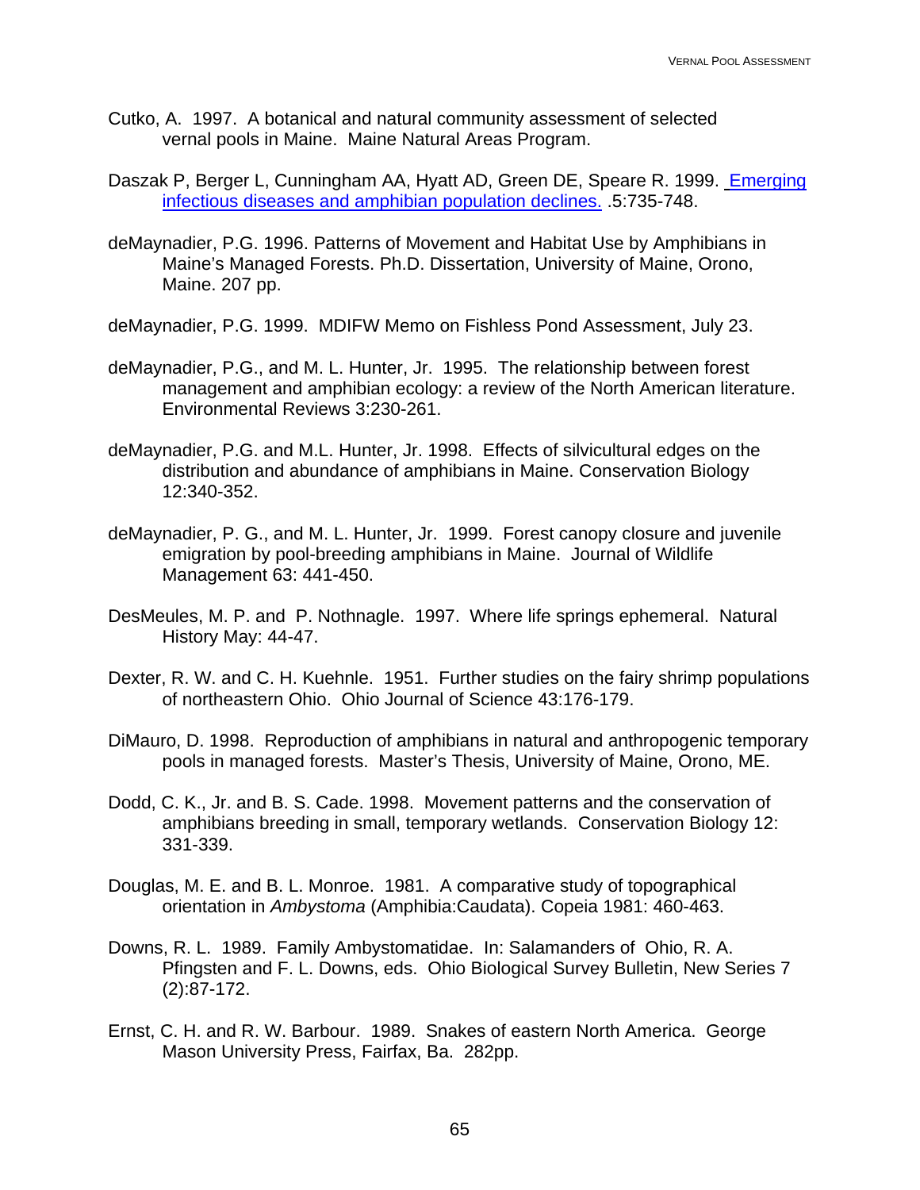Cutko, A. 1997. A botanical and natural community assessment of selected vernal pools in Maine. Maine Natural Areas Program.

Daszak P, Berger L, Cunningham AA, Hyatt AD, Green DE, Speare R. 1999. Emerging infectious diseases and amphibian population declines. .5:735-748.

deMaynadier, P.G. 1996. Patterns of Movement and Habitat Use by Amphibians in Maine's Managed Forests. Ph.D. Dissertation, University of Maine, Orono, Maine. 207 pp.

deMaynadier, P.G. 1999. MDIFW Memo on Fishless Pond Assessment, July 23.

deMaynadier, P.G., and M. L. Hunter, Jr. 1995. The relationship between forest management and amphibian ecology: a review of the North American literature. Environmental Reviews 3:230-261.

deMaynadier, P.G. and M.L. Hunter, Jr. 1998. Effects of silvicultural edges on the distribution and abundance of amphibians in Maine. Conservation Biology 12:340-352.

deMaynadier, P. G., and M. L. Hunter, Jr. 1999. Forest canopy closure and juvenile emigration by pool-breeding amphibians in Maine. Journal of Wildlife Management 63: 441-450.

DesMeules, M. P. and P. Nothnagle. 1997. Where life springs ephemeral. Natural History May: 44-47.

Dexter, R. W. and C. H. Kuehnle. 1951. Further studies on the fairy shrimp populations of northeastern Ohio. Ohio Journal of Science 43:176-179.

DiMauro, D. 1998. Reproduction of amphibians in natural and anthropogenic temporary pools in managed forests. Master's Thesis, University of Maine, Orono, ME.

Dodd, C. K., Jr. and B. S. Cade. 1998. Movement patterns and the conservation of amphibians breeding in small, temporary wetlands. Conservation Biology 12: 331-339.

Douglas, M. E. and B. L. Monroe. 1981. A comparative study of topographical orientation in *Ambystoma* (Amphibia:Caudata). Copeia 1981: 460-463.

Downs, R. L. 1989. Family Ambystomatidae. In: Salamanders of Ohio, R. A. Pfingsten and F. L. Downs, eds. Ohio Biological Survey Bulletin, New Series 7 (2):87-172.

Ernst, C. H. and R. W. Barbour. 1989. Snakes of eastern North America. George Mason University Press, Fairfax, Ba. 282pp.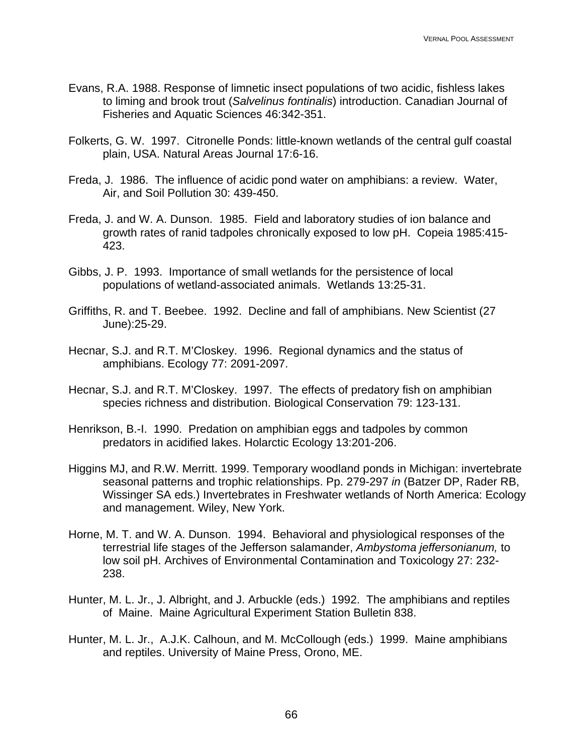Evans, R.A. 1988. Response of limnetic insect populations of two acidic, fishless lakes to liming and brook trout (*Salvelinus fontinalis*) introduction. Canadian Journal of Fisheries and Aquatic Sciences 46:342-351.

Folkerts, G. W. 1997. Citronelle Ponds: little-known wetlands of the central gulf coastal plain, USA. Natural Areas Journal 17:6-16.

Freda, J. 1986. The influence of acidic pond water on amphibians: a review. Water, Air, and Soil Pollution 30: 439-450.

Freda, J. and W. A. Dunson. 1985. Field and laboratory studies of ion balance and growth rates of ranid tadpoles chronically exposed to low pH. Copeia 1985:415-423.

Gibbs, J. P. 1993. Importance of small wetlands for the persistence of local populations of wetland-associated animals. Wetlands 13:25-31.

Griffiths, R. and T. Beebee. 1992. Decline and fall of amphibians. New Scientist (27 June):25-29.

Hecnar, S.J. and R.T. M'Closkey. 1996. Regional dynamics and the status of amphibians. Ecology 77: 2091-2097.

Hecnar, S.J. and R.T. M'Closkey. 1997. The effects of predatory fish on amphibian species richness and distribution. Biological Conservation 79: 123-131.

Henrikson, B.-I. 1990. Predation on amphibian eggs and tadpoles by common predators in acidified lakes. Holarctic Ecology 13:201-206.

Higgins MJ, and R.W. Merritt. 1999. Temporary woodland ponds in Michigan: invertebrate seasonal patterns and trophic relationships. Pp. 279-297 *in* (Batzer DP, Rader RB, Wissinger SA eds.) Invertebrates in Freshwater wetlands of North America: Ecology and management. Wiley, New York.

Horne, M. T. and W. A. Dunson. 1994. Behavioral and physiological responses of the terrestrial life stages of the Jefferson salamander, *Ambystoma jeffersonianum,* to low soil pH. Archives of Environmental Contamination and Toxicology 27: 232-238.

Hunter, M. L. Jr., J. Albright, and J. Arbuckle (eds.) 1992. The amphibians and reptiles of Maine. Maine Agricultural Experiment Station Bulletin 838.

Hunter, M. L. Jr., A.J.K. Calhoun, and M. McCollough (eds.) 1999. Maine amphibians and reptiles. University of Maine Press, Orono, ME.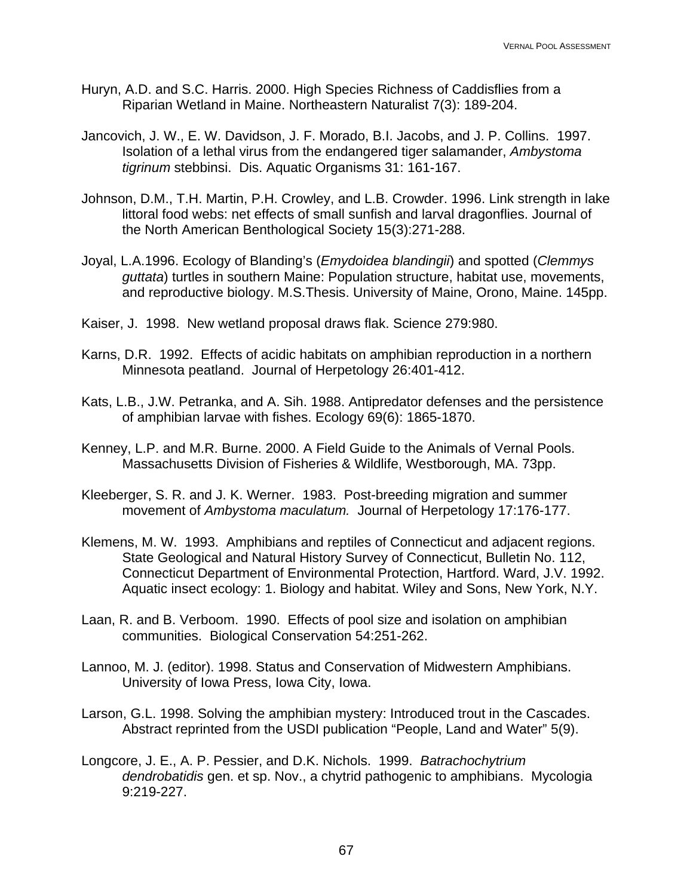Huryn, A.D. and S.C. Harris. 2000. High Species Richness of Caddisflies from a Riparian Wetland in Maine. Northeastern Naturalist 7(3): 189-204.

Jancovich, J. W., E. W. Davidson, J. F. Morado, B.I. Jacobs, and J. P. Collins. 1997. Isolation of a lethal virus from the endangered tiger salamander, *Ambystoma tigrinum* stebbinsi. Dis. Aquatic Organisms 31: 161-167.

Johnson, D.M., T.H. Martin, P.H. Crowley, and L.B. Crowder. 1996. Link strength in lake littoral food webs: net effects of small sunfish and larval dragonflies. Journal of the North American Benthological Society 15(3):271-288.

Joyal, L.A.1996. Ecology of Blanding's (*Emydoidea blandingii*) and spotted (*Clemmys guttata*) turtles in southern Maine: Population structure, habitat use, movements, and reproductive biology. M.S.Thesis. University of Maine, Orono, Maine. 145pp.

Kaiser, J. 1998. New wetland proposal draws flak. Science 279:980.

Karns, D.R. 1992. Effects of acidic habitats on amphibian reproduction in a northern Minnesota peatland. Journal of Herpetology 26:401-412.

Kats, L.B., J.W. Petranka, and A. Sih. 1988. Antipredator defenses and the persistence of amphibian larvae with fishes. Ecology 69(6): 1865-1870.

Kenney, L.P. and M.R. Burne. 2000. A Field Guide to the Animals of Vernal Pools. Massachusetts Division of Fisheries & Wildlife, Westborough, MA. 73pp.

Kleeberger, S. R. and J. K. Werner. 1983. Post-breeding migration and summer movement of *Ambystoma maculatum.* Journal of Herpetology 17:176-177.

Klemens, M. W. 1993. Amphibians and reptiles of Connecticut and adjacent regions. State Geological and Natural History Survey of Connecticut, Bulletin No. 112, Connecticut Department of Environmental Protection, Hartford. Ward, J.V. 1992. Aquatic insect ecology: 1. Biology and habitat. Wiley and Sons, New York, N.Y.

Laan, R. and B. Verboom. 1990. Effects of pool size and isolation on amphibian communities. Biological Conservation 54:251-262.

Lannoo, M. J. (editor). 1998. Status and Conservation of Midwestern Amphibians. University of Iowa Press, Iowa City, Iowa.

Larson, G.L. 1998. Solving the amphibian mystery: Introduced trout in the Cascades. Abstract reprinted from the USDI publication "People, Land and Water" 5(9).

Longcore, J. E., A. P. Pessier, and D.K. Nichols. 1999. *Batrachochytrium dendrobatidis* gen. et sp. Nov., a chytrid pathogenic to amphibians. Mycologia 9:219-227.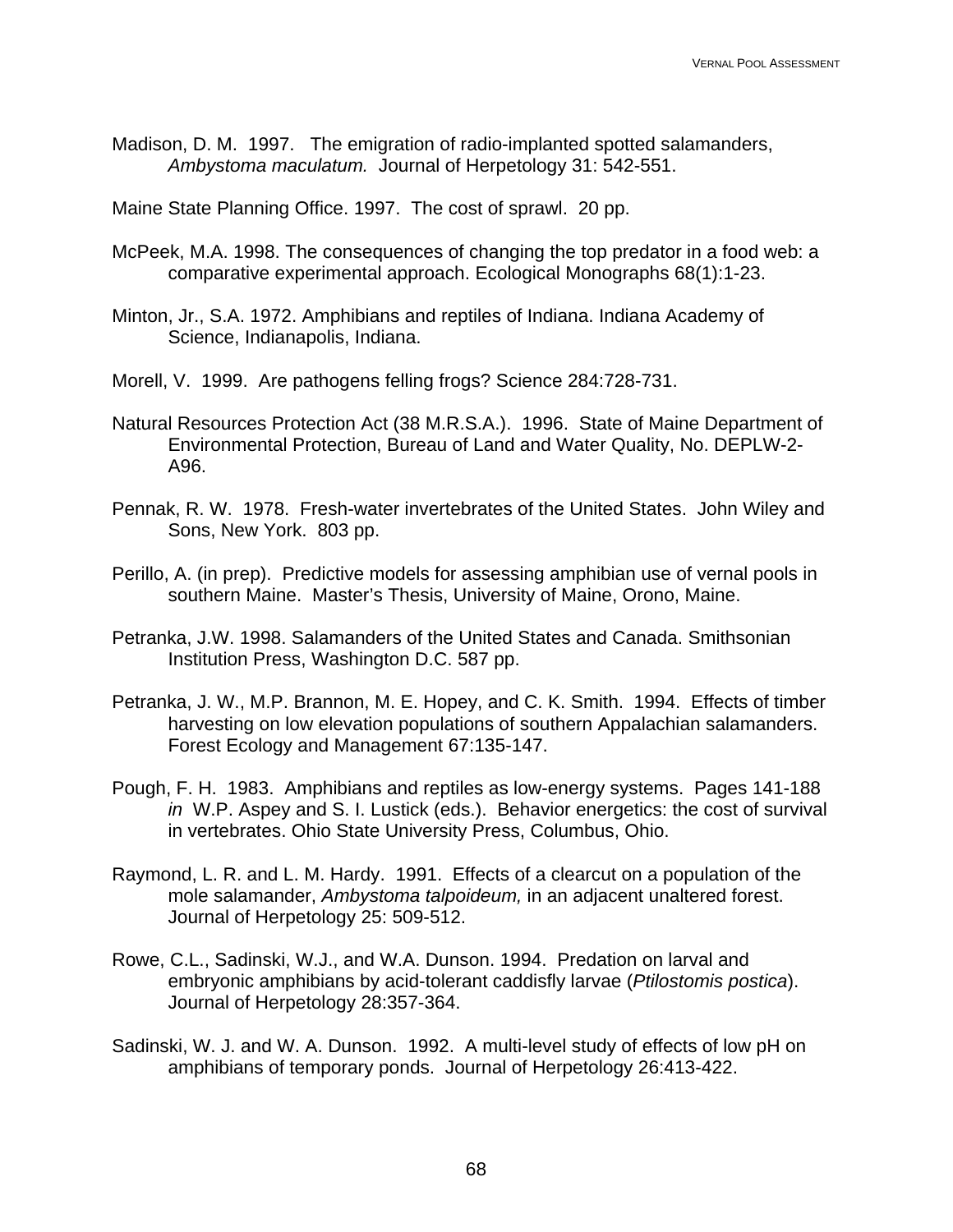Madison, D. M. 1997. The emigration of radio-implanted spotted salamanders, *Ambystoma maculatum.* Journal of Herpetology 31: 542-551.

Maine State Planning Office. 1997. The cost of sprawl. 20 pp.

McPeek, M.A. 1998. The consequences of changing the top predator in a food web: a comparative experimental approach. Ecological Monographs 68(1):1-23.

Minton, Jr., S.A. 1972. Amphibians and reptiles of Indiana. Indiana Academy of Science, Indianapolis, Indiana.

Morell, V. 1999. Are pathogens felling frogs? Science 284:728-731.

Natural Resources Protection Act (38 M.R.S.A.). 1996. State of Maine Department of Environmental Protection, Bureau of Land and Water Quality, No. DEPLW-2-A96.

Pennak, R. W. 1978. Fresh-water invertebrates of the United States. John Wiley and Sons, New York. 803 pp.

Perillo, A. (in prep). Predictive models for assessing amphibian use of vernal pools in southern Maine. Master's Thesis, University of Maine, Orono, Maine.

Petranka, J.W. 1998. Salamanders of the United States and Canada. Smithsonian Institution Press, Washington D.C. 587 pp.

Petranka, J. W., M.P. Brannon, M. E. Hopey, and C. K. Smith. 1994. Effects of timber harvesting on low elevation populations of southern Appalachian salamanders. Forest Ecology and Management 67:135-147.

Pough, F. H. 1983. Amphibians and reptiles as low-energy systems. Pages 141-188 *in* W.P. Aspey and S. I. Lustick (eds.). Behavior energetics: the cost of survival in vertebrates. Ohio State University Press, Columbus, Ohio.

Raymond, L. R. and L. M. Hardy. 1991. Effects of a clearcut on a population of the mole salamander, *Ambystoma talpoideum,* in an adjacent unaltered forest. Journal of Herpetology 25: 509-512.

Rowe, C.L., Sadinski, W.J., and W.A. Dunson. 1994. Predation on larval and embryonic amphibians by acid-tolerant caddisfly larvae (*Ptilostomis postica*). Journal of Herpetology 28:357-364.

Sadinski, W. J. and W. A. Dunson. 1992. A multi-level study of effects of low pH on amphibians of temporary ponds. Journal of Herpetology 26:413-422.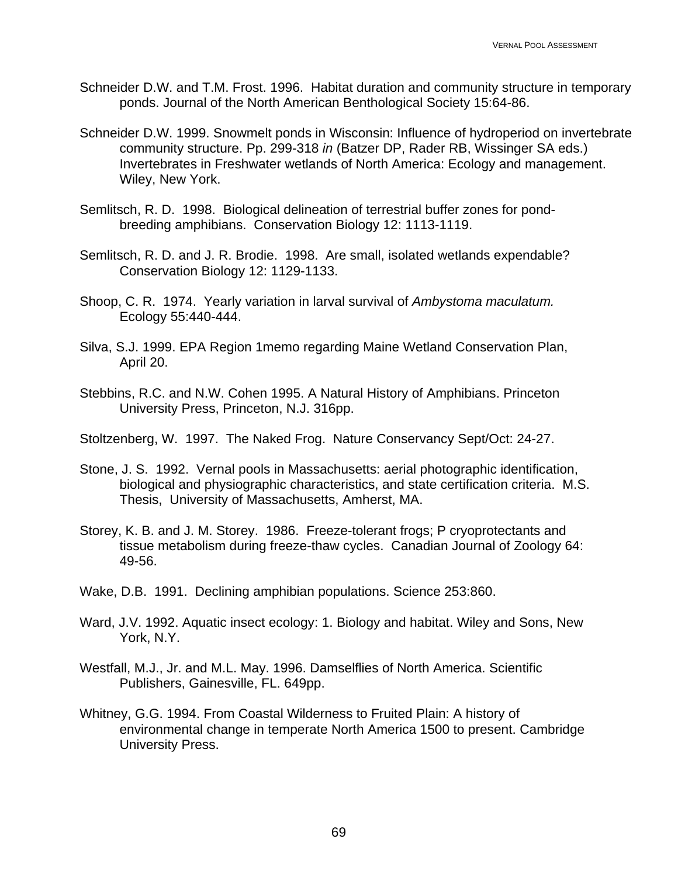Schneider D.W. and T.M. Frost. 1996. Habitat duration and community structure in temporary ponds. Journal of the North American Benthological Society 15:64-86.

Schneider D.W. 1999. Snowmelt ponds in Wisconsin: Influence of hydroperiod on invertebrate community structure. Pp. 299-318 *in* (Batzer DP, Rader RB, Wissinger SA eds.) Invertebrates in Freshwater wetlands of North America: Ecology and management. Wiley, New York.

Semlitsch, R. D. 1998. Biological delineation of terrestrial buffer zones for pond-breeding amphibians. Conservation Biology 12: 1113-1119.

Semlitsch, R. D. and J. R. Brodie. 1998. Are small, isolated wetlands expendable? Conservation Biology 12: 1129-1133.

Shoop, C. R. 1974. Yearly variation in larval survival of *Ambystoma maculatum.* Ecology 55:440-444.

Silva, S.J. 1999. EPA Region 1memo regarding Maine Wetland Conservation Plan, April 20.

Stebbins, R.C. and N.W. Cohen 1995. A Natural History of Amphibians. Princeton University Press, Princeton, N.J. 316pp.

Stoltzenberg, W. 1997. The Naked Frog. Nature Conservancy Sept/Oct: 24-27.

Stone, J. S. 1992. Vernal pools in Massachusetts: aerial photographic identification, biological and physiographic characteristics, and state certification criteria. M.S. Thesis, University of Massachusetts, Amherst, MA.

Storey, K. B. and J. M. Storey. 1986. Freeze-tolerant frogs; P cryoprotectants and tissue metabolism during freeze-thaw cycles. Canadian Journal of Zoology 64: 49-56.

Wake, D.B. 1991. Declining amphibian populations. Science 253:860.

Ward, J.V. 1992. Aquatic insect ecology: 1. Biology and habitat. Wiley and Sons, New York, N.Y.

Westfall, M.J., Jr. and M.L. May. 1996. Damselflies of North America. Scientific Publishers, Gainesville, FL. 649pp.

Whitney, G.G. 1994. From Coastal Wilderness to Fruited Plain: A history of environmental change in temperate North America 1500 to present. Cambridge University Press.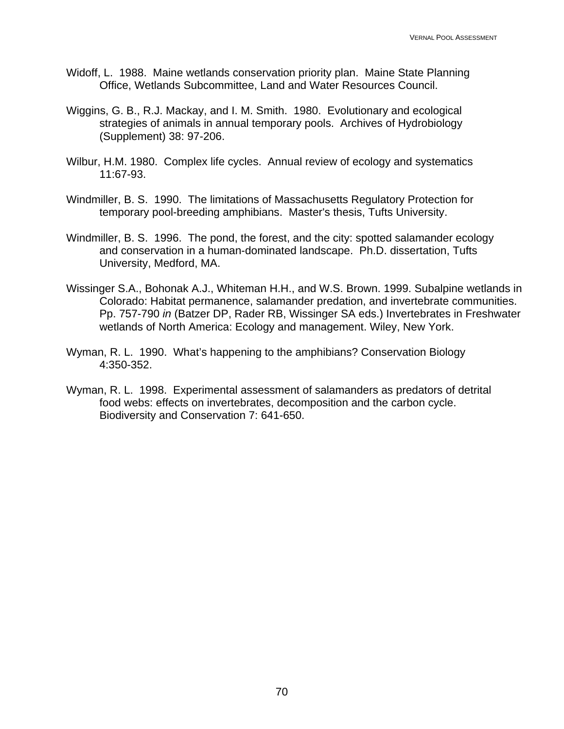Widoff, L. 1988. Maine wetlands conservation priority plan. Maine State Planning Office, Wetlands Subcommittee, Land and Water Resources Council.

Wiggins, G. B., R.J. Mackay, and I. M. Smith. 1980. Evolutionary and ecological strategies of animals in annual temporary pools. Archives of Hydrobiology (Supplement) 38: 97-206.

Wilbur, H.M. 1980. Complex life cycles. Annual review of ecology and systematics 11:67-93.

Windmiller, B. S. 1990. The limitations of Massachusetts Regulatory Protection for temporary pool-breeding amphibians. Master's thesis, Tufts University.

Windmiller, B. S. 1996. The pond, the forest, and the city: spotted salamander ecology and conservation in a human-dominated landscape. Ph.D. dissertation, Tufts University, Medford, MA.

Wissinger S.A., Bohonak A.J., Whiteman H.H., and W.S. Brown. 1999. Subalpine wetlands in Colorado: Habitat permanence, salamander predation, and invertebrate communities. Pp. 757-790 *in* (Batzer DP, Rader RB, Wissinger SA eds.) Invertebrates in Freshwater wetlands of North America: Ecology and management. Wiley, New York.

Wyman, R. L. 1990. What's happening to the amphibians? Conservation Biology 4:350-352.

Wyman, R. L. 1998. Experimental assessment of salamanders as predators of detrital food webs: effects on invertebrates, decomposition and the carbon cycle. Biodiversity and Conservation 7: 641-650.